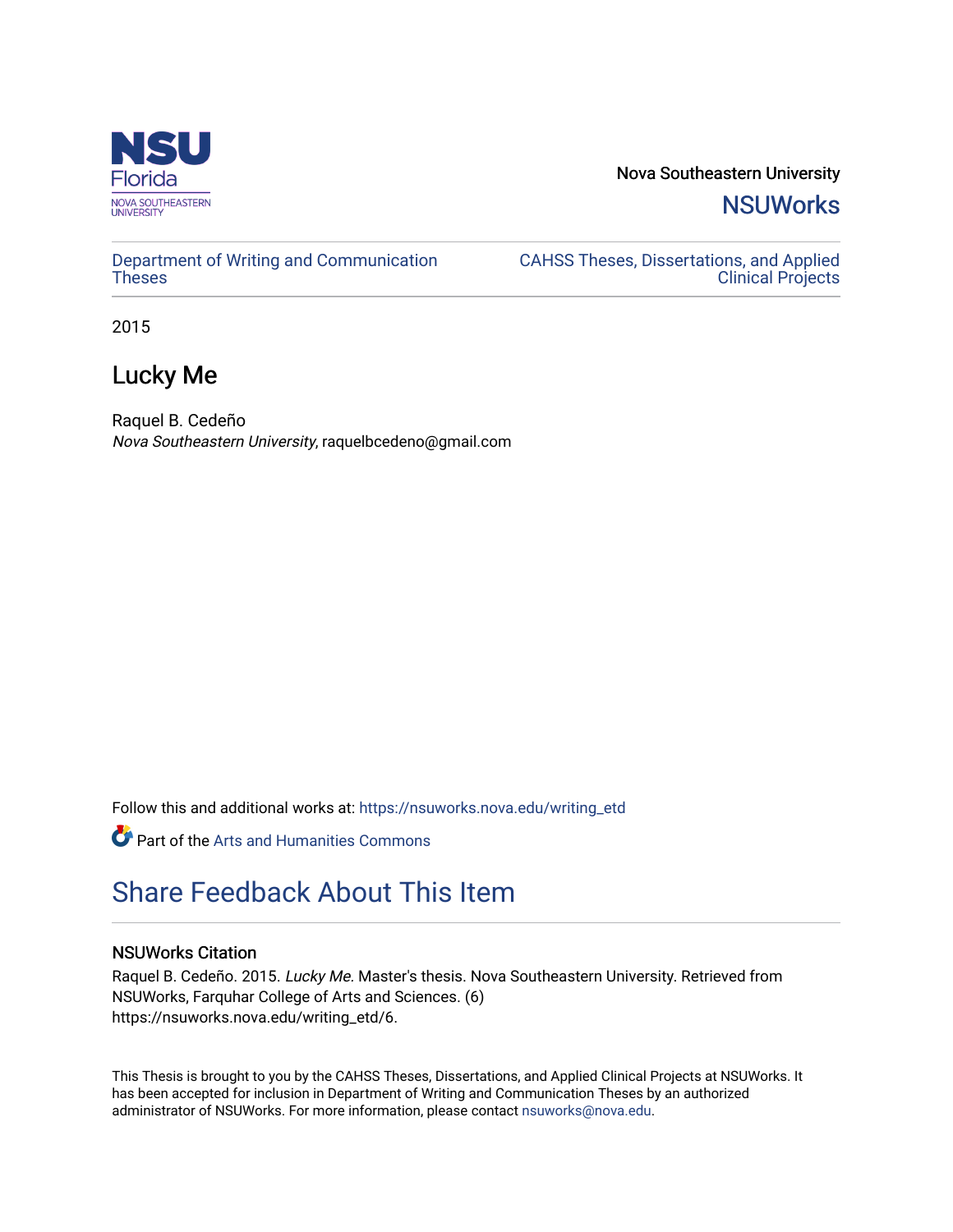NSU Florida
NOVA SOUTHEASTERN UNIVERSITY

Nova Southeastern University

NSUWorks

Department of Writing and Communication Theses

CAHSS Theses, Dissertations, and Applied Clinical Projects

2015

# Lucky Me

Raquel B. Cedeño
*Nova Southeastern University*, raquelbcedeno@gmail.com

Follow this and additional works at: https://nsuworks.nova.edu/writing_etd

Part of the Arts and Humanities Commons

## Share Feedback About This Item

### NSUWorks Citation

Raquel B. Cedeño. 2015. *Lucky Me.* Master's thesis. Nova Southeastern University. Retrieved from NSUWorks, Farquhar College of Arts and Sciences. (6)
https://nsuworks.nova.edu/writing_etd/6.

This Thesis is brought to you by the CAHSS Theses, Dissertations, and Applied Clinical Projects at NSUWorks. It has been accepted for inclusion in Department of Writing and Communication Theses by an authorized administrator of NSUWorks. For more information, please contact nsuworks@nova.edu.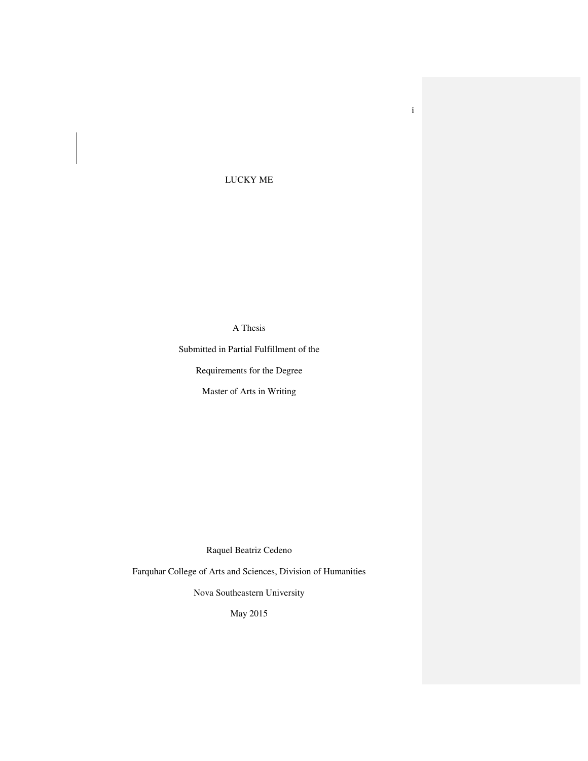# LUCKY ME

A Thesis

Submitted in Partial Fulfillment of the

Requirements for the Degree

Master of Arts in Writing

Raquel Beatriz Cedeno

Farquhar College of Arts and Sciences, Division of Humanities

Nova Southeastern University

May 2015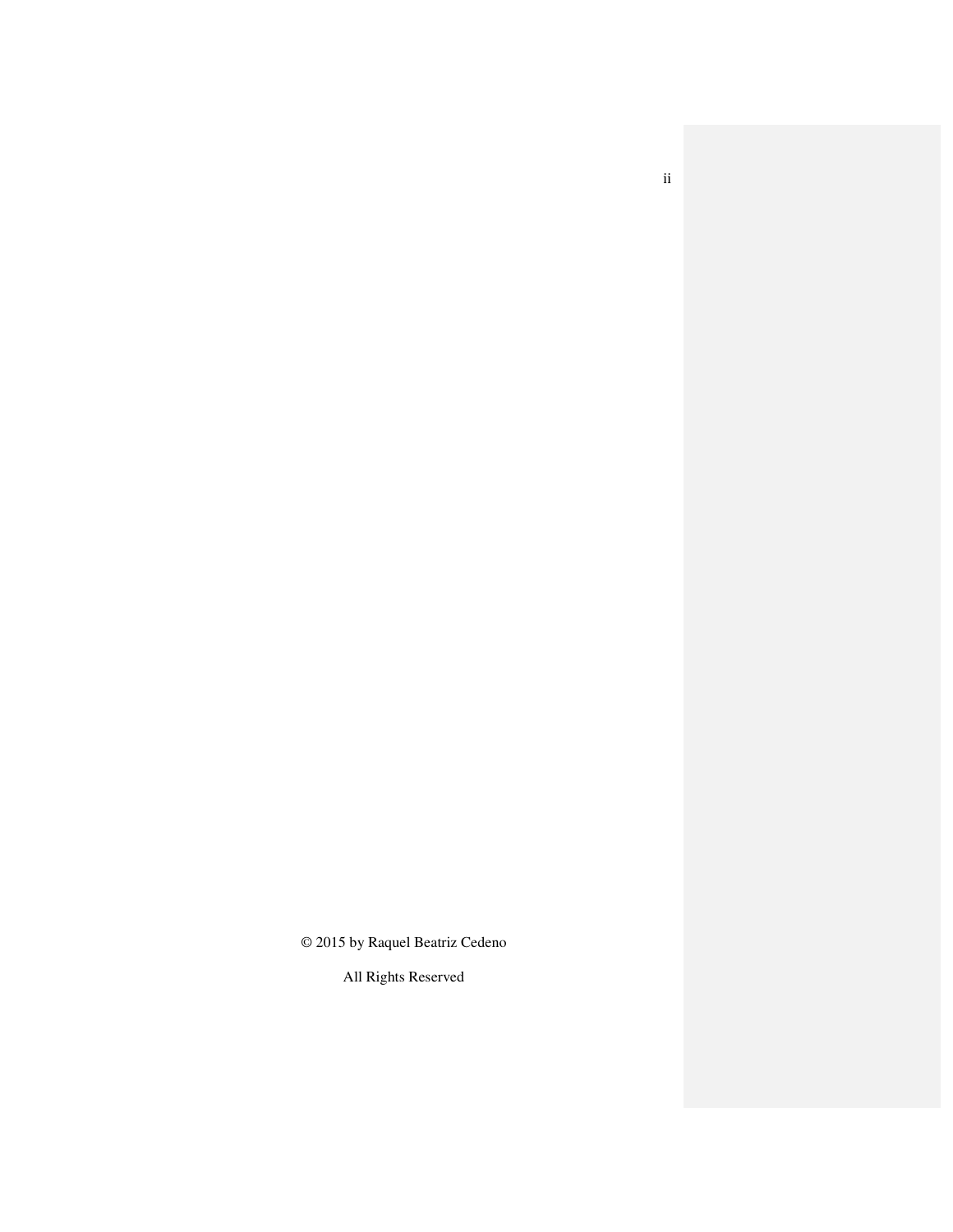© 2015 by Raquel Beatriz Cedeno

All Rights Reserved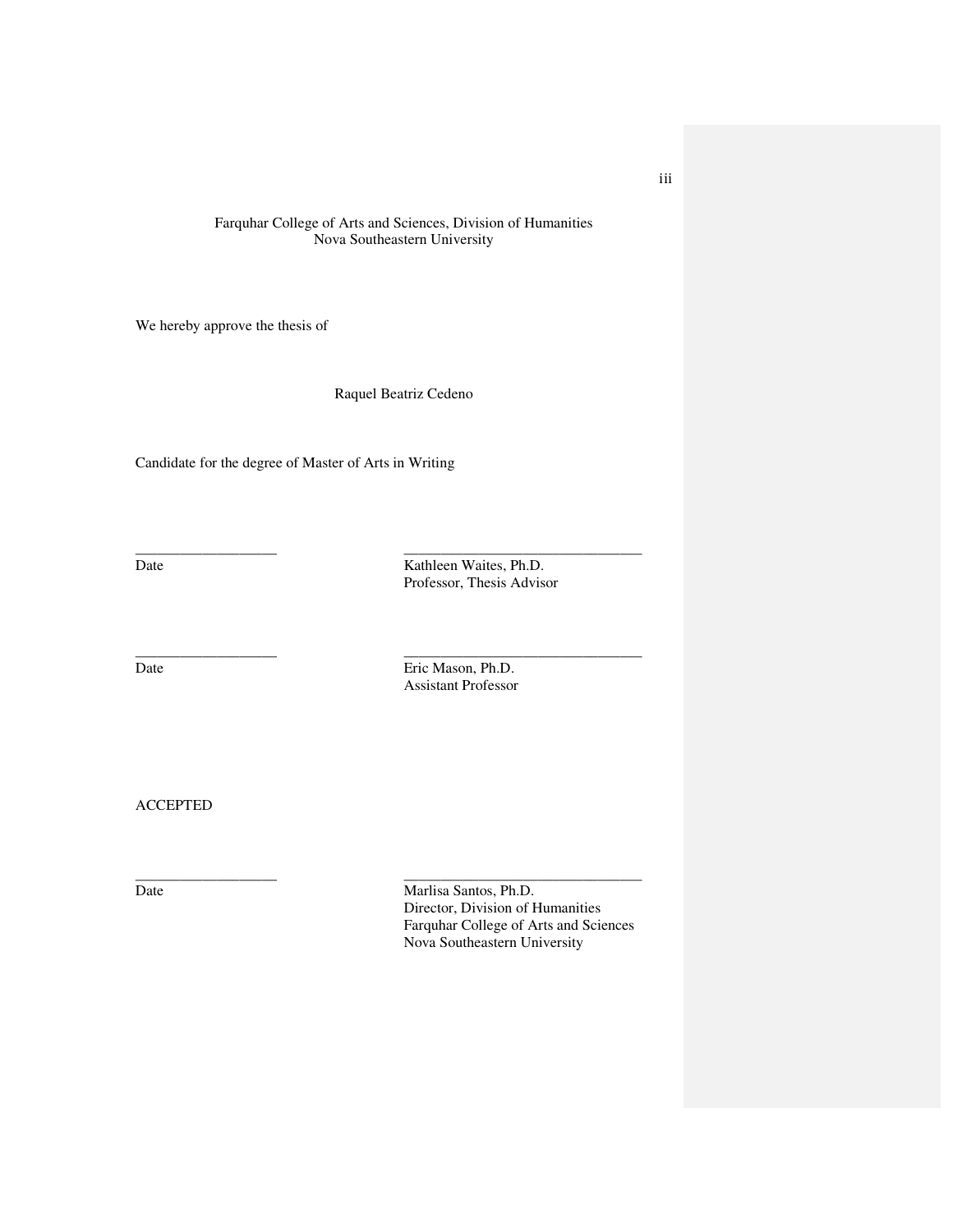Farquhar College of Arts and Sciences, Division of Humanities
Nova Southeastern University

We hereby approve the thesis of

Raquel Beatriz Cedeno

Candidate for the degree of Master of Arts in Writing

___________________ ________________________________
Date Kathleen Waites, Ph.D.
Professor, Thesis Advisor

___________________ ________________________________
Date Eric Mason, Ph.D.
Assistant Professor

ACCEPTED

___________________ ________________________________
Date Marlisa Santos, Ph.D.
Director, Division of Humanities
Farquhar College of Arts and Sciences
Nova Southeastern University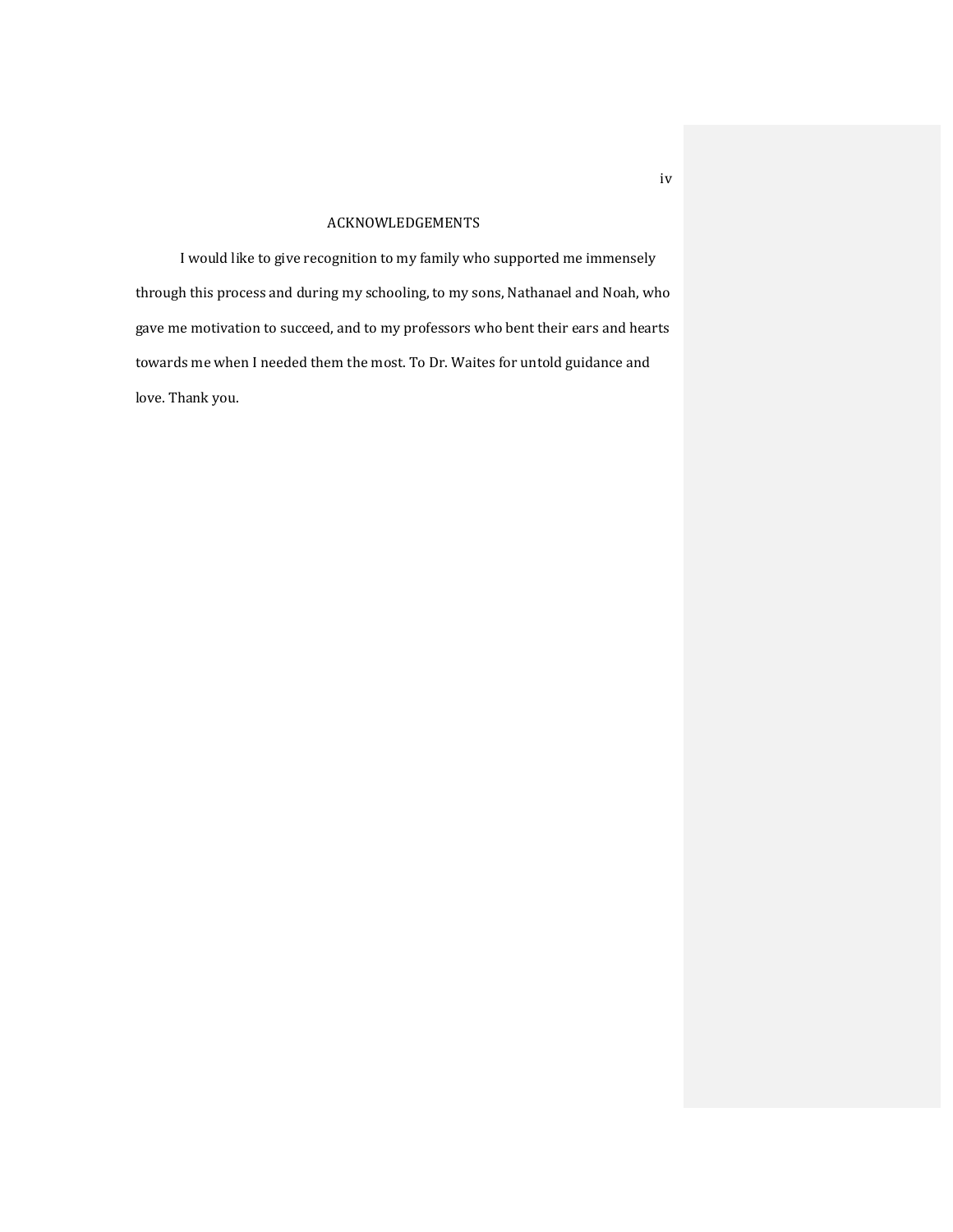# ACKNOWLEDGEMENTS

I would like to give recognition to my family who supported me immensely through this process and during my schooling, to my sons, Nathanael and Noah, who gave me motivation to succeed, and to my professors who bent their ears and hearts towards me when I needed them the most. To Dr. Waites for untold guidance and love. Thank you.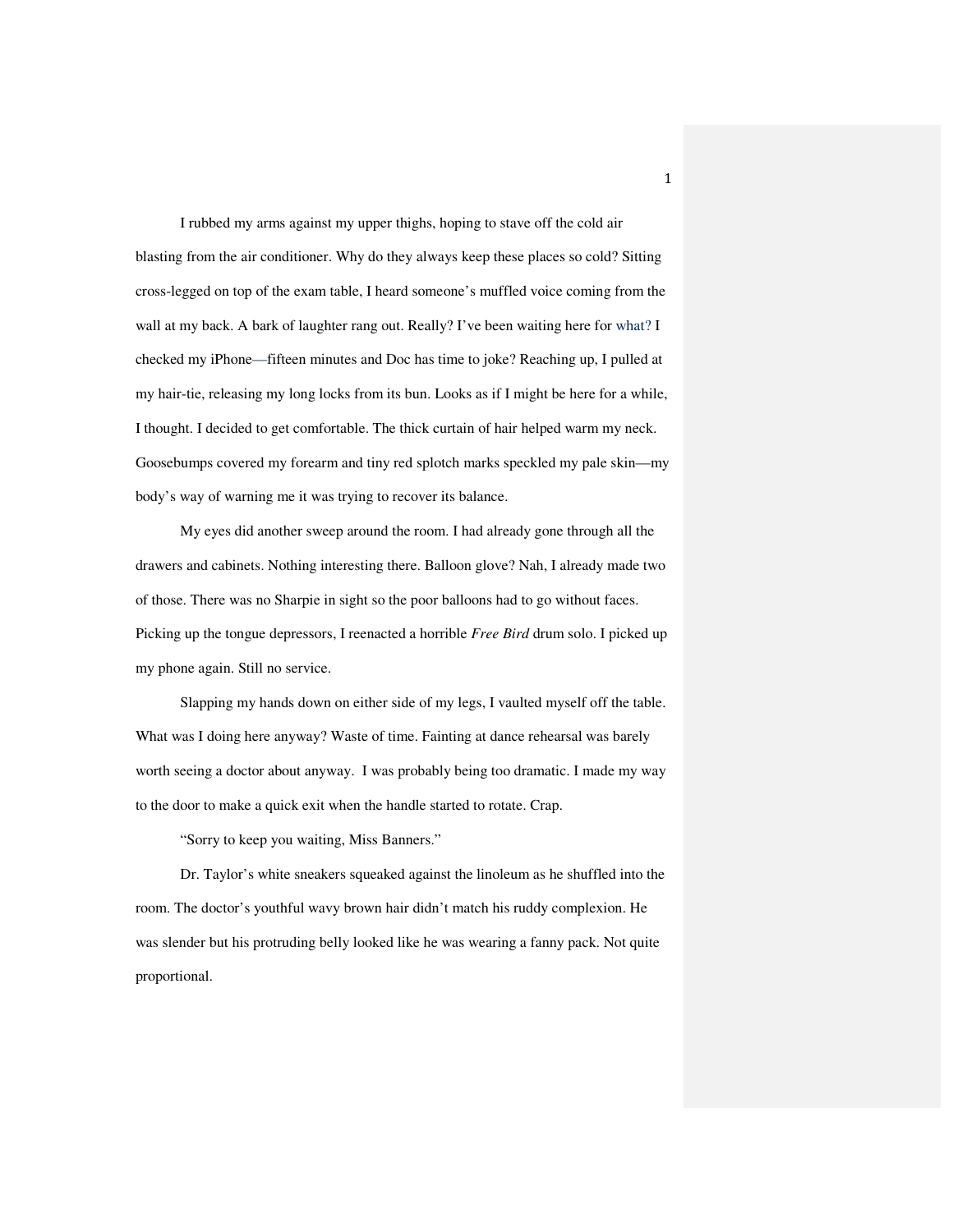I rubbed my arms against my upper thighs, hoping to stave off the cold air blasting from the air conditioner. Why do they always keep these places so cold? Sitting cross-legged on top of the exam table, I heard someone's muffled voice coming from the wall at my back. A bark of laughter rang out. Really? I've been waiting here for what? I checked my iPhone—fifteen minutes and Doc has time to joke? Reaching up, I pulled at my hair-tie, releasing my long locks from its bun. Looks as if I might be here for a while, I thought. I decided to get comfortable. The thick curtain of hair helped warm my neck. Goosebumps covered my forearm and tiny red splotch marks speckled my pale skin—my body's way of warning me it was trying to recover its balance.

My eyes did another sweep around the room. I had already gone through all the drawers and cabinets. Nothing interesting there. Balloon glove? Nah, I already made two of those. There was no Sharpie in sight so the poor balloons had to go without faces. Picking up the tongue depressors, I reenacted a horrible *Free Bird* drum solo. I picked up my phone again. Still no service.

Slapping my hands down on either side of my legs, I vaulted myself off the table. What was I doing here anyway? Waste of time. Fainting at dance rehearsal was barely worth seeing a doctor about anyway. I was probably being too dramatic. I made my way to the door to make a quick exit when the handle started to rotate. Crap.

"Sorry to keep you waiting, Miss Banners."

Dr. Taylor's white sneakers squeaked against the linoleum as he shuffled into the room. The doctor's youthful wavy brown hair didn't match his ruddy complexion. He was slender but his protruding belly looked like he was wearing a fanny pack. Not quite proportional.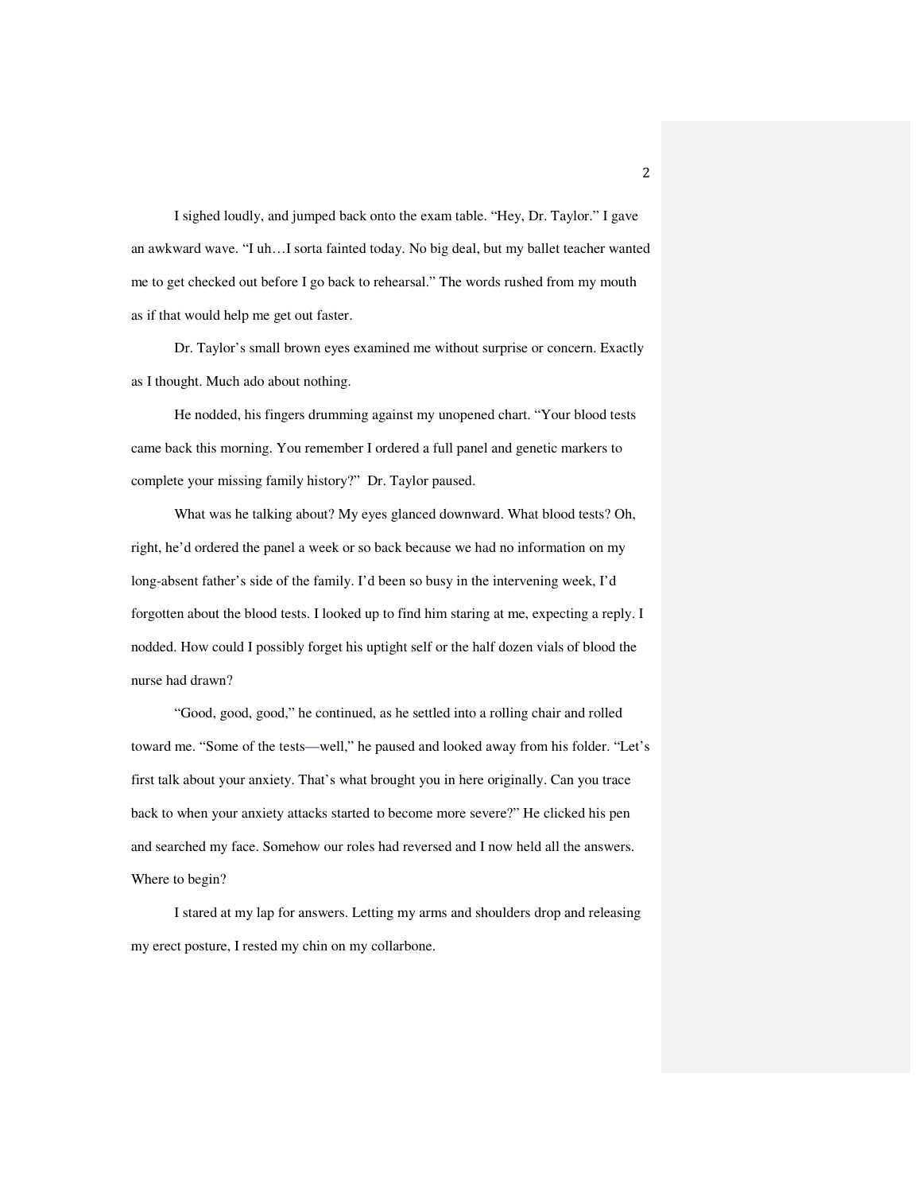I sighed loudly, and jumped back onto the exam table. "Hey, Dr. Taylor." I gave an awkward wave. "I uh…I sorta fainted today. No big deal, but my ballet teacher wanted me to get checked out before I go back to rehearsal." The words rushed from my mouth as if that would help me get out faster.

Dr. Taylor's small brown eyes examined me without surprise or concern. Exactly as I thought. Much ado about nothing.

He nodded, his fingers drumming against my unopened chart. "Your blood tests came back this morning. You remember I ordered a full panel and genetic markers to complete your missing family history?" Dr. Taylor paused.

What was he talking about? My eyes glanced downward. What blood tests? Oh, right, he'd ordered the panel a week or so back because we had no information on my long-absent father's side of the family. I'd been so busy in the intervening week, I'd forgotten about the blood tests. I looked up to find him staring at me, expecting a reply. I nodded. How could I possibly forget his uptight self or the half dozen vials of blood the nurse had drawn?

"Good, good, good," he continued, as he settled into a rolling chair and rolled toward me. "Some of the tests—well," he paused and looked away from his folder. "Let's first talk about your anxiety. That's what brought you in here originally. Can you trace back to when your anxiety attacks started to become more severe?" He clicked his pen and searched my face. Somehow our roles had reversed and I now held all the answers. Where to begin?

I stared at my lap for answers. Letting my arms and shoulders drop and releasing my erect posture, I rested my chin on my collarbone.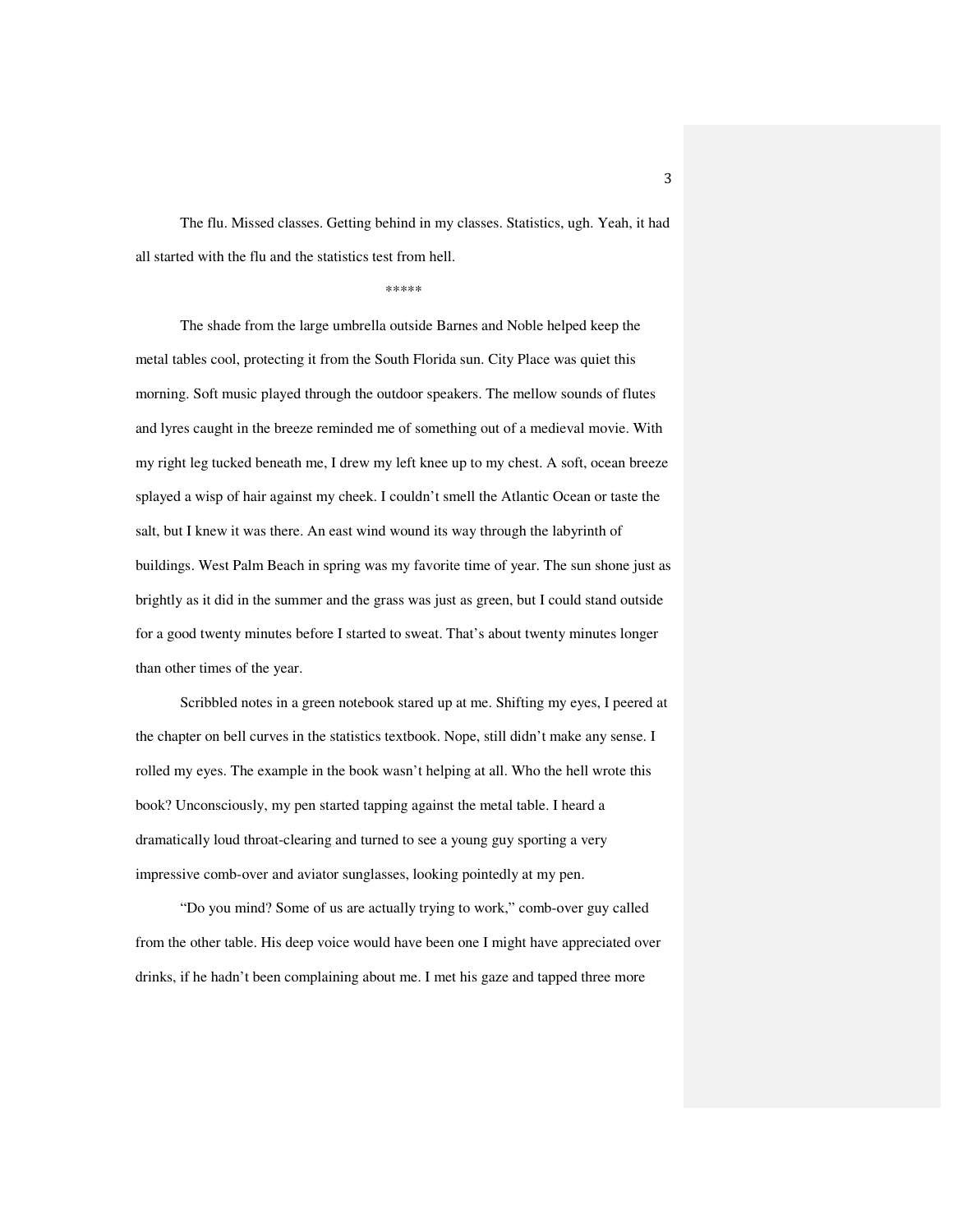The flu. Missed classes. Getting behind in my classes. Statistics, ugh. Yeah, it had all started with the flu and the statistics test from hell.

*****

The shade from the large umbrella outside Barnes and Noble helped keep the metal tables cool, protecting it from the South Florida sun. City Place was quiet this morning. Soft music played through the outdoor speakers. The mellow sounds of flutes and lyres caught in the breeze reminded me of something out of a medieval movie. With my right leg tucked beneath me, I drew my left knee up to my chest. A soft, ocean breeze splayed a wisp of hair against my cheek. I couldn't smell the Atlantic Ocean or taste the salt, but I knew it was there. An east wind wound its way through the labyrinth of buildings. West Palm Beach in spring was my favorite time of year. The sun shone just as brightly as it did in the summer and the grass was just as green, but I could stand outside for a good twenty minutes before I started to sweat. That's about twenty minutes longer than other times of the year.

Scribbled notes in a green notebook stared up at me. Shifting my eyes, I peered at the chapter on bell curves in the statistics textbook. Nope, still didn't make any sense. I rolled my eyes. The example in the book wasn't helping at all. Who the hell wrote this book? Unconsciously, my pen started tapping against the metal table. I heard a dramatically loud throat-clearing and turned to see a young guy sporting a very impressive comb-over and aviator sunglasses, looking pointedly at my pen.

"Do you mind? Some of us are actually trying to work," comb-over guy called from the other table. His deep voice would have been one I might have appreciated over drinks, if he hadn't been complaining about me. I met his gaze and tapped three more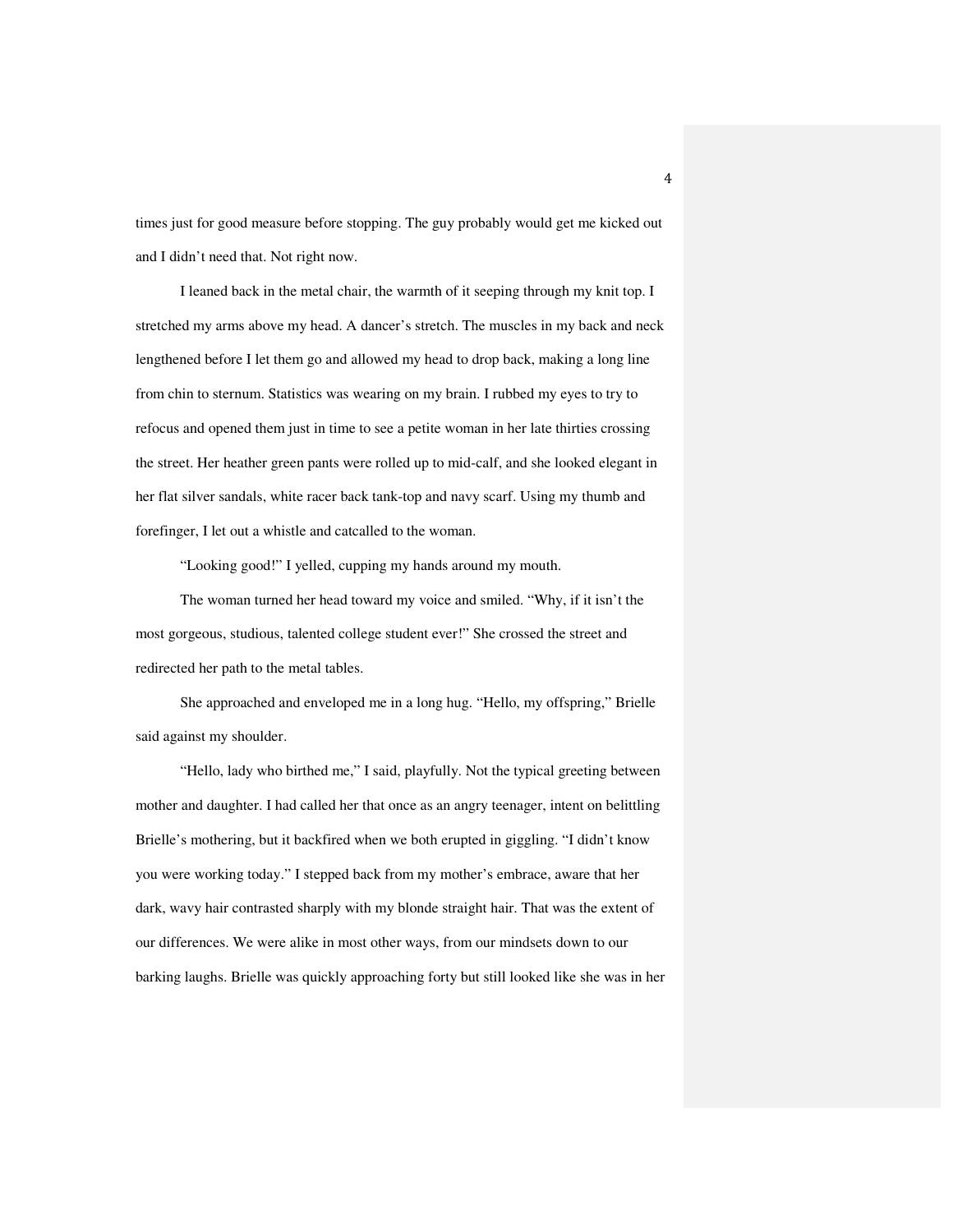times just for good measure before stopping. The guy probably would get me kicked out and I didn't need that. Not right now.

I leaned back in the metal chair, the warmth of it seeping through my knit top. I stretched my arms above my head. A dancer's stretch. The muscles in my back and neck lengthened before I let them go and allowed my head to drop back, making a long line from chin to sternum. Statistics was wearing on my brain. I rubbed my eyes to try to refocus and opened them just in time to see a petite woman in her late thirties crossing the street. Her heather green pants were rolled up to mid-calf, and she looked elegant in her flat silver sandals, white racer back tank-top and navy scarf. Using my thumb and forefinger, I let out a whistle and catcalled to the woman.

"Looking good!" I yelled, cupping my hands around my mouth.

The woman turned her head toward my voice and smiled. "Why, if it isn't the most gorgeous, studious, talented college student ever!" She crossed the street and redirected her path to the metal tables.

She approached and enveloped me in a long hug. "Hello, my offspring," Brielle said against my shoulder.

"Hello, lady who birthed me," I said, playfully. Not the typical greeting between mother and daughter. I had called her that once as an angry teenager, intent on belittling Brielle's mothering, but it backfired when we both erupted in giggling. "I didn't know you were working today." I stepped back from my mother's embrace, aware that her dark, wavy hair contrasted sharply with my blonde straight hair. That was the extent of our differences. We were alike in most other ways, from our mindsets down to our barking laughs. Brielle was quickly approaching forty but still looked like she was in her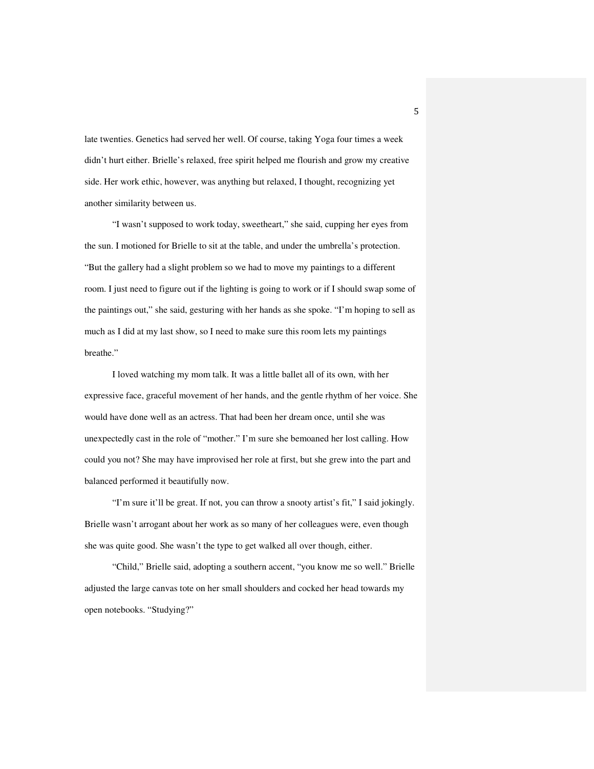late twenties. Genetics had served her well. Of course, taking Yoga four times a week didn't hurt either. Brielle's relaxed, free spirit helped me flourish and grow my creative side. Her work ethic, however, was anything but relaxed, I thought, recognizing yet another similarity between us.

"I wasn't supposed to work today, sweetheart," she said, cupping her eyes from the sun. I motioned for Brielle to sit at the table, and under the umbrella's protection. "But the gallery had a slight problem so we had to move my paintings to a different room. I just need to figure out if the lighting is going to work or if I should swap some of the paintings out," she said, gesturing with her hands as she spoke. "I'm hoping to sell as much as I did at my last show, so I need to make sure this room lets my paintings breathe."

I loved watching my mom talk. It was a little ballet all of its own, with her expressive face, graceful movement of her hands, and the gentle rhythm of her voice. She would have done well as an actress. That had been her dream once, until she was unexpectedly cast in the role of "mother." I'm sure she bemoaned her lost calling. How could you not? She may have improvised her role at first, but she grew into the part and balanced performed it beautifully now.

"I'm sure it'll be great. If not, you can throw a snooty artist's fit," I said jokingly. Brielle wasn't arrogant about her work as so many of her colleagues were, even though she was quite good. She wasn't the type to get walked all over though, either.

"Child," Brielle said, adopting a southern accent, "you know me so well." Brielle adjusted the large canvas tote on her small shoulders and cocked her head towards my open notebooks. "Studying?"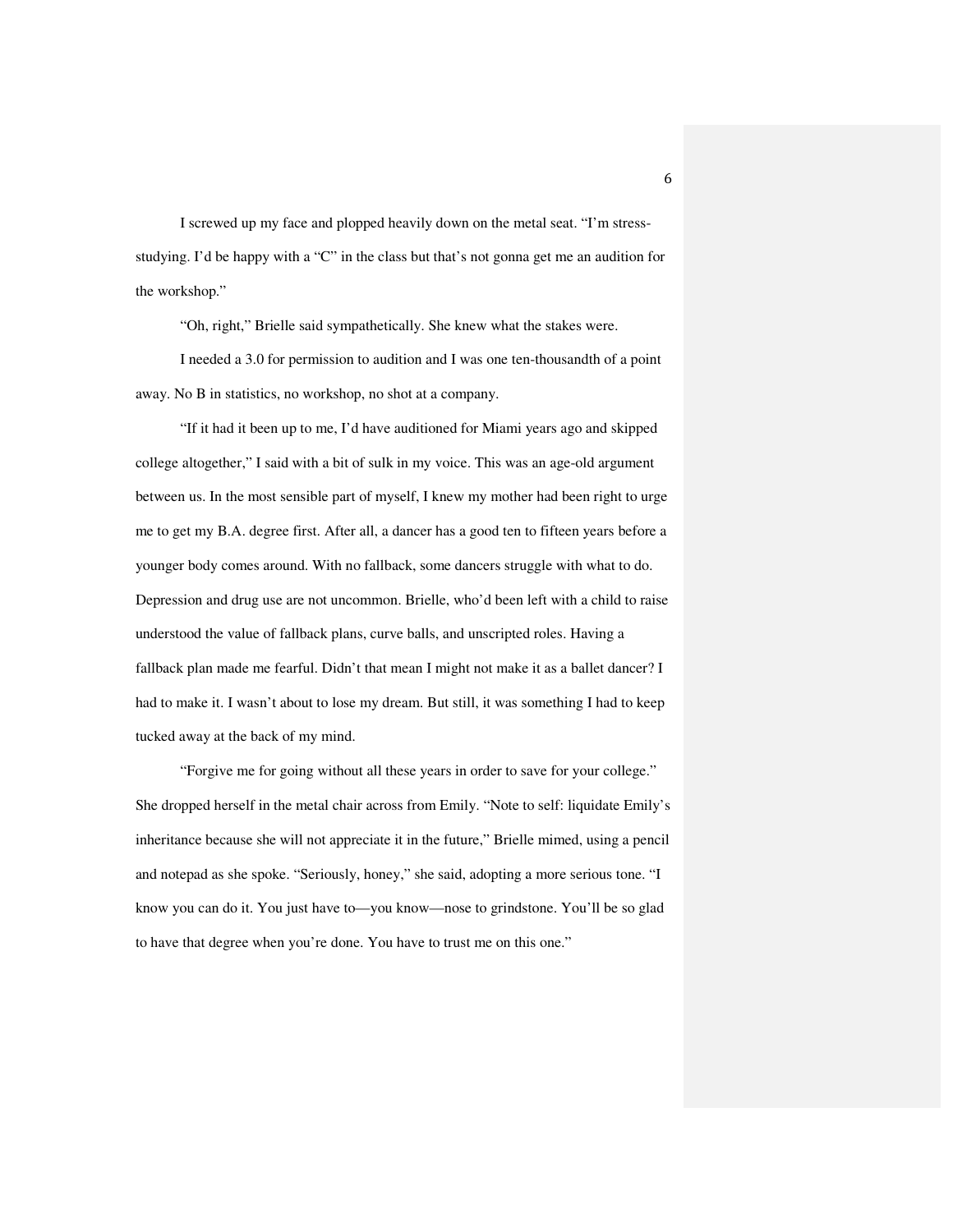I screwed up my face and plopped heavily down on the metal seat. "I'm stress-studying. I'd be happy with a "C" in the class but that's not gonna get me an audition for the workshop."

"Oh, right," Brielle said sympathetically. She knew what the stakes were.

I needed a 3.0 for permission to audition and I was one ten-thousandth of a point away. No B in statistics, no workshop, no shot at a company.

"If it had it been up to me, I'd have auditioned for Miami years ago and skipped college altogether," I said with a bit of sulk in my voice. This was an age-old argument between us. In the most sensible part of myself, I knew my mother had been right to urge me to get my B.A. degree first. After all, a dancer has a good ten to fifteen years before a younger body comes around. With no fallback, some dancers struggle with what to do. Depression and drug use are not uncommon. Brielle, who'd been left with a child to raise understood the value of fallback plans, curve balls, and unscripted roles. Having a fallback plan made me fearful. Didn't that mean I might not make it as a ballet dancer? I had to make it. I wasn't about to lose my dream. But still, it was something I had to keep tucked away at the back of my mind.

"Forgive me for going without all these years in order to save for your college." She dropped herself in the metal chair across from Emily. "Note to self: liquidate Emily's inheritance because she will not appreciate it in the future," Brielle mimed, using a pencil and notepad as she spoke. "Seriously, honey," she said, adopting a more serious tone. "I know you can do it. You just have to—you know—nose to grindstone. You'll be so glad to have that degree when you're done. You have to trust me on this one."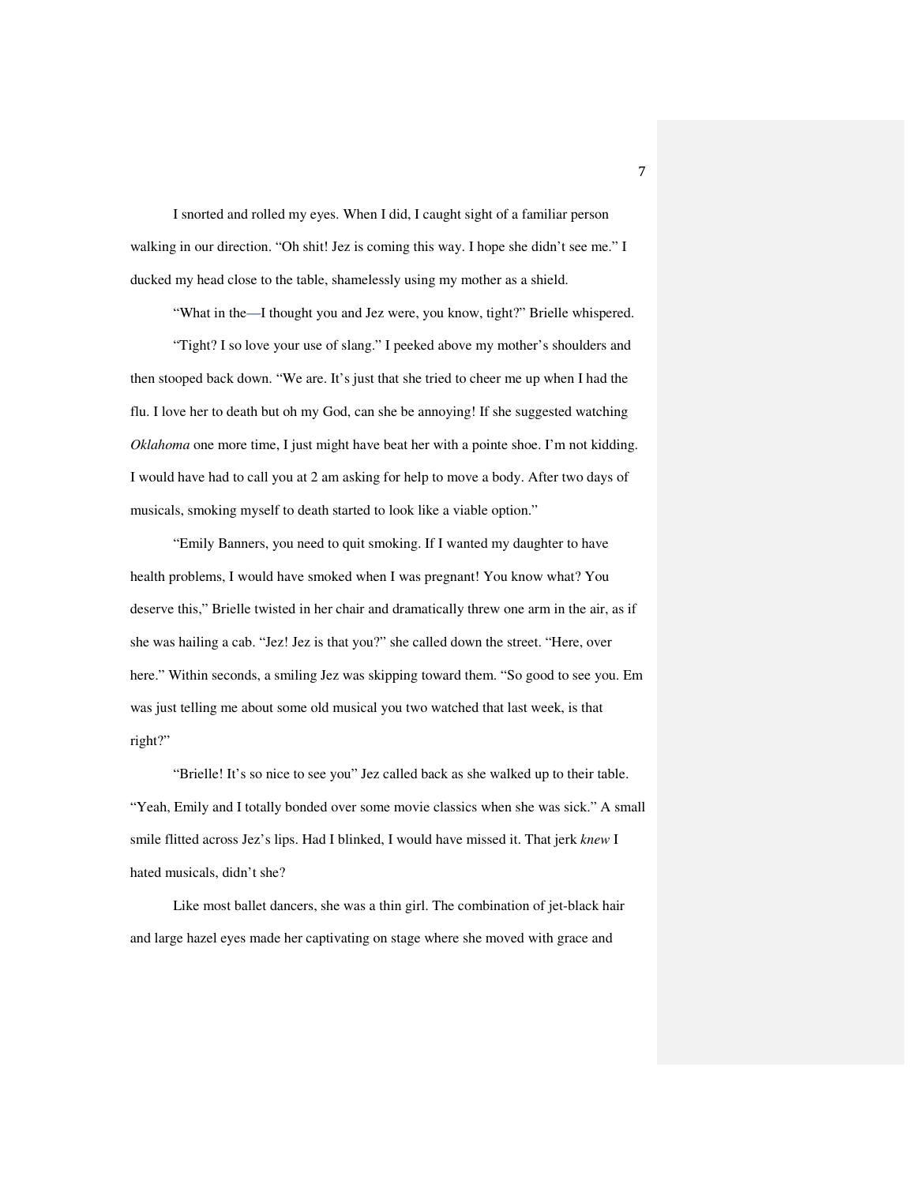I snorted and rolled my eyes. When I did, I caught sight of a familiar person walking in our direction. "Oh shit! Jez is coming this way. I hope she didn't see me." I ducked my head close to the table, shamelessly using my mother as a shield.

"What in the—I thought you and Jez were, you know, tight?" Brielle whispered.

"Tight? I so love your use of slang." I peeked above my mother's shoulders and then stooped back down. "We are. It's just that she tried to cheer me up when I had the flu. I love her to death but oh my God, can she be annoying! If she suggested watching *Oklahoma* one more time, I just might have beat her with a pointe shoe. I'm not kidding. I would have had to call you at 2 am asking for help to move a body. After two days of musicals, smoking myself to death started to look like a viable option."

"Emily Banners, you need to quit smoking. If I wanted my daughter to have health problems, I would have smoked when I was pregnant! You know what? You deserve this," Brielle twisted in her chair and dramatically threw one arm in the air, as if she was hailing a cab. "Jez! Jez is that you?" she called down the street. "Here, over here." Within seconds, a smiling Jez was skipping toward them. "So good to see you. Em was just telling me about some old musical you two watched that last week, is that right?"

"Brielle! It's so nice to see you" Jez called back as she walked up to their table. "Yeah, Emily and I totally bonded over some movie classics when she was sick." A small smile flitted across Jez's lips. Had I blinked, I would have missed it. That jerk *knew* I hated musicals, didn't she?

Like most ballet dancers, she was a thin girl. The combination of jet-black hair and large hazel eyes made her captivating on stage where she moved with grace and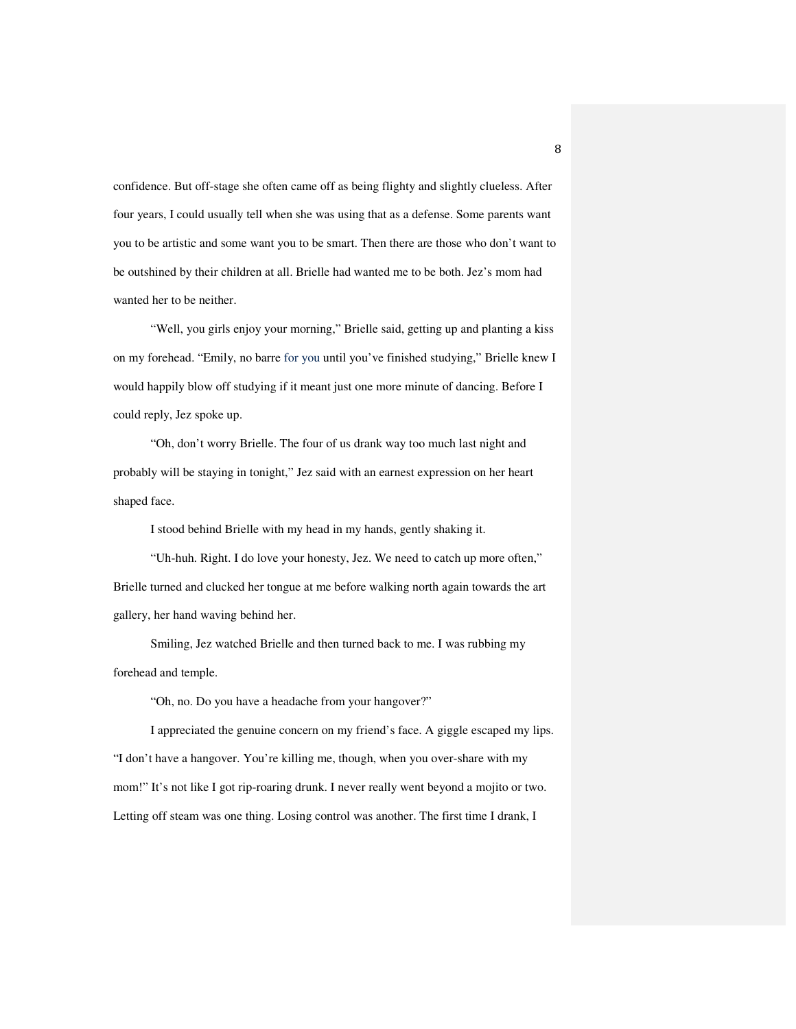confidence. But off-stage she often came off as being flighty and slightly clueless. After four years, I could usually tell when she was using that as a defense. Some parents want you to be artistic and some want you to be smart. Then there are those who don't want to be outshined by their children at all. Brielle had wanted me to be both. Jez's mom had wanted her to be neither.

"Well, you girls enjoy your morning," Brielle said, getting up and planting a kiss on my forehead. "Emily, no barre for you until you've finished studying," Brielle knew I would happily blow off studying if it meant just one more minute of dancing. Before I could reply, Jez spoke up.

"Oh, don't worry Brielle. The four of us drank way too much last night and probably will be staying in tonight," Jez said with an earnest expression on her heart shaped face.

I stood behind Brielle with my head in my hands, gently shaking it.

"Uh-huh. Right. I do love your honesty, Jez. We need to catch up more often," Brielle turned and clucked her tongue at me before walking north again towards the art gallery, her hand waving behind her.

Smiling, Jez watched Brielle and then turned back to me. I was rubbing my forehead and temple.

"Oh, no. Do you have a headache from your hangover?"

I appreciated the genuine concern on my friend's face. A giggle escaped my lips. "I don't have a hangover. You're killing me, though, when you over-share with my mom!" It's not like I got rip-roaring drunk. I never really went beyond a mojito or two. Letting off steam was one thing. Losing control was another. The first time I drank, I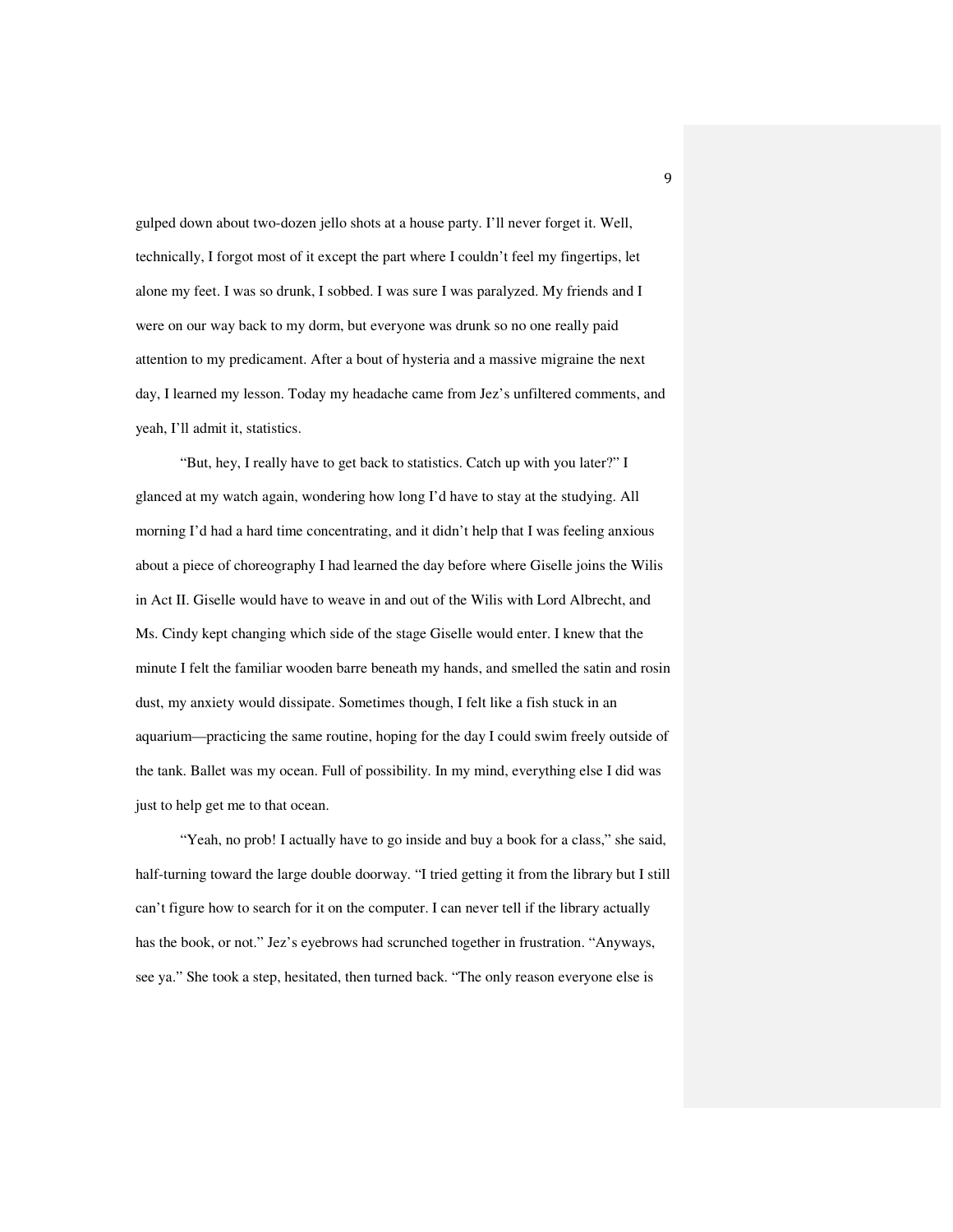gulped down about two-dozen jello shots at a house party. I'll never forget it. Well, technically, I forgot most of it except the part where I couldn't feel my fingertips, let alone my feet. I was so drunk, I sobbed. I was sure I was paralyzed. My friends and I were on our way back to my dorm, but everyone was drunk so no one really paid attention to my predicament. After a bout of hysteria and a massive migraine the next day, I learned my lesson. Today my headache came from Jez's unfiltered comments, and yeah, I'll admit it, statistics.

"But, hey, I really have to get back to statistics. Catch up with you later?" I glanced at my watch again, wondering how long I'd have to stay at the studying. All morning I'd had a hard time concentrating, and it didn't help that I was feeling anxious about a piece of choreography I had learned the day before where Giselle joins the Wilis in Act II. Giselle would have to weave in and out of the Wilis with Lord Albrecht, and Ms. Cindy kept changing which side of the stage Giselle would enter. I knew that the minute I felt the familiar wooden barre beneath my hands, and smelled the satin and rosin dust, my anxiety would dissipate. Sometimes though, I felt like a fish stuck in an aquarium—practicing the same routine, hoping for the day I could swim freely outside of the tank. Ballet was my ocean. Full of possibility. In my mind, everything else I did was just to help get me to that ocean.

"Yeah, no prob! I actually have to go inside and buy a book for a class," she said, half-turning toward the large double doorway. "I tried getting it from the library but I still can't figure how to search for it on the computer. I can never tell if the library actually has the book, or not." Jez's eyebrows had scrunched together in frustration. "Anyways, see ya." She took a step, hesitated, then turned back. "The only reason everyone else is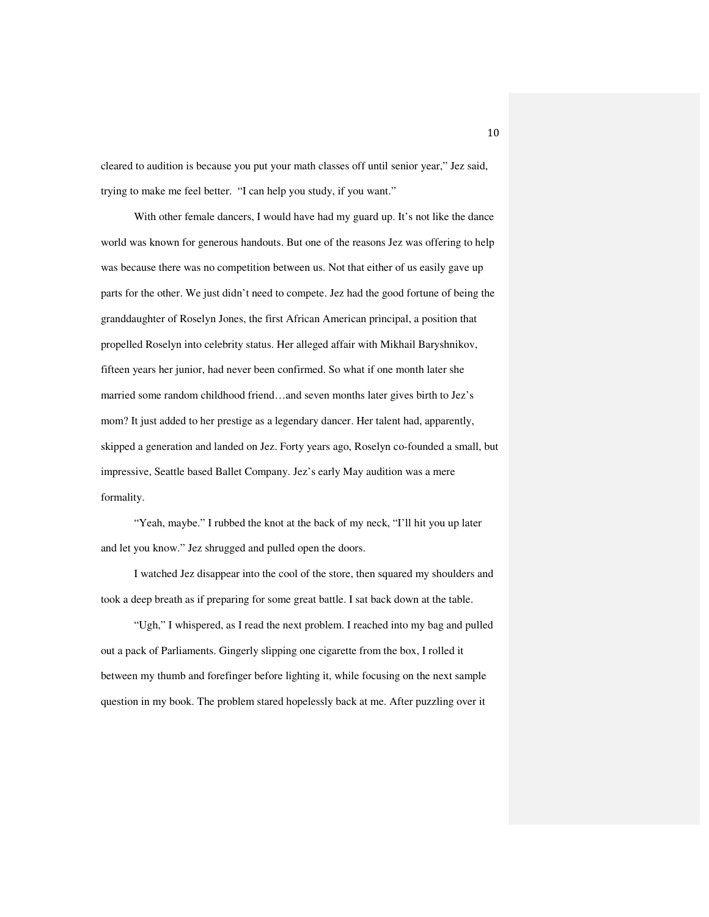cleared to audition is because you put your math classes off until senior year," Jez said, trying to make me feel better. "I can help you study, if you want."

With other female dancers, I would have had my guard up. It's not like the dance world was known for generous handouts. But one of the reasons Jez was offering to help was because there was no competition between us. Not that either of us easily gave up parts for the other. We just didn't need to compete. Jez had the good fortune of being the granddaughter of Roselyn Jones, the first African American principal, a position that propelled Roselyn into celebrity status. Her alleged affair with Mikhail Baryshnikov, fifteen years her junior, had never been confirmed. So what if one month later she married some random childhood friend…and seven months later gives birth to Jez's mom? It just added to her prestige as a legendary dancer. Her talent had, apparently, skipped a generation and landed on Jez. Forty years ago, Roselyn co-founded a small, but impressive, Seattle based Ballet Company. Jez's early May audition was a mere formality.

"Yeah, maybe." I rubbed the knot at the back of my neck, "I'll hit you up later and let you know." Jez shrugged and pulled open the doors.

I watched Jez disappear into the cool of the store, then squared my shoulders and took a deep breath as if preparing for some great battle. I sat back down at the table.

"Ugh," I whispered, as I read the next problem. I reached into my bag and pulled out a pack of Parliaments. Gingerly slipping one cigarette from the box, I rolled it between my thumb and forefinger before lighting it, while focusing on the next sample question in my book. The problem stared hopelessly back at me. After puzzling over it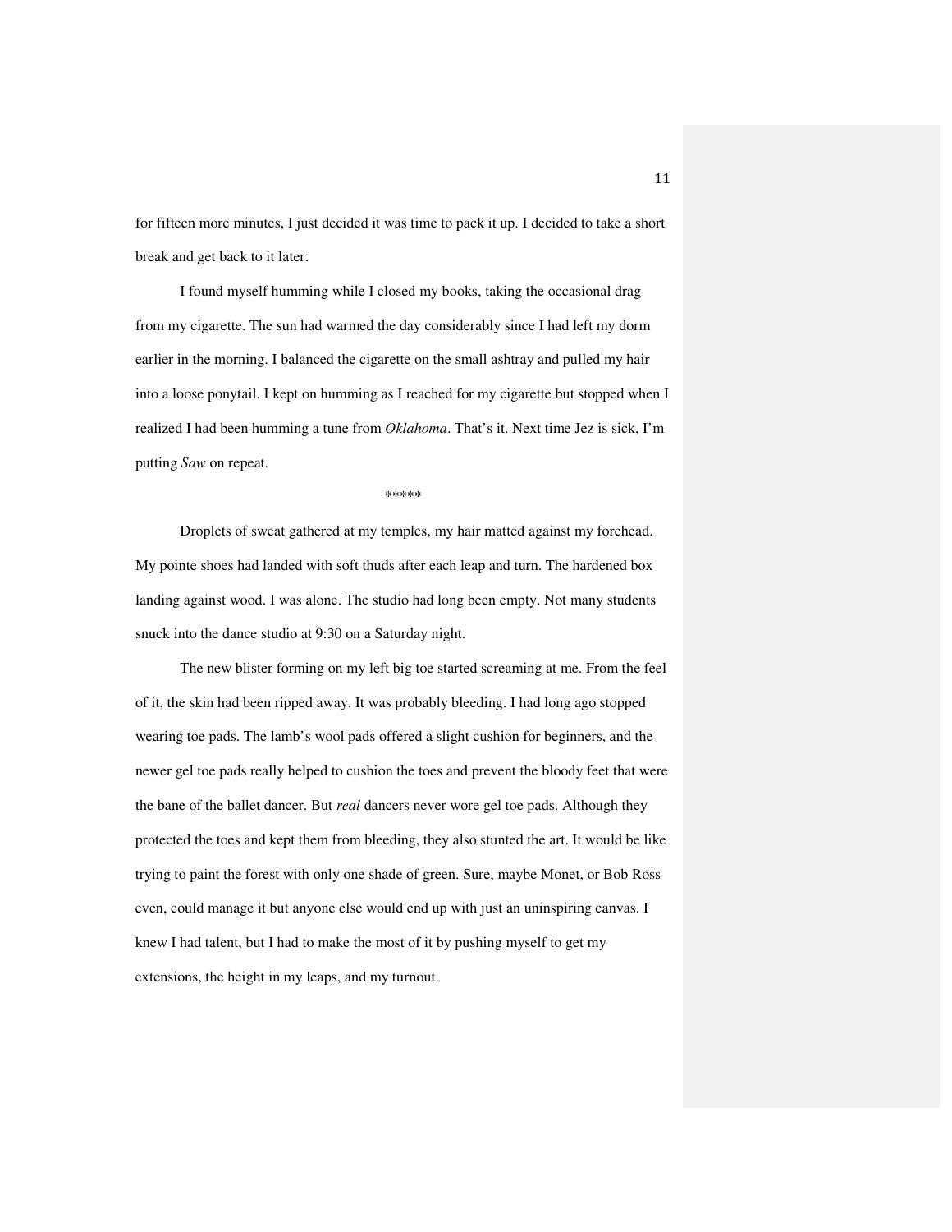for fifteen more minutes, I just decided it was time to pack it up. I decided to take a short break and get back to it later.

I found myself humming while I closed my books, taking the occasional drag from my cigarette. The sun had warmed the day considerably since I had left my dorm earlier in the morning. I balanced the cigarette on the small ashtray and pulled my hair into a loose ponytail. I kept on humming as I reached for my cigarette but stopped when I realized I had been humming a tune from *Oklahoma*. That's it. Next time Jez is sick, I'm putting *Saw* on repeat.

*****

Droplets of sweat gathered at my temples, my hair matted against my forehead. My pointe shoes had landed with soft thuds after each leap and turn. The hardened box landing against wood. I was alone. The studio had long been empty. Not many students snuck into the dance studio at 9:30 on a Saturday night.

The new blister forming on my left big toe started screaming at me. From the feel of it, the skin had been ripped away. It was probably bleeding. I had long ago stopped wearing toe pads. The lamb's wool pads offered a slight cushion for beginners, and the newer gel toe pads really helped to cushion the toes and prevent the bloody feet that were the bane of the ballet dancer. But *real* dancers never wore gel toe pads. Although they protected the toes and kept them from bleeding, they also stunted the art. It would be like trying to paint the forest with only one shade of green. Sure, maybe Monet, or Bob Ross even, could manage it but anyone else would end up with just an uninspiring canvas. I knew I had talent, but I had to make the most of it by pushing myself to get my extensions, the height in my leaps, and my turnout.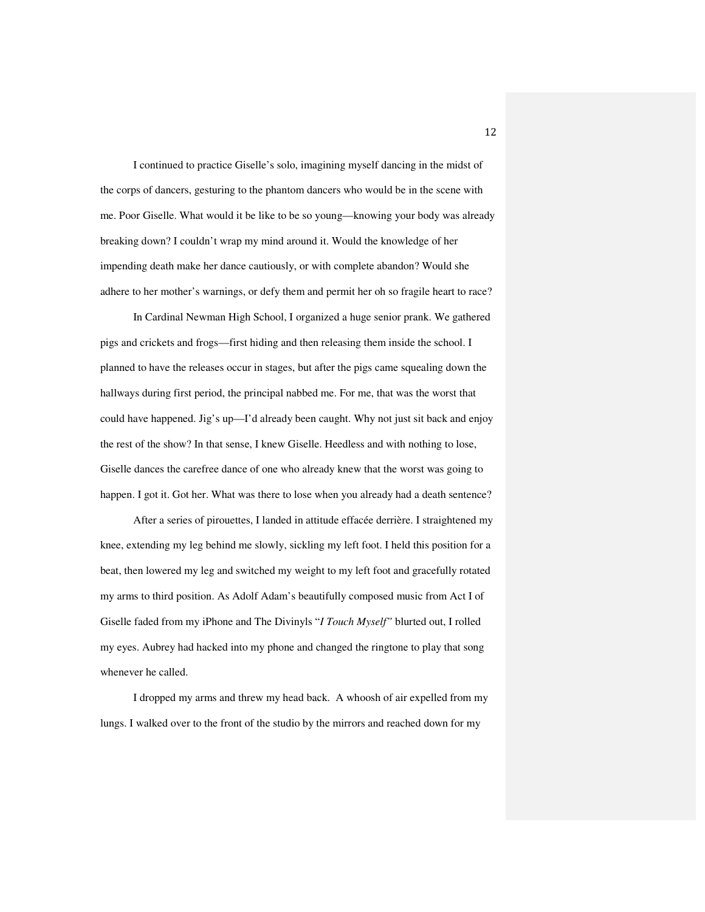I continued to practice Giselle's solo, imagining myself dancing in the midst of the corps of dancers, gesturing to the phantom dancers who would be in the scene with me. Poor Giselle. What would it be like to be so young—knowing your body was already breaking down? I couldn't wrap my mind around it. Would the knowledge of her impending death make her dance cautiously, or with complete abandon? Would she adhere to her mother's warnings, or defy them and permit her oh so fragile heart to race?

In Cardinal Newman High School, I organized a huge senior prank. We gathered pigs and crickets and frogs—first hiding and then releasing them inside the school. I planned to have the releases occur in stages, but after the pigs came squealing down the hallways during first period, the principal nabbed me. For me, that was the worst that could have happened. Jig's up—I'd already been caught. Why not just sit back and enjoy the rest of the show? In that sense, I knew Giselle. Heedless and with nothing to lose, Giselle dances the carefree dance of one who already knew that the worst was going to happen. I got it. Got her. What was there to lose when you already had a death sentence?

After a series of pirouettes, I landed in attitude effacée derrière. I straightened my knee, extending my leg behind me slowly, sickling my left foot. I held this position for a beat, then lowered my leg and switched my weight to my left foot and gracefully rotated my arms to third position. As Adolf Adam's beautifully composed music from Act I of Giselle faded from my iPhone and The Divinyls "*I Touch Myself"* blurted out, I rolled my eyes. Aubrey had hacked into my phone and changed the ringtone to play that song whenever he called.

I dropped my arms and threw my head back. A whoosh of air expelled from my lungs. I walked over to the front of the studio by the mirrors and reached down for my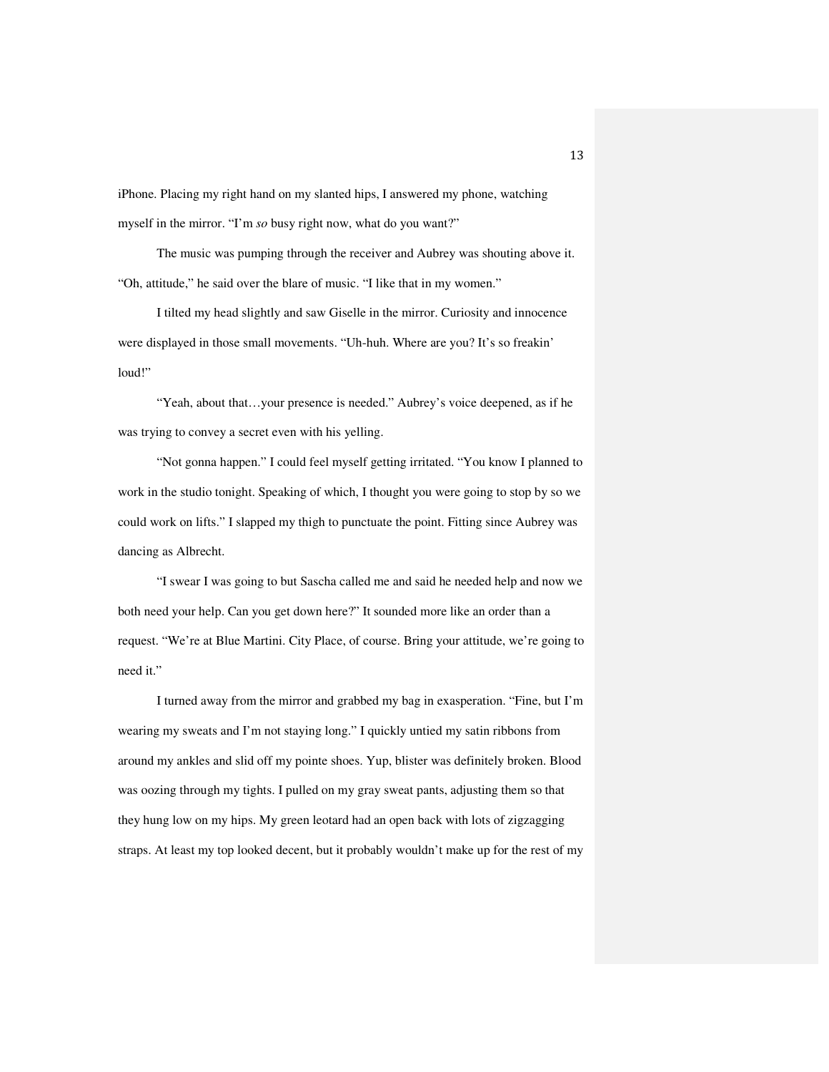iPhone. Placing my right hand on my slanted hips, I answered my phone, watching myself in the mirror. "I'm *so* busy right now, what do you want?"

The music was pumping through the receiver and Aubrey was shouting above it. "Oh, attitude," he said over the blare of music. "I like that in my women."

I tilted my head slightly and saw Giselle in the mirror. Curiosity and innocence were displayed in those small movements. "Uh-huh. Where are you? It's so freakin' loud!"

"Yeah, about that…your presence is needed." Aubrey's voice deepened, as if he was trying to convey a secret even with his yelling.

"Not gonna happen." I could feel myself getting irritated. "You know I planned to work in the studio tonight. Speaking of which, I thought you were going to stop by so we could work on lifts." I slapped my thigh to punctuate the point. Fitting since Aubrey was dancing as Albrecht.

"I swear I was going to but Sascha called me and said he needed help and now we both need your help. Can you get down here?" It sounded more like an order than a request. "We're at Blue Martini. City Place, of course. Bring your attitude, we're going to need it."

I turned away from the mirror and grabbed my bag in exasperation. "Fine, but I'm wearing my sweats and I'm not staying long." I quickly untied my satin ribbons from around my ankles and slid off my pointe shoes. Yup, blister was definitely broken. Blood was oozing through my tights. I pulled on my gray sweat pants, adjusting them so that they hung low on my hips. My green leotard had an open back with lots of zigzagging straps. At least my top looked decent, but it probably wouldn't make up for the rest of my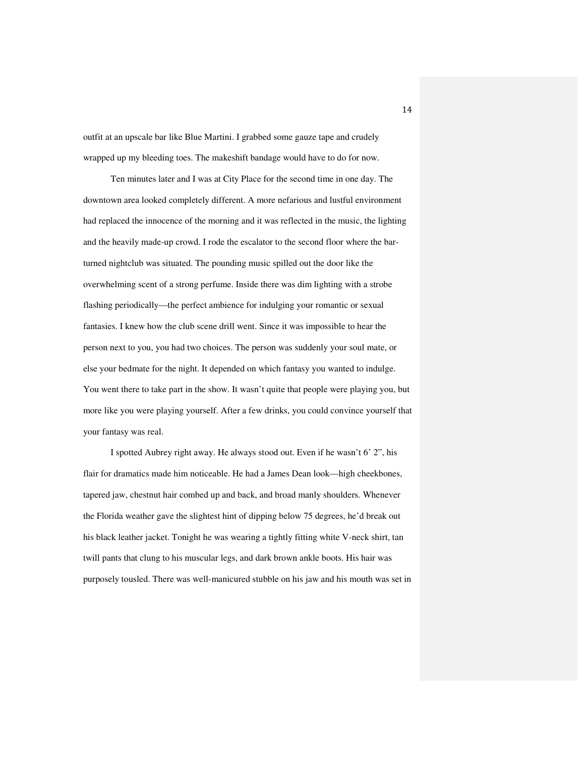outfit at an upscale bar like Blue Martini. I grabbed some gauze tape and crudely wrapped up my bleeding toes. The makeshift bandage would have to do for now.

Ten minutes later and I was at City Place for the second time in one day. The downtown area looked completely different. A more nefarious and lustful environment had replaced the innocence of the morning and it was reflected in the music, the lighting and the heavily made-up crowd. I rode the escalator to the second floor where the bar-turned nightclub was situated. The pounding music spilled out the door like the overwhelming scent of a strong perfume. Inside there was dim lighting with a strobe flashing periodically—the perfect ambience for indulging your romantic or sexual fantasies. I knew how the club scene drill went. Since it was impossible to hear the person next to you, you had two choices. The person was suddenly your soul mate, or else your bedmate for the night. It depended on which fantasy you wanted to indulge. You went there to take part in the show. It wasn't quite that people were playing you, but more like you were playing yourself. After a few drinks, you could convince yourself that your fantasy was real.

I spotted Aubrey right away. He always stood out. Even if he wasn't 6' 2", his flair for dramatics made him noticeable. He had a James Dean look—high cheekbones, tapered jaw, chestnut hair combed up and back, and broad manly shoulders. Whenever the Florida weather gave the slightest hint of dipping below 75 degrees, he'd break out his black leather jacket. Tonight he was wearing a tightly fitting white V-neck shirt, tan twill pants that clung to his muscular legs, and dark brown ankle boots. His hair was purposely tousled. There was well-manicured stubble on his jaw and his mouth was set in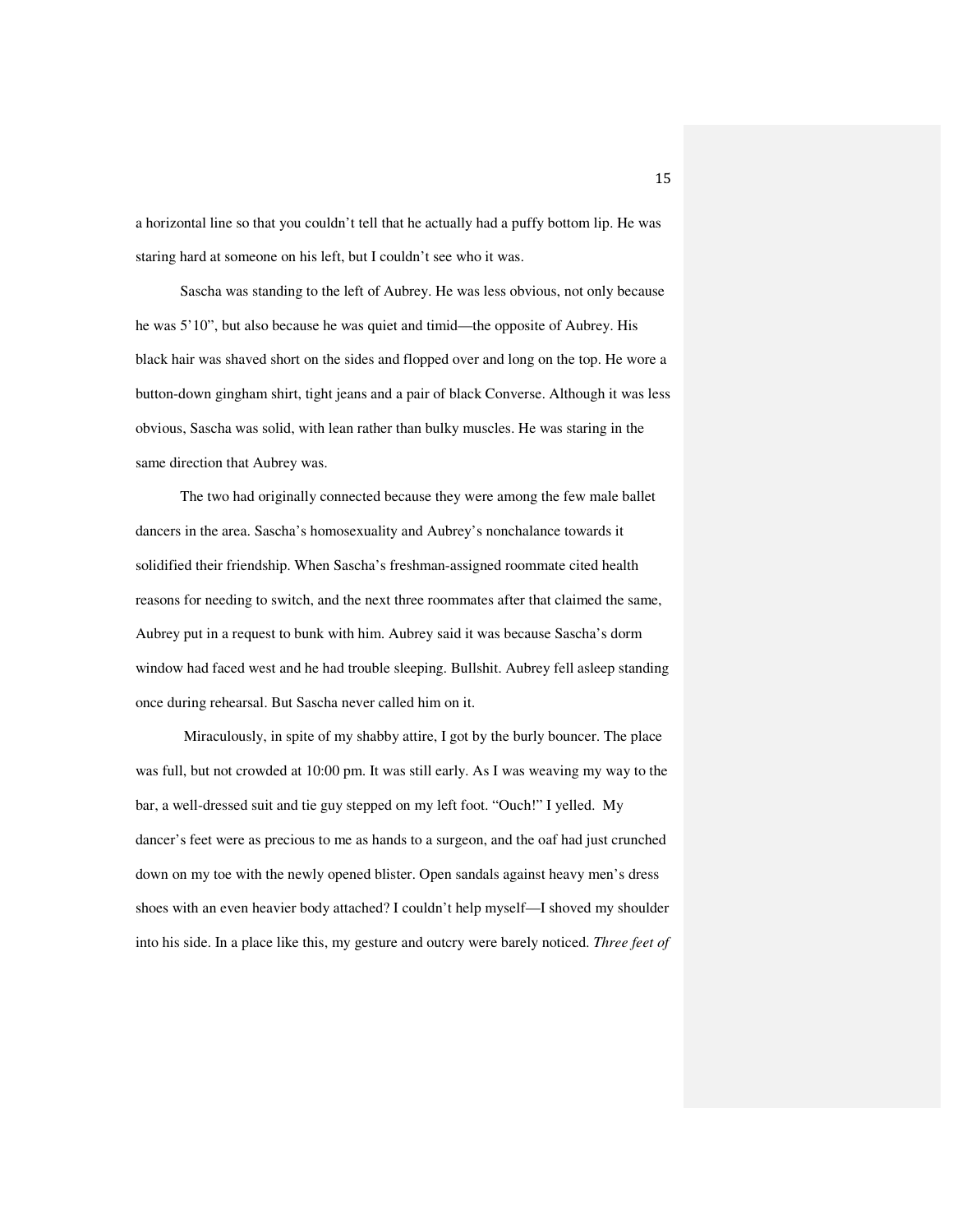a horizontal line so that you couldn't tell that he actually had a puffy bottom lip. He was staring hard at someone on his left, but I couldn't see who it was.

Sascha was standing to the left of Aubrey. He was less obvious, not only because he was 5'10", but also because he was quiet and timid—the opposite of Aubrey. His black hair was shaved short on the sides and flopped over and long on the top. He wore a button-down gingham shirt, tight jeans and a pair of black Converse. Although it was less obvious, Sascha was solid, with lean rather than bulky muscles. He was staring in the same direction that Aubrey was.

The two had originally connected because they were among the few male ballet dancers in the area. Sascha's homosexuality and Aubrey's nonchalance towards it solidified their friendship. When Sascha's freshman-assigned roommate cited health reasons for needing to switch, and the next three roommates after that claimed the same, Aubrey put in a request to bunk with him. Aubrey said it was because Sascha's dorm window had faced west and he had trouble sleeping. Bullshit. Aubrey fell asleep standing once during rehearsal. But Sascha never called him on it.

Miraculously, in spite of my shabby attire, I got by the burly bouncer. The place was full, but not crowded at 10:00 pm. It was still early. As I was weaving my way to the bar, a well-dressed suit and tie guy stepped on my left foot. "Ouch!" I yelled. My dancer's feet were as precious to me as hands to a surgeon, and the oaf had just crunched down on my toe with the newly opened blister. Open sandals against heavy men's dress shoes with an even heavier body attached? I couldn't help myself—I shoved my shoulder into his side. In a place like this, my gesture and outcry were barely noticed. *Three feet of*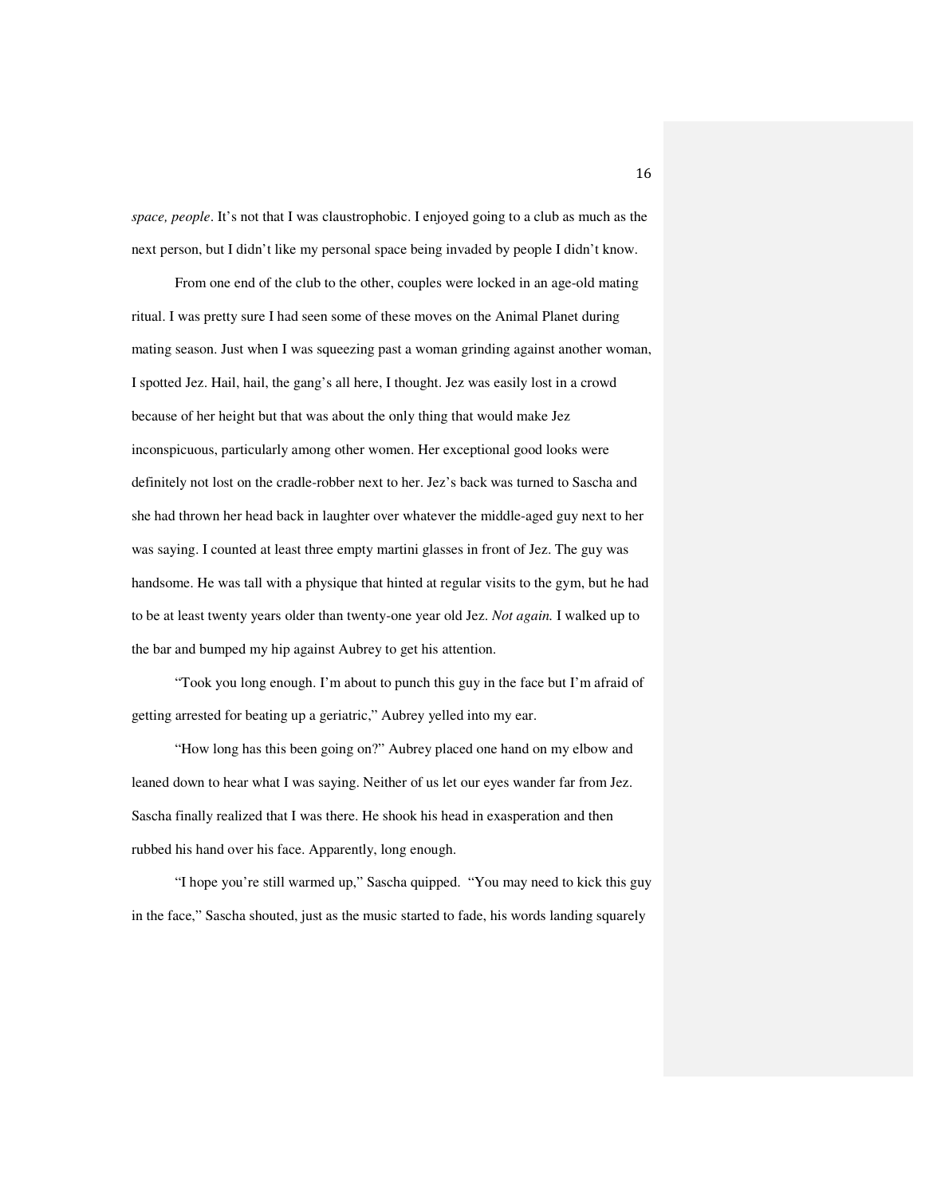*space, people*. It's not that I was claustrophobic. I enjoyed going to a club as much as the next person, but I didn't like my personal space being invaded by people I didn't know.

From one end of the club to the other, couples were locked in an age-old mating ritual. I was pretty sure I had seen some of these moves on the Animal Planet during mating season. Just when I was squeezing past a woman grinding against another woman, I spotted Jez. Hail, hail, the gang's all here, I thought. Jez was easily lost in a crowd because of her height but that was about the only thing that would make Jez inconspicuous, particularly among other women. Her exceptional good looks were definitely not lost on the cradle-robber next to her. Jez's back was turned to Sascha and she had thrown her head back in laughter over whatever the middle-aged guy next to her was saying. I counted at least three empty martini glasses in front of Jez. The guy was handsome. He was tall with a physique that hinted at regular visits to the gym, but he had to be at least twenty years older than twenty-one year old Jez. *Not again.* I walked up to the bar and bumped my hip against Aubrey to get his attention.

"Took you long enough. I'm about to punch this guy in the face but I'm afraid of getting arrested for beating up a geriatric," Aubrey yelled into my ear.

"How long has this been going on?" Aubrey placed one hand on my elbow and leaned down to hear what I was saying. Neither of us let our eyes wander far from Jez. Sascha finally realized that I was there. He shook his head in exasperation and then rubbed his hand over his face. Apparently, long enough.

"I hope you're still warmed up," Sascha quipped. "You may need to kick this guy in the face," Sascha shouted, just as the music started to fade, his words landing squarely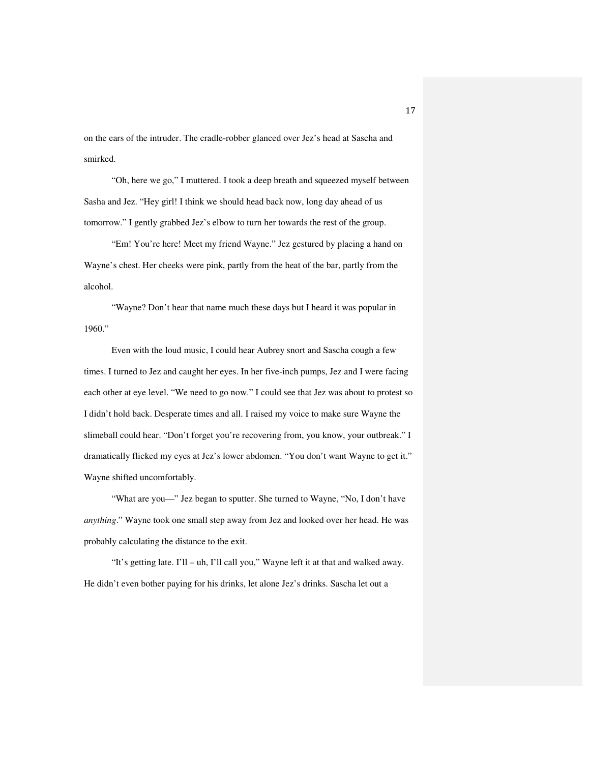on the ears of the intruder. The cradle-robber glanced over Jez's head at Sascha and smirked.

"Oh, here we go," I muttered. I took a deep breath and squeezed myself between Sasha and Jez. "Hey girl! I think we should head back now, long day ahead of us tomorrow." I gently grabbed Jez's elbow to turn her towards the rest of the group.

"Em! You're here! Meet my friend Wayne." Jez gestured by placing a hand on Wayne's chest. Her cheeks were pink, partly from the heat of the bar, partly from the alcohol.

"Wayne? Don't hear that name much these days but I heard it was popular in 1960."

Even with the loud music, I could hear Aubrey snort and Sascha cough a few times. I turned to Jez and caught her eyes. In her five-inch pumps, Jez and I were facing each other at eye level. "We need to go now." I could see that Jez was about to protest so I didn't hold back. Desperate times and all. I raised my voice to make sure Wayne the slimeball could hear. "Don't forget you're recovering from, you know, your outbreak." I dramatically flicked my eyes at Jez's lower abdomen. "You don't want Wayne to get it." Wayne shifted uncomfortably.

"What are you—" Jez began to sputter. She turned to Wayne, "No, I don't have *anything*." Wayne took one small step away from Jez and looked over her head. He was probably calculating the distance to the exit.

"It's getting late. I'll – uh, I'll call you," Wayne left it at that and walked away. He didn't even bother paying for his drinks, let alone Jez's drinks. Sascha let out a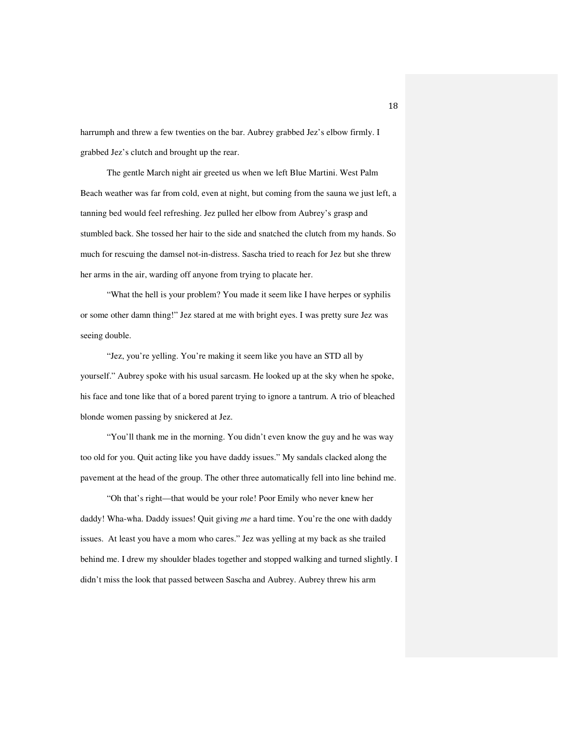harrumph and threw a few twenties on the bar. Aubrey grabbed Jez's elbow firmly. I grabbed Jez's clutch and brought up the rear.

The gentle March night air greeted us when we left Blue Martini. West Palm Beach weather was far from cold, even at night, but coming from the sauna we just left, a tanning bed would feel refreshing. Jez pulled her elbow from Aubrey's grasp and stumbled back. She tossed her hair to the side and snatched the clutch from my hands. So much for rescuing the damsel not-in-distress. Sascha tried to reach for Jez but she threw her arms in the air, warding off anyone from trying to placate her.

"What the hell is your problem? You made it seem like I have herpes or syphilis or some other damn thing!" Jez stared at me with bright eyes. I was pretty sure Jez was seeing double.

"Jez, you're yelling. You're making it seem like you have an STD all by yourself." Aubrey spoke with his usual sarcasm. He looked up at the sky when he spoke, his face and tone like that of a bored parent trying to ignore a tantrum. A trio of bleached blonde women passing by snickered at Jez.

"You'll thank me in the morning. You didn't even know the guy and he was way too old for you. Quit acting like you have daddy issues." My sandals clacked along the pavement at the head of the group. The other three automatically fell into line behind me.

"Oh that's right—that would be your role! Poor Emily who never knew her daddy! Wha-wha. Daddy issues! Quit giving *me* a hard time. You're the one with daddy issues. At least you have a mom who cares." Jez was yelling at my back as she trailed behind me. I drew my shoulder blades together and stopped walking and turned slightly. I didn't miss the look that passed between Sascha and Aubrey. Aubrey threw his arm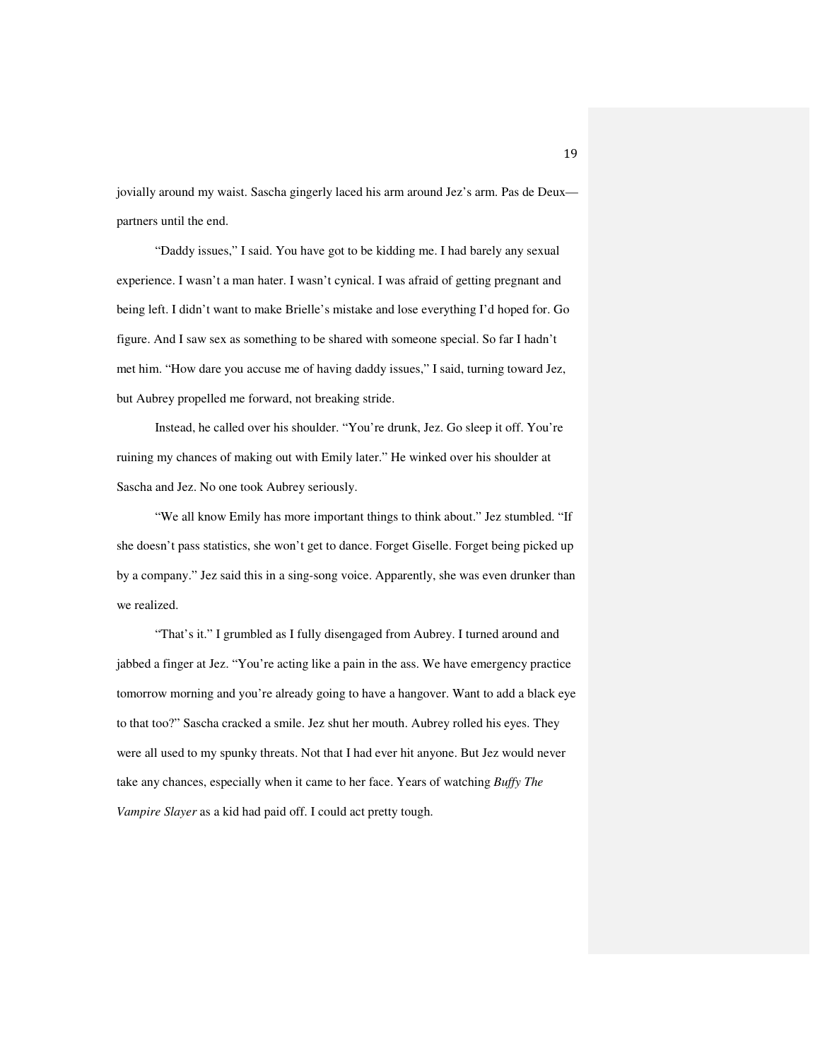jovially around my waist. Sascha gingerly laced his arm around Jez's arm. Pas de Deux—partners until the end.

"Daddy issues," I said. You have got to be kidding me. I had barely any sexual experience. I wasn't a man hater. I wasn't cynical. I was afraid of getting pregnant and being left. I didn't want to make Brielle's mistake and lose everything I'd hoped for. Go figure. And I saw sex as something to be shared with someone special. So far I hadn't met him. "How dare you accuse me of having daddy issues," I said, turning toward Jez, but Aubrey propelled me forward, not breaking stride.

Instead, he called over his shoulder. "You're drunk, Jez. Go sleep it off. You're ruining my chances of making out with Emily later." He winked over his shoulder at Sascha and Jez. No one took Aubrey seriously.

"We all know Emily has more important things to think about." Jez stumbled. "If she doesn't pass statistics, she won't get to dance. Forget Giselle. Forget being picked up by a company." Jez said this in a sing-song voice. Apparently, she was even drunker than we realized.

"That's it." I grumbled as I fully disengaged from Aubrey. I turned around and jabbed a finger at Jez. "You're acting like a pain in the ass. We have emergency practice tomorrow morning and you're already going to have a hangover. Want to add a black eye to that too?" Sascha cracked a smile. Jez shut her mouth. Aubrey rolled his eyes. They were all used to my spunky threats. Not that I had ever hit anyone. But Jez would never take any chances, especially when it came to her face. Years of watching *Buffy The Vampire Slayer* as a kid had paid off. I could act pretty tough.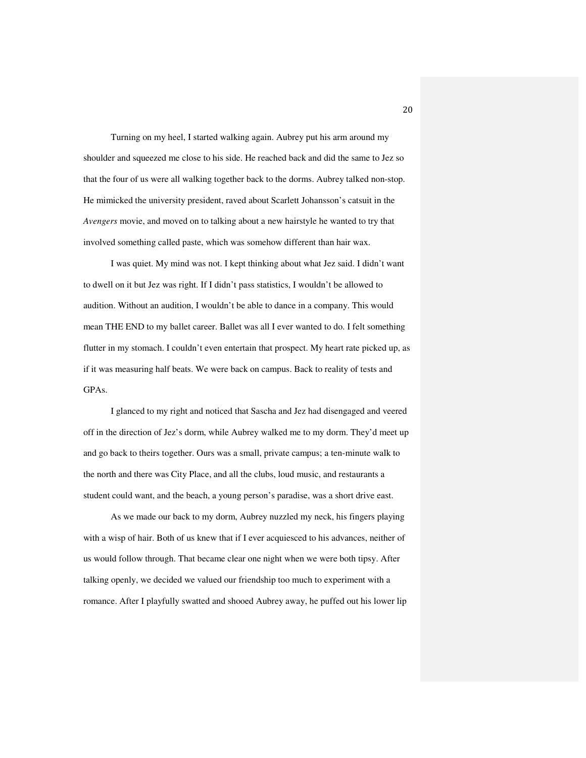Turning on my heel, I started walking again. Aubrey put his arm around my shoulder and squeezed me close to his side. He reached back and did the same to Jez so that the four of us were all walking together back to the dorms. Aubrey talked non-stop. He mimicked the university president, raved about Scarlett Johansson's catsuit in the *Avengers* movie, and moved on to talking about a new hairstyle he wanted to try that involved something called paste, which was somehow different than hair wax.

I was quiet. My mind was not. I kept thinking about what Jez said. I didn't want to dwell on it but Jez was right. If I didn't pass statistics, I wouldn't be allowed to audition. Without an audition, I wouldn't be able to dance in a company. This would mean THE END to my ballet career. Ballet was all I ever wanted to do. I felt something flutter in my stomach. I couldn't even entertain that prospect. My heart rate picked up, as if it was measuring half beats. We were back on campus. Back to reality of tests and GPAs.

I glanced to my right and noticed that Sascha and Jez had disengaged and veered off in the direction of Jez's dorm, while Aubrey walked me to my dorm. They'd meet up and go back to theirs together. Ours was a small, private campus; a ten-minute walk to the north and there was City Place, and all the clubs, loud music, and restaurants a student could want, and the beach, a young person's paradise, was a short drive east.

As we made our back to my dorm, Aubrey nuzzled my neck, his fingers playing with a wisp of hair. Both of us knew that if I ever acquiesced to his advances, neither of us would follow through. That became clear one night when we were both tipsy. After talking openly, we decided we valued our friendship too much to experiment with a romance. After I playfully swatted and shooed Aubrey away, he puffed out his lower lip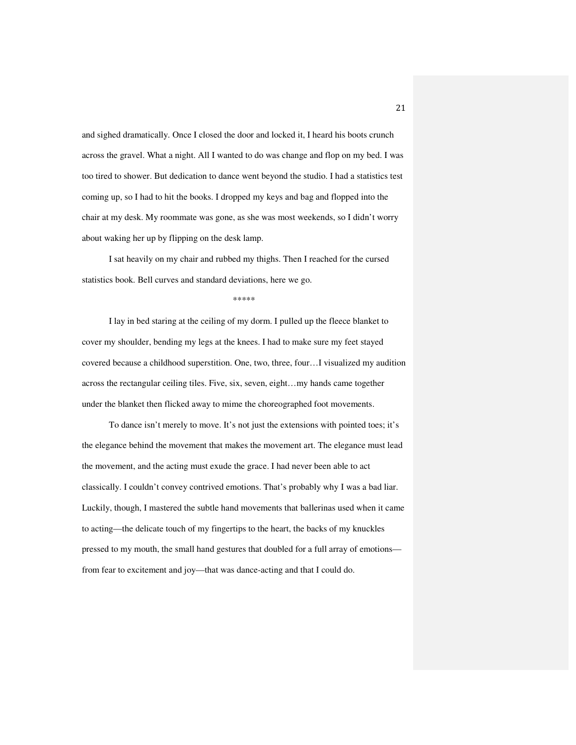and sighed dramatically. Once I closed the door and locked it, I heard his boots crunch across the gravel. What a night. All I wanted to do was change and flop on my bed. I was too tired to shower. But dedication to dance went beyond the studio. I had a statistics test coming up, so I had to hit the books. I dropped my keys and bag and flopped into the chair at my desk. My roommate was gone, as she was most weekends, so I didn't worry about waking her up by flipping on the desk lamp.

I sat heavily on my chair and rubbed my thighs. Then I reached for the cursed statistics book. Bell curves and standard deviations, here we go.

*****

I lay in bed staring at the ceiling of my dorm. I pulled up the fleece blanket to cover my shoulder, bending my legs at the knees. I had to make sure my feet stayed covered because a childhood superstition. One, two, three, four…I visualized my audition across the rectangular ceiling tiles. Five, six, seven, eight…my hands came together under the blanket then flicked away to mime the choreographed foot movements.

To dance isn't merely to move. It's not just the extensions with pointed toes; it's the elegance behind the movement that makes the movement art. The elegance must lead the movement, and the acting must exude the grace. I had never been able to act classically. I couldn't convey contrived emotions. That's probably why I was a bad liar. Luckily, though, I mastered the subtle hand movements that ballerinas used when it came to acting—the delicate touch of my fingertips to the heart, the backs of my knuckles pressed to my mouth, the small hand gestures that doubled for a full array of emotions—from fear to excitement and joy—that was dance-acting and that I could do.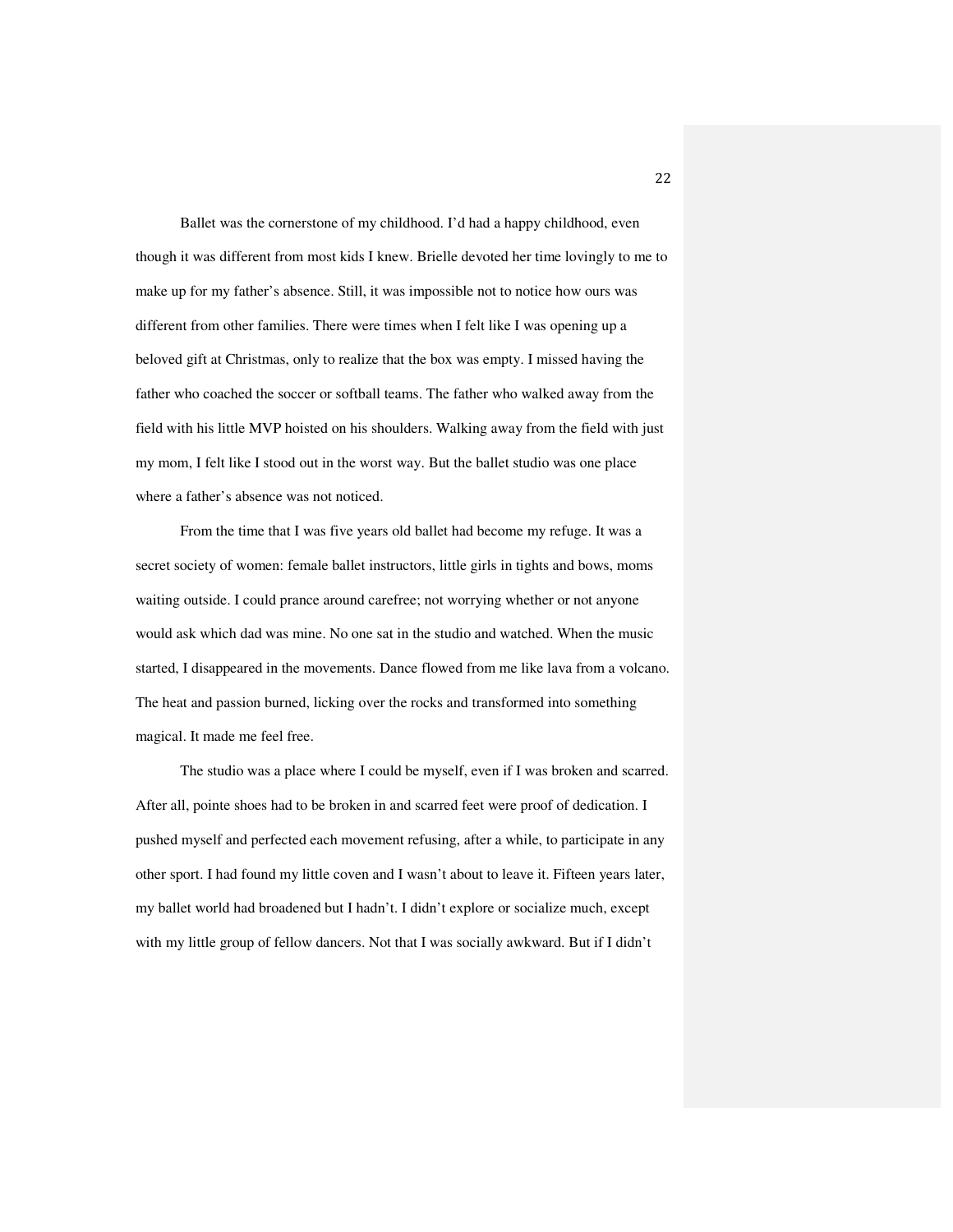Ballet was the cornerstone of my childhood. I'd had a happy childhood, even though it was different from most kids I knew. Brielle devoted her time lovingly to me to make up for my father's absence. Still, it was impossible not to notice how ours was different from other families. There were times when I felt like I was opening up a beloved gift at Christmas, only to realize that the box was empty. I missed having the father who coached the soccer or softball teams. The father who walked away from the field with his little MVP hoisted on his shoulders. Walking away from the field with just my mom, I felt like I stood out in the worst way. But the ballet studio was one place where a father's absence was not noticed.

From the time that I was five years old ballet had become my refuge. It was a secret society of women: female ballet instructors, little girls in tights and bows, moms waiting outside. I could prance around carefree; not worrying whether or not anyone would ask which dad was mine. No one sat in the studio and watched. When the music started, I disappeared in the movements. Dance flowed from me like lava from a volcano. The heat and passion burned, licking over the rocks and transformed into something magical. It made me feel free.

The studio was a place where I could be myself, even if I was broken and scarred. After all, pointe shoes had to be broken in and scarred feet were proof of dedication. I pushed myself and perfected each movement refusing, after a while, to participate in any other sport. I had found my little coven and I wasn't about to leave it. Fifteen years later, my ballet world had broadened but I hadn't. I didn't explore or socialize much, except with my little group of fellow dancers. Not that I was socially awkward. But if I didn't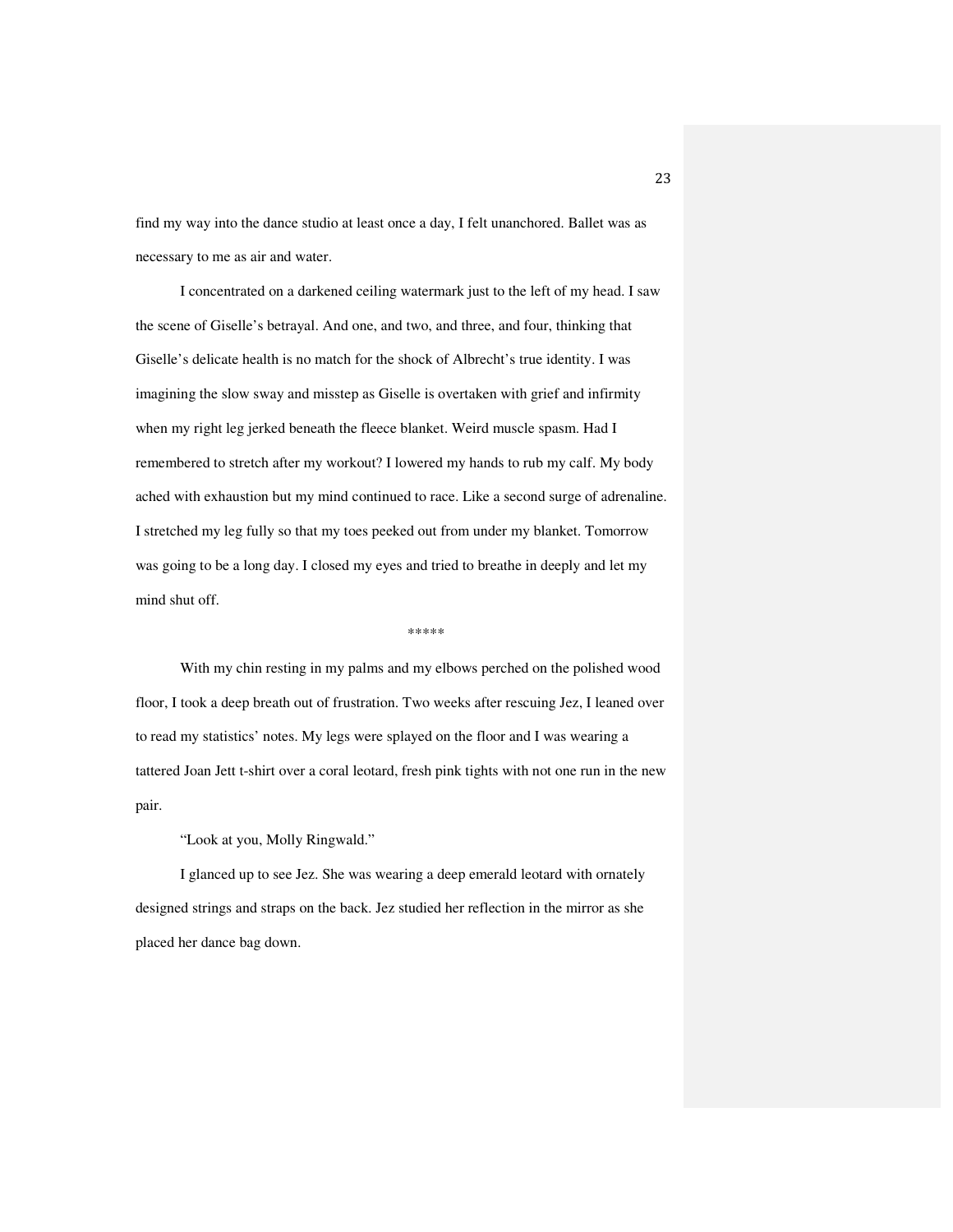find my way into the dance studio at least once a day, I felt unanchored. Ballet was as necessary to me as air and water.

I concentrated on a darkened ceiling watermark just to the left of my head. I saw the scene of Giselle's betrayal. And one, and two, and three, and four, thinking that Giselle's delicate health is no match for the shock of Albrecht's true identity. I was imagining the slow sway and misstep as Giselle is overtaken with grief and infirmity when my right leg jerked beneath the fleece blanket. Weird muscle spasm. Had I remembered to stretch after my workout? I lowered my hands to rub my calf. My body ached with exhaustion but my mind continued to race. Like a second surge of adrenaline. I stretched my leg fully so that my toes peeked out from under my blanket. Tomorrow was going to be a long day. I closed my eyes and tried to breathe in deeply and let my mind shut off.

*****

With my chin resting in my palms and my elbows perched on the polished wood floor, I took a deep breath out of frustration. Two weeks after rescuing Jez, I leaned over to read my statistics' notes. My legs were splayed on the floor and I was wearing a tattered Joan Jett t-shirt over a coral leotard, fresh pink tights with not one run in the new pair.

"Look at you, Molly Ringwald."

I glanced up to see Jez. She was wearing a deep emerald leotard with ornately designed strings and straps on the back. Jez studied her reflection in the mirror as she placed her dance bag down.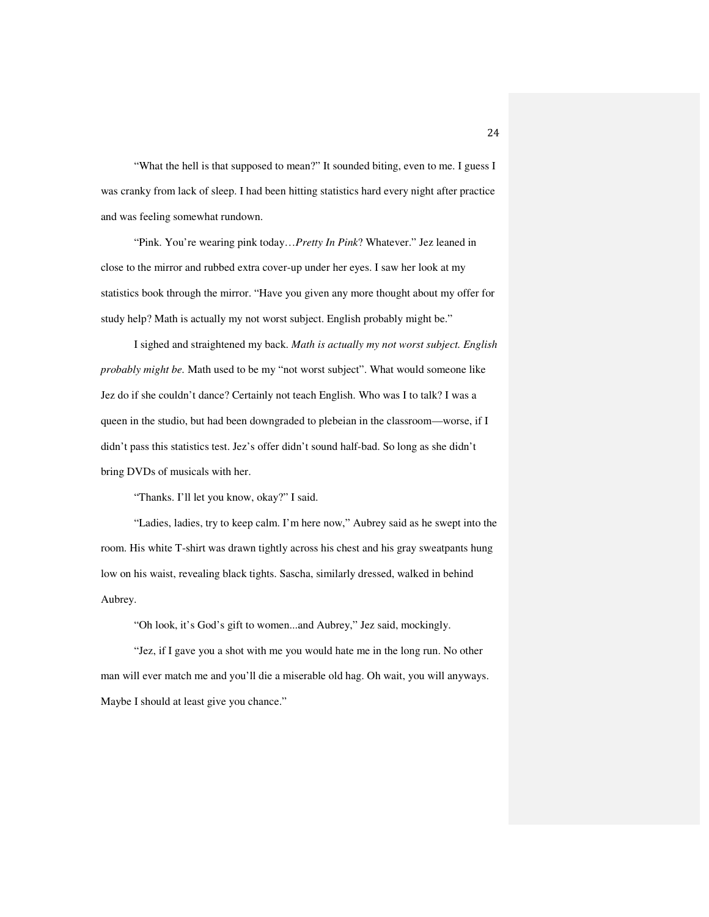"What the hell is that supposed to mean?" It sounded biting, even to me. I guess I was cranky from lack of sleep. I had been hitting statistics hard every night after practice and was feeling somewhat rundown.

"Pink. You're wearing pink today…*Pretty In Pink*? Whatever." Jez leaned in close to the mirror and rubbed extra cover-up under her eyes. I saw her look at my statistics book through the mirror. "Have you given any more thought about my offer for study help? Math is actually my not worst subject. English probably might be."

I sighed and straightened my back. *Math is actually my not worst subject. English probably might be.* Math used to be my "not worst subject". What would someone like Jez do if she couldn't dance? Certainly not teach English. Who was I to talk? I was a queen in the studio, but had been downgraded to plebeian in the classroom—worse, if I didn't pass this statistics test. Jez's offer didn't sound half-bad. So long as she didn't bring DVDs of musicals with her.

"Thanks. I'll let you know, okay?" I said.

"Ladies, ladies, try to keep calm. I'm here now," Aubrey said as he swept into the room. His white T-shirt was drawn tightly across his chest and his gray sweatpants hung low on his waist, revealing black tights. Sascha, similarly dressed, walked in behind Aubrey.

"Oh look, it's God's gift to women...and Aubrey," Jez said, mockingly.

"Jez, if I gave you a shot with me you would hate me in the long run. No other man will ever match me and you'll die a miserable old hag. Oh wait, you will anyways. Maybe I should at least give you chance."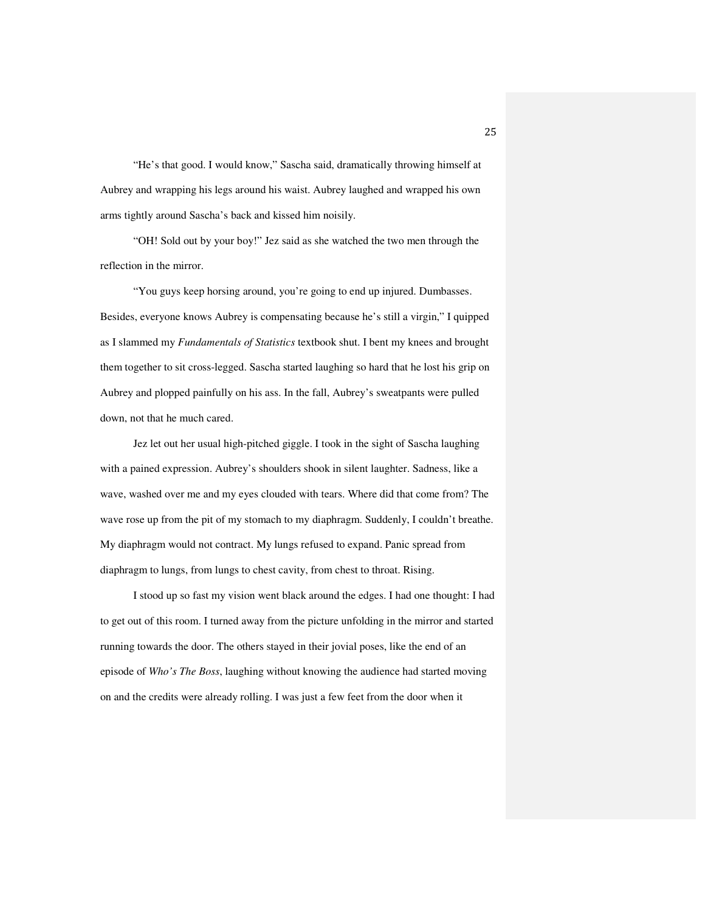"He's that good. I would know," Sascha said, dramatically throwing himself at Aubrey and wrapping his legs around his waist. Aubrey laughed and wrapped his own arms tightly around Sascha's back and kissed him noisily.

"OH! Sold out by your boy!" Jez said as she watched the two men through the reflection in the mirror.

"You guys keep horsing around, you're going to end up injured. Dumbasses. Besides, everyone knows Aubrey is compensating because he's still a virgin," I quipped as I slammed my *Fundamentals of Statistics* textbook shut. I bent my knees and brought them together to sit cross-legged. Sascha started laughing so hard that he lost his grip on Aubrey and plopped painfully on his ass. In the fall, Aubrey's sweatpants were pulled down, not that he much cared.

Jez let out her usual high-pitched giggle. I took in the sight of Sascha laughing with a pained expression. Aubrey's shoulders shook in silent laughter. Sadness, like a wave, washed over me and my eyes clouded with tears. Where did that come from? The wave rose up from the pit of my stomach to my diaphragm. Suddenly, I couldn't breathe. My diaphragm would not contract. My lungs refused to expand. Panic spread from diaphragm to lungs, from lungs to chest cavity, from chest to throat. Rising.

I stood up so fast my vision went black around the edges. I had one thought: I had to get out of this room. I turned away from the picture unfolding in the mirror and started running towards the door. The others stayed in their jovial poses, like the end of an episode of *Who's The Boss*, laughing without knowing the audience had started moving on and the credits were already rolling. I was just a few feet from the door when it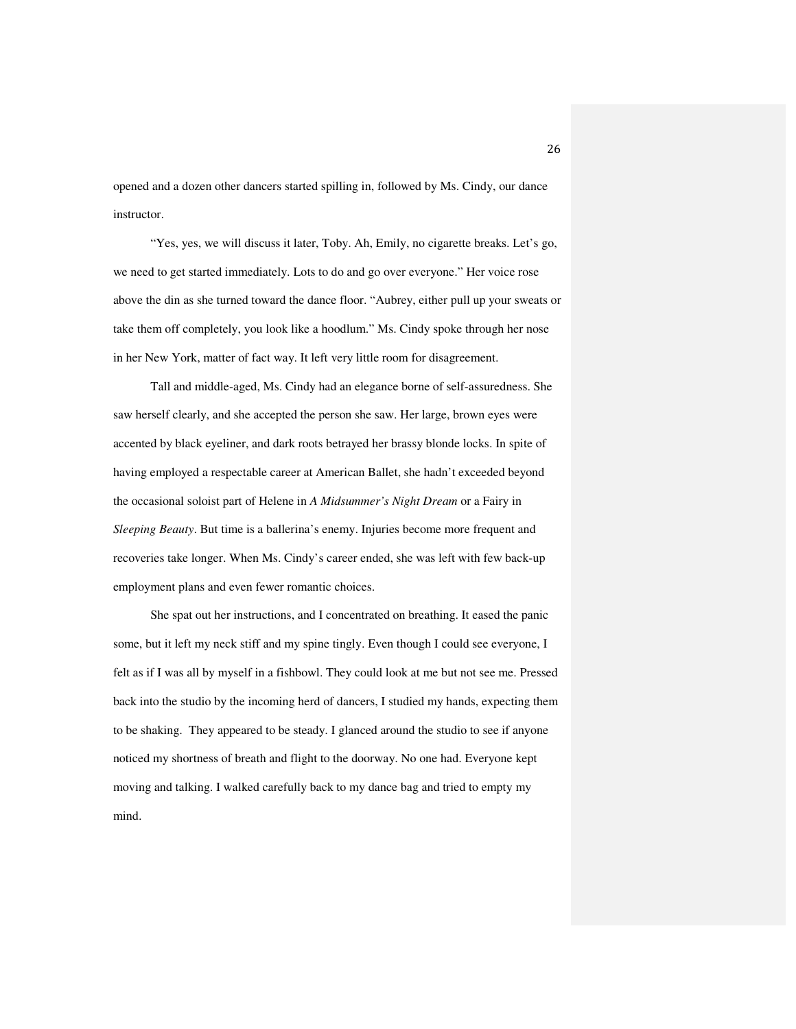opened and a dozen other dancers started spilling in, followed by Ms. Cindy, our dance instructor.

"Yes, yes, we will discuss it later, Toby. Ah, Emily, no cigarette breaks. Let's go, we need to get started immediately. Lots to do and go over everyone." Her voice rose above the din as she turned toward the dance floor. "Aubrey, either pull up your sweats or take them off completely, you look like a hoodlum." Ms. Cindy spoke through her nose in her New York, matter of fact way. It left very little room for disagreement.

Tall and middle-aged, Ms. Cindy had an elegance borne of self-assuredness. She saw herself clearly, and she accepted the person she saw. Her large, brown eyes were accented by black eyeliner, and dark roots betrayed her brassy blonde locks. In spite of having employed a respectable career at American Ballet, she hadn't exceeded beyond the occasional soloist part of Helene in *A Midsummer's Night Dream* or a Fairy in *Sleeping Beauty*. But time is a ballerina's enemy. Injuries become more frequent and recoveries take longer. When Ms. Cindy's career ended, she was left with few back-up employment plans and even fewer romantic choices.

She spat out her instructions, and I concentrated on breathing. It eased the panic some, but it left my neck stiff and my spine tingly. Even though I could see everyone, I felt as if I was all by myself in a fishbowl. They could look at me but not see me. Pressed back into the studio by the incoming herd of dancers, I studied my hands, expecting them to be shaking. They appeared to be steady. I glanced around the studio to see if anyone noticed my shortness of breath and flight to the doorway. No one had. Everyone kept moving and talking. I walked carefully back to my dance bag and tried to empty my mind.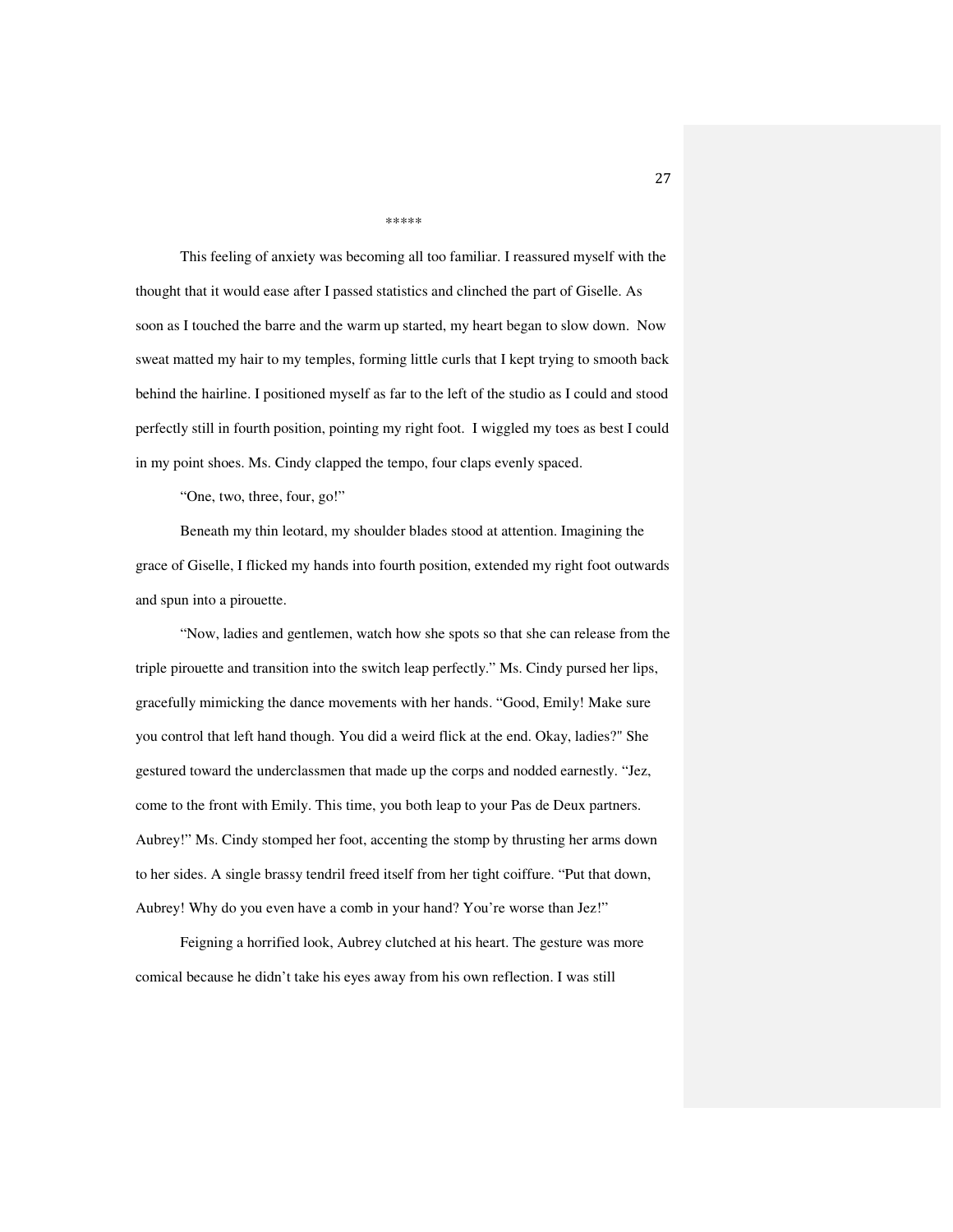\*\*\*\*\*

This feeling of anxiety was becoming all too familiar. I reassured myself with the thought that it would ease after I passed statistics and clinched the part of Giselle. As soon as I touched the barre and the warm up started, my heart began to slow down. Now sweat matted my hair to my temples, forming little curls that I kept trying to smooth back behind the hairline. I positioned myself as far to the left of the studio as I could and stood perfectly still in fourth position, pointing my right foot. I wiggled my toes as best I could in my point shoes. Ms. Cindy clapped the tempo, four claps evenly spaced.

"One, two, three, four, go!"

Beneath my thin leotard, my shoulder blades stood at attention. Imagining the grace of Giselle, I flicked my hands into fourth position, extended my right foot outwards and spun into a pirouette.

"Now, ladies and gentlemen, watch how she spots so that she can release from the triple pirouette and transition into the switch leap perfectly." Ms. Cindy pursed her lips, gracefully mimicking the dance movements with her hands. "Good, Emily! Make sure you control that left hand though. You did a weird flick at the end. Okay, ladies?" She gestured toward the underclassmen that made up the corps and nodded earnestly. "Jez, come to the front with Emily. This time, you both leap to your Pas de Deux partners. Aubrey!" Ms. Cindy stomped her foot, accenting the stomp by thrusting her arms down to her sides. A single brassy tendril freed itself from her tight coiffure. "Put that down, Aubrey! Why do you even have a comb in your hand? You're worse than Jez!"

Feigning a horrified look, Aubrey clutched at his heart. The gesture was more comical because he didn't take his eyes away from his own reflection. I was still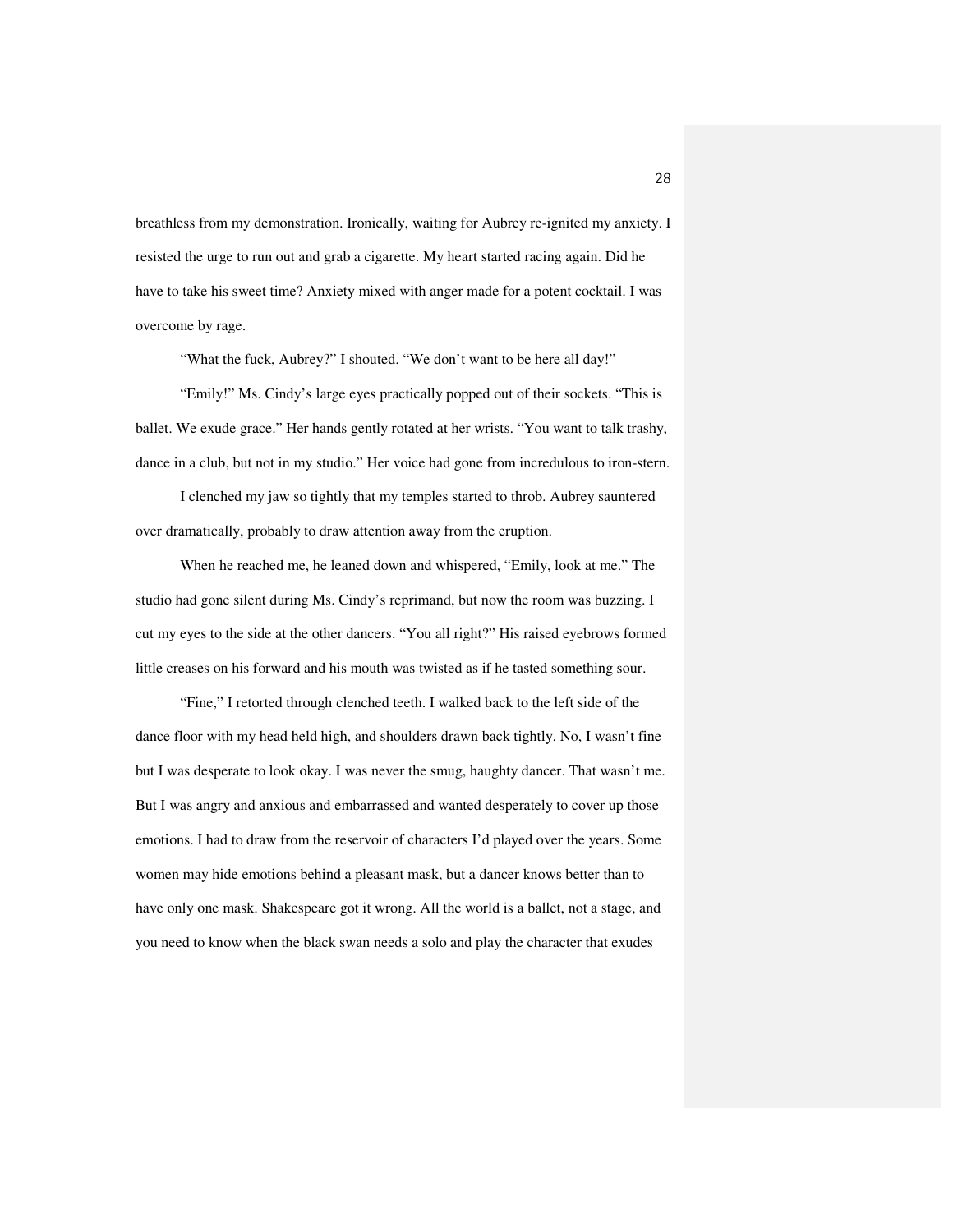breathless from my demonstration. Ironically, waiting for Aubrey re-ignited my anxiety. I resisted the urge to run out and grab a cigarette. My heart started racing again. Did he have to take his sweet time? Anxiety mixed with anger made for a potent cocktail. I was overcome by rage.

"What the fuck, Aubrey?" I shouted. "We don't want to be here all day!"

"Emily!" Ms. Cindy's large eyes practically popped out of their sockets. "This is ballet. We exude grace." Her hands gently rotated at her wrists. "You want to talk trashy, dance in a club, but not in my studio." Her voice had gone from incredulous to iron-stern.

I clenched my jaw so tightly that my temples started to throb. Aubrey sauntered over dramatically, probably to draw attention away from the eruption.

When he reached me, he leaned down and whispered, "Emily, look at me." The studio had gone silent during Ms. Cindy's reprimand, but now the room was buzzing. I cut my eyes to the side at the other dancers. "You all right?" His raised eyebrows formed little creases on his forward and his mouth was twisted as if he tasted something sour.

"Fine," I retorted through clenched teeth. I walked back to the left side of the dance floor with my head held high, and shoulders drawn back tightly. No, I wasn't fine but I was desperate to look okay. I was never the smug, haughty dancer. That wasn't me. But I was angry and anxious and embarrassed and wanted desperately to cover up those emotions. I had to draw from the reservoir of characters I'd played over the years. Some women may hide emotions behind a pleasant mask, but a dancer knows better than to have only one mask. Shakespeare got it wrong. All the world is a ballet, not a stage, and you need to know when the black swan needs a solo and play the character that exudes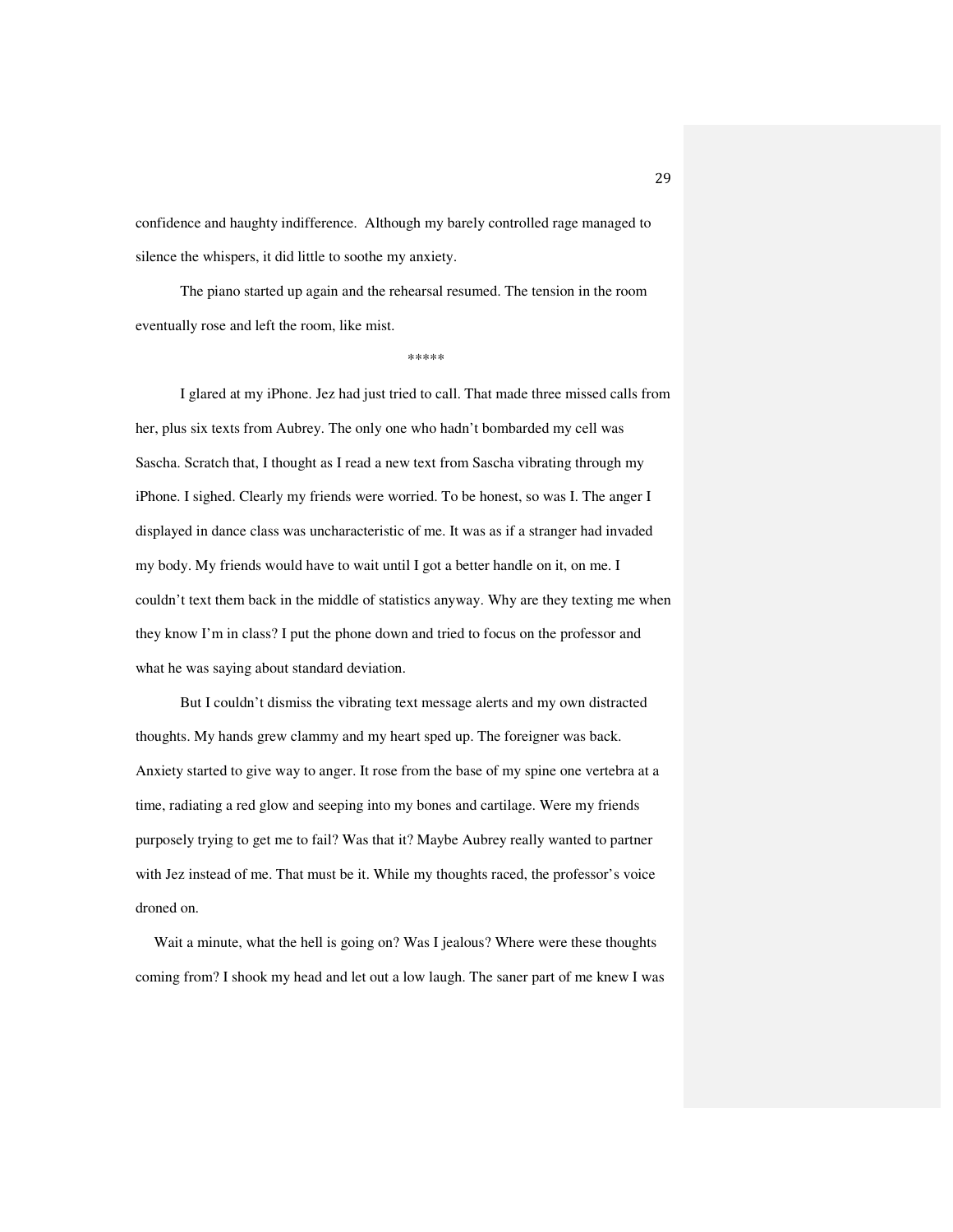confidence and haughty indifference. Although my barely controlled rage managed to silence the whispers, it did little to soothe my anxiety.

The piano started up again and the rehearsal resumed. The tension in the room eventually rose and left the room, like mist.

*****

I glared at my iPhone. Jez had just tried to call. That made three missed calls from her, plus six texts from Aubrey. The only one who hadn't bombarded my cell was Sascha. Scratch that, I thought as I read a new text from Sascha vibrating through my iPhone. I sighed. Clearly my friends were worried. To be honest, so was I. The anger I displayed in dance class was uncharacteristic of me. It was as if a stranger had invaded my body. My friends would have to wait until I got a better handle on it, on me. I couldn't text them back in the middle of statistics anyway. Why are they texting me when they know I'm in class? I put the phone down and tried to focus on the professor and what he was saying about standard deviation.

But I couldn't dismiss the vibrating text message alerts and my own distracted thoughts. My hands grew clammy and my heart sped up. The foreigner was back. Anxiety started to give way to anger. It rose from the base of my spine one vertebra at a time, radiating a red glow and seeping into my bones and cartilage. Were my friends purposely trying to get me to fail? Was that it? Maybe Aubrey really wanted to partner with Jez instead of me. That must be it. While my thoughts raced, the professor's voice droned on.

Wait a minute, what the hell is going on? Was I jealous? Where were these thoughts coming from? I shook my head and let out a low laugh. The saner part of me knew I was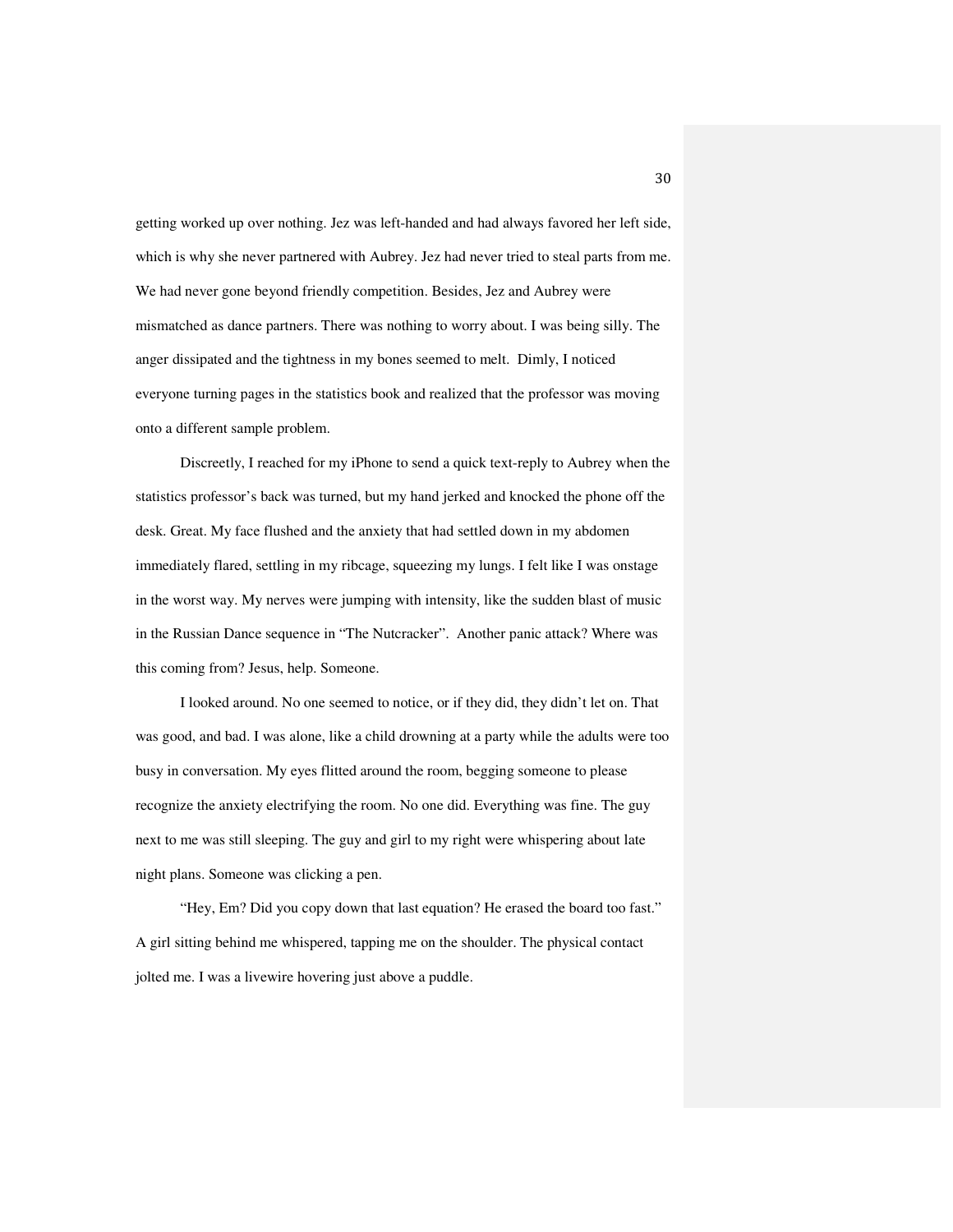getting worked up over nothing. Jez was left-handed and had always favored her left side, which is why she never partnered with Aubrey. Jez had never tried to steal parts from me. We had never gone beyond friendly competition. Besides, Jez and Aubrey were mismatched as dance partners. There was nothing to worry about. I was being silly. The anger dissipated and the tightness in my bones seemed to melt. Dimly, I noticed everyone turning pages in the statistics book and realized that the professor was moving onto a different sample problem.

Discreetly, I reached for my iPhone to send a quick text-reply to Aubrey when the statistics professor's back was turned, but my hand jerked and knocked the phone off the desk. Great. My face flushed and the anxiety that had settled down in my abdomen immediately flared, settling in my ribcage, squeezing my lungs. I felt like I was onstage in the worst way. My nerves were jumping with intensity, like the sudden blast of music in the Russian Dance sequence in "The Nutcracker". Another panic attack? Where was this coming from? Jesus, help. Someone.

I looked around. No one seemed to notice, or if they did, they didn't let on. That was good, and bad. I was alone, like a child drowning at a party while the adults were too busy in conversation. My eyes flitted around the room, begging someone to please recognize the anxiety electrifying the room. No one did. Everything was fine. The guy next to me was still sleeping. The guy and girl to my right were whispering about late night plans. Someone was clicking a pen.

"Hey, Em? Did you copy down that last equation? He erased the board too fast." A girl sitting behind me whispered, tapping me on the shoulder. The physical contact jolted me. I was a livewire hovering just above a puddle.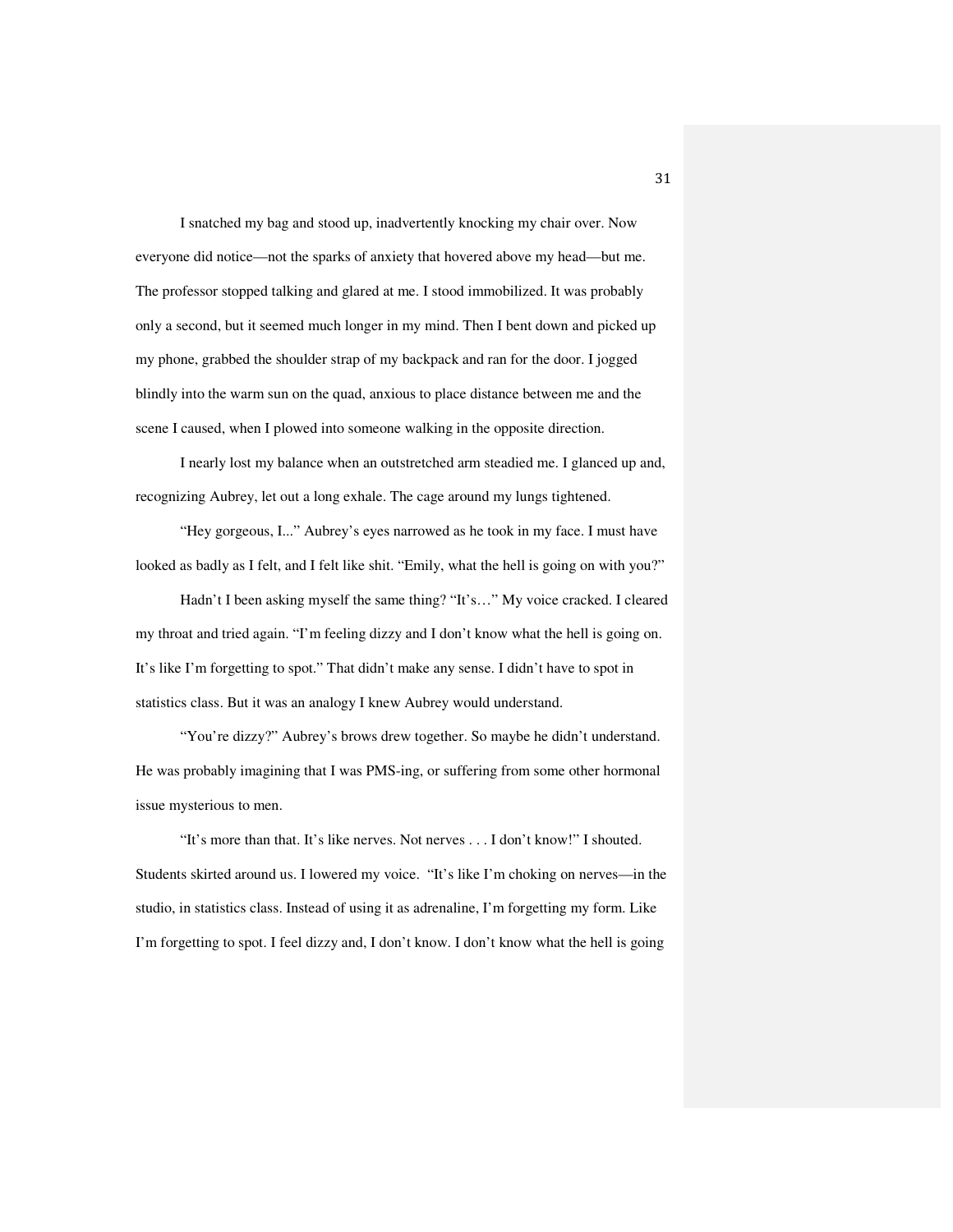I snatched my bag and stood up, inadvertently knocking my chair over. Now everyone did notice—not the sparks of anxiety that hovered above my head—but me. The professor stopped talking and glared at me. I stood immobilized. It was probably only a second, but it seemed much longer in my mind. Then I bent down and picked up my phone, grabbed the shoulder strap of my backpack and ran for the door. I jogged blindly into the warm sun on the quad, anxious to place distance between me and the scene I caused, when I plowed into someone walking in the opposite direction.

I nearly lost my balance when an outstretched arm steadied me. I glanced up and, recognizing Aubrey, let out a long exhale. The cage around my lungs tightened.

"Hey gorgeous, I..." Aubrey's eyes narrowed as he took in my face. I must have looked as badly as I felt, and I felt like shit. "Emily, what the hell is going on with you?"

Hadn't I been asking myself the same thing? "It's…" My voice cracked. I cleared my throat and tried again. "I'm feeling dizzy and I don't know what the hell is going on. It's like I'm forgetting to spot." That didn't make any sense. I didn't have to spot in statistics class. But it was an analogy I knew Aubrey would understand.

"You're dizzy?" Aubrey's brows drew together. So maybe he didn't understand. He was probably imagining that I was PMS-ing, or suffering from some other hormonal issue mysterious to men.

"It's more than that. It's like nerves. Not nerves . . . I don't know!" I shouted. Students skirted around us. I lowered my voice. "It's like I'm choking on nerves—in the studio, in statistics class. Instead of using it as adrenaline, I'm forgetting my form. Like I'm forgetting to spot. I feel dizzy and, I don't know. I don't know what the hell is going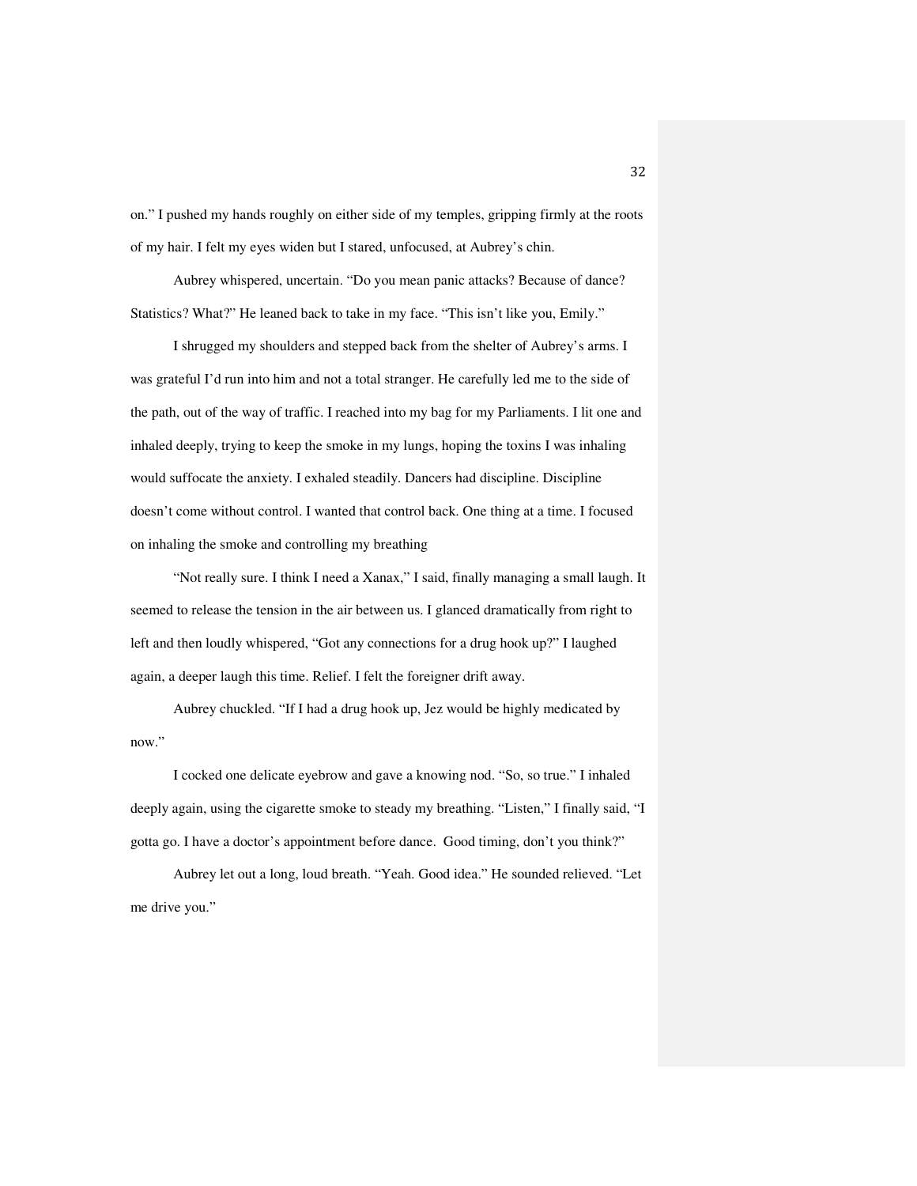on." I pushed my hands roughly on either side of my temples, gripping firmly at the roots of my hair. I felt my eyes widen but I stared, unfocused, at Aubrey's chin.

Aubrey whispered, uncertain. "Do you mean panic attacks? Because of dance? Statistics? What?" He leaned back to take in my face. "This isn't like you, Emily."

I shrugged my shoulders and stepped back from the shelter of Aubrey's arms. I was grateful I'd run into him and not a total stranger. He carefully led me to the side of the path, out of the way of traffic. I reached into my bag for my Parliaments. I lit one and inhaled deeply, trying to keep the smoke in my lungs, hoping the toxins I was inhaling would suffocate the anxiety. I exhaled steadily. Dancers had discipline. Discipline doesn't come without control. I wanted that control back. One thing at a time. I focused on inhaling the smoke and controlling my breathing

"Not really sure. I think I need a Xanax," I said, finally managing a small laugh. It seemed to release the tension in the air between us. I glanced dramatically from right to left and then loudly whispered, "Got any connections for a drug hook up?" I laughed again, a deeper laugh this time. Relief. I felt the foreigner drift away.

Aubrey chuckled. "If I had a drug hook up, Jez would be highly medicated by now."

I cocked one delicate eyebrow and gave a knowing nod. "So, so true." I inhaled deeply again, using the cigarette smoke to steady my breathing. "Listen," I finally said, "I gotta go. I have a doctor's appointment before dance.  Good timing, don't you think?"

Aubrey let out a long, loud breath. "Yeah. Good idea." He sounded relieved. "Let me drive you."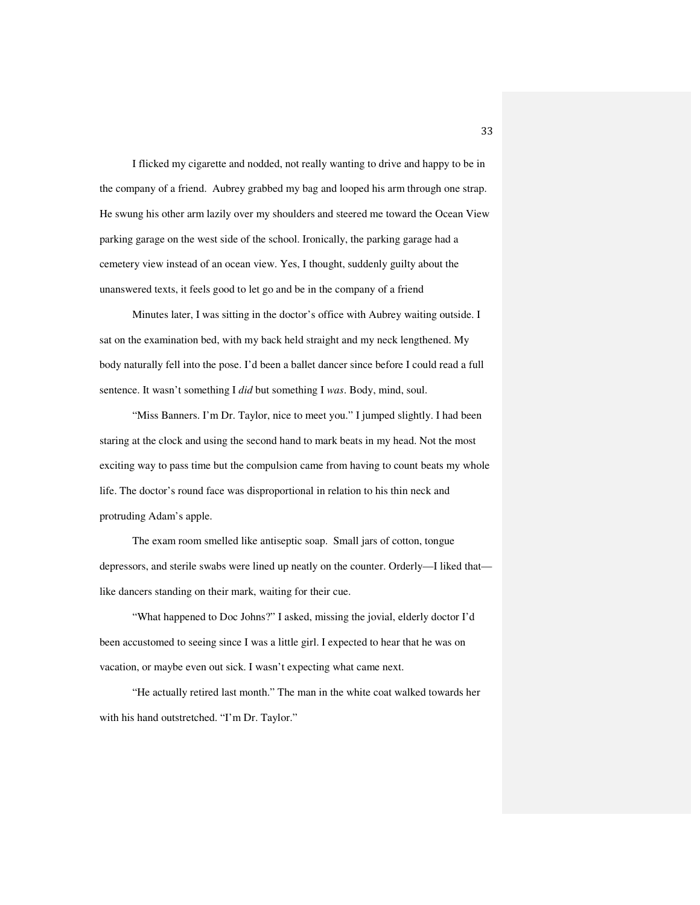I flicked my cigarette and nodded, not really wanting to drive and happy to be in the company of a friend.  Aubrey grabbed my bag and looped his arm through one strap. He swung his other arm lazily over my shoulders and steered me toward the Ocean View parking garage on the west side of the school. Ironically, the parking garage had a cemetery view instead of an ocean view. Yes, I thought, suddenly guilty about the unanswered texts, it feels good to let go and be in the company of a friend

Minutes later, I was sitting in the doctor's office with Aubrey waiting outside. I sat on the examination bed, with my back held straight and my neck lengthened. My body naturally fell into the pose. I'd been a ballet dancer since before I could read a full sentence. It wasn't something I *did* but something I *was*. Body, mind, soul.

"Miss Banners. I'm Dr. Taylor, nice to meet you." I jumped slightly. I had been staring at the clock and using the second hand to mark beats in my head. Not the most exciting way to pass time but the compulsion came from having to count beats my whole life. The doctor's round face was disproportional in relation to his thin neck and protruding Adam's apple.

The exam room smelled like antiseptic soap.  Small jars of cotton, tongue depressors, and sterile swabs were lined up neatly on the counter. Orderly—I liked that—like dancers standing on their mark, waiting for their cue.

"What happened to Doc Johns?" I asked, missing the jovial, elderly doctor I'd been accustomed to seeing since I was a little girl. I expected to hear that he was on vacation, or maybe even out sick. I wasn't expecting what came next.

"He actually retired last month." The man in the white coat walked towards her with his hand outstretched. "I'm Dr. Taylor."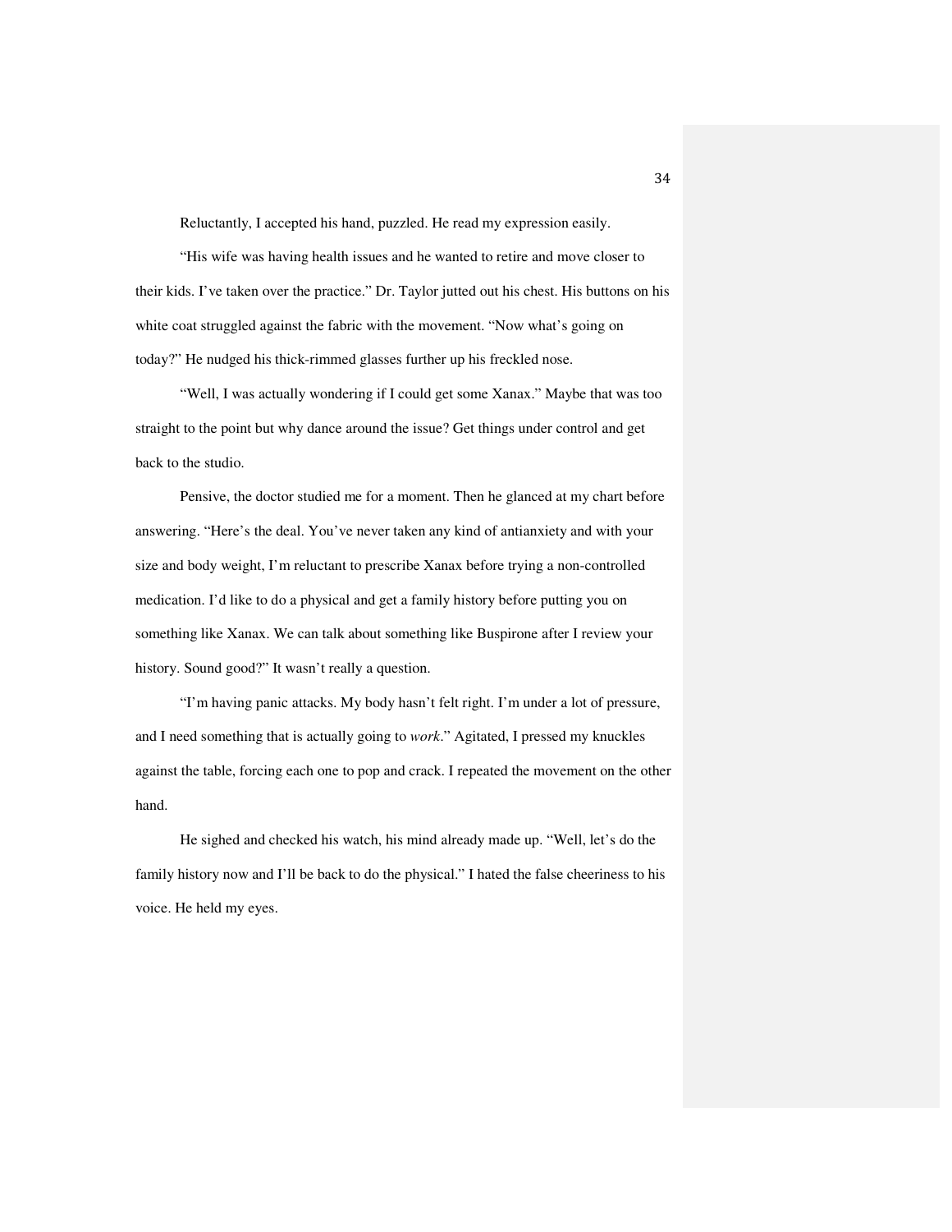Reluctantly, I accepted his hand, puzzled. He read my expression easily.

"His wife was having health issues and he wanted to retire and move closer to their kids. I've taken over the practice." Dr. Taylor jutted out his chest. His buttons on his white coat struggled against the fabric with the movement. "Now what's going on today?" He nudged his thick-rimmed glasses further up his freckled nose.

"Well, I was actually wondering if I could get some Xanax." Maybe that was too straight to the point but why dance around the issue? Get things under control and get back to the studio.

Pensive, the doctor studied me for a moment. Then he glanced at my chart before answering. "Here's the deal. You've never taken any kind of antianxiety and with your size and body weight, I'm reluctant to prescribe Xanax before trying a non-controlled medication. I'd like to do a physical and get a family history before putting you on something like Xanax. We can talk about something like Buspirone after I review your history. Sound good?" It wasn't really a question.

"I'm having panic attacks. My body hasn't felt right. I'm under a lot of pressure, and I need something that is actually going to *work*." Agitated, I pressed my knuckles against the table, forcing each one to pop and crack. I repeated the movement on the other hand.

He sighed and checked his watch, his mind already made up. "Well, let's do the family history now and I'll be back to do the physical." I hated the false cheeriness to his voice. He held my eyes.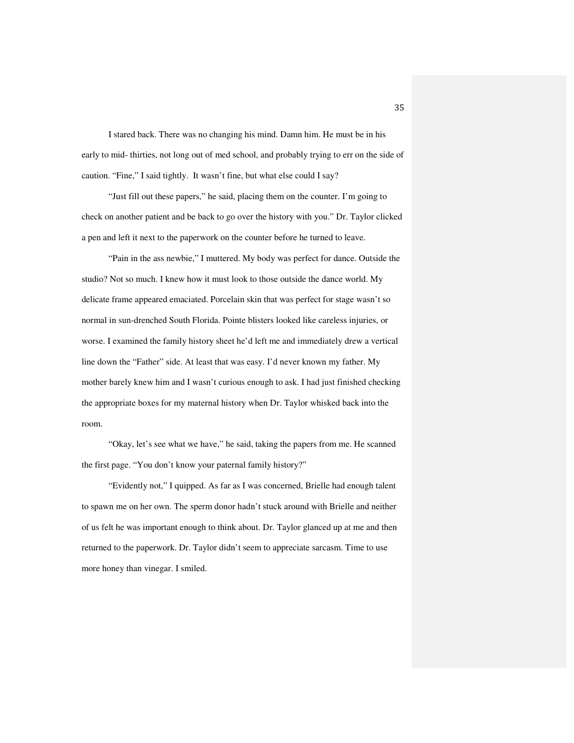I stared back. There was no changing his mind. Damn him. He must be in his early to mid- thirties, not long out of med school, and probably trying to err on the side of caution. “Fine,” I said tightly.  It wasn’t fine, but what else could I say?

“Just fill out these papers,” he said, placing them on the counter. I’m going to check on another patient and be back to go over the history with you.” Dr. Taylor clicked a pen and left it next to the paperwork on the counter before he turned to leave.

“Pain in the ass newbie,” I muttered. My body was perfect for dance. Outside the studio? Not so much. I knew how it must look to those outside the dance world. My delicate frame appeared emaciated. Porcelain skin that was perfect for stage wasn’t so normal in sun-drenched South Florida. Pointe blisters looked like careless injuries, or worse. I examined the family history sheet he’d left me and immediately drew a vertical line down the “Father” side. At least that was easy. I’d never known my father. My mother barely knew him and I wasn’t curious enough to ask. I had just finished checking the appropriate boxes for my maternal history when Dr. Taylor whisked back into the room.

“Okay, let’s see what we have,” he said, taking the papers from me. He scanned the first page. “You don’t know your paternal family history?”

“Evidently not,” I quipped. As far as I was concerned, Brielle had enough talent to spawn me on her own. The sperm donor hadn’t stuck around with Brielle and neither of us felt he was important enough to think about. Dr. Taylor glanced up at me and then returned to the paperwork. Dr. Taylor didn’t seem to appreciate sarcasm. Time to use more honey than vinegar. I smiled.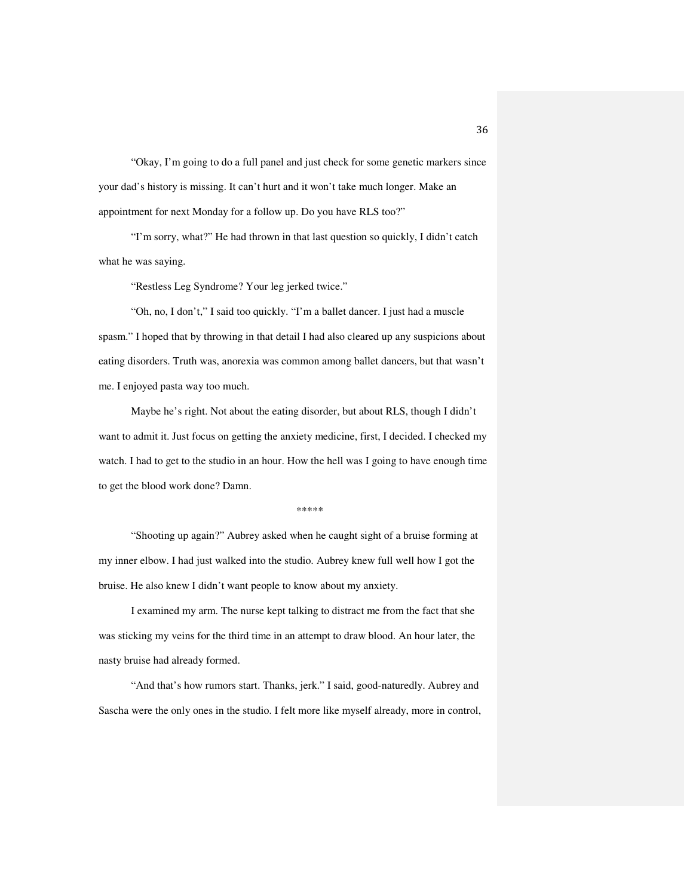"Okay, I'm going to do a full panel and just check for some genetic markers since your dad's history is missing. It can't hurt and it won't take much longer. Make an appointment for next Monday for a follow up. Do you have RLS too?"

"I'm sorry, what?" He had thrown in that last question so quickly, I didn't catch what he was saying.

"Restless Leg Syndrome? Your leg jerked twice."

"Oh, no, I don't," I said too quickly. "I'm a ballet dancer. I just had a muscle spasm." I hoped that by throwing in that detail I had also cleared up any suspicions about eating disorders. Truth was, anorexia was common among ballet dancers, but that wasn't me. I enjoyed pasta way too much.

Maybe he's right. Not about the eating disorder, but about RLS, though I didn't want to admit it. Just focus on getting the anxiety medicine, first, I decided. I checked my watch. I had to get to the studio in an hour. How the hell was I going to have enough time to get the blood work done? Damn.

*****

"Shooting up again?" Aubrey asked when he caught sight of a bruise forming at my inner elbow. I had just walked into the studio. Aubrey knew full well how I got the bruise. He also knew I didn't want people to know about my anxiety.

I examined my arm. The nurse kept talking to distract me from the fact that she was sticking my veins for the third time in an attempt to draw blood. An hour later, the nasty bruise had already formed.

"And that's how rumors start. Thanks, jerk." I said, good-naturedly. Aubrey and Sascha were the only ones in the studio. I felt more like myself already, more in control,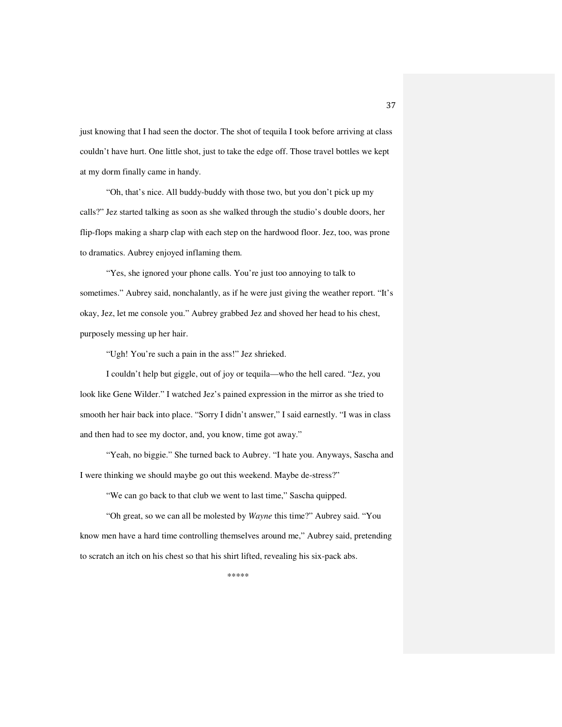just knowing that I had seen the doctor. The shot of tequila I took before arriving at class couldn't have hurt. One little shot, just to take the edge off. Those travel bottles we kept at my dorm finally came in handy.

"Oh, that's nice. All buddy-buddy with those two, but you don't pick up my calls?" Jez started talking as soon as she walked through the studio's double doors, her flip-flops making a sharp clap with each step on the hardwood floor. Jez, too, was prone to dramatics. Aubrey enjoyed inflaming them.

"Yes, she ignored your phone calls. You're just too annoying to talk to sometimes." Aubrey said, nonchalantly, as if he were just giving the weather report. "It's okay, Jez, let me console you." Aubrey grabbed Jez and shoved her head to his chest, purposely messing up her hair.

"Ugh! You're such a pain in the ass!" Jez shrieked.

I couldn't help but giggle, out of joy or tequila—who the hell cared. "Jez, you look like Gene Wilder." I watched Jez's pained expression in the mirror as she tried to smooth her hair back into place. "Sorry I didn't answer," I said earnestly. "I was in class and then had to see my doctor, and, you know, time got away."

"Yeah, no biggie." She turned back to Aubrey. "I hate you. Anyways, Sascha and I were thinking we should maybe go out this weekend. Maybe de-stress?"

"We can go back to that club we went to last time," Sascha quipped.

"Oh great, so we can all be molested by *Wayne* this time?" Aubrey said. "You know men have a hard time controlling themselves around me," Aubrey said, pretending to scratch an itch on his chest so that his shirt lifted, revealing his six-pack abs.

*****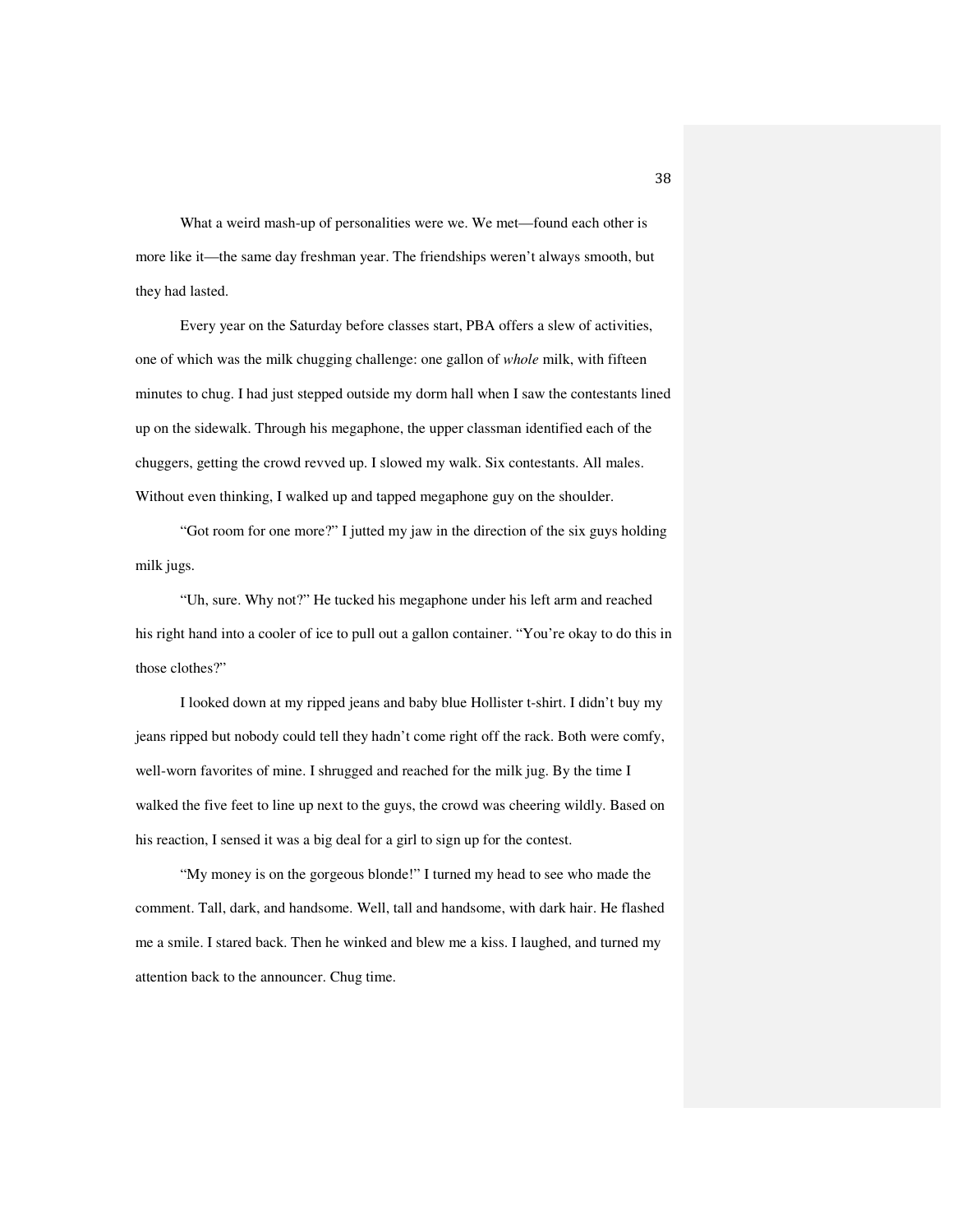What a weird mash-up of personalities were we. We met—found each other is more like it—the same day freshman year. The friendships weren't always smooth, but they had lasted.

Every year on the Saturday before classes start, PBA offers a slew of activities, one of which was the milk chugging challenge: one gallon of *whole* milk, with fifteen minutes to chug. I had just stepped outside my dorm hall when I saw the contestants lined up on the sidewalk. Through his megaphone, the upper classman identified each of the chuggers, getting the crowd revved up. I slowed my walk. Six contestants. All males. Without even thinking, I walked up and tapped megaphone guy on the shoulder.

"Got room for one more?" I jutted my jaw in the direction of the six guys holding milk jugs.

"Uh, sure. Why not?" He tucked his megaphone under his left arm and reached his right hand into a cooler of ice to pull out a gallon container. "You're okay to do this in those clothes?"

I looked down at my ripped jeans and baby blue Hollister t-shirt. I didn't buy my jeans ripped but nobody could tell they hadn't come right off the rack. Both were comfy, well-worn favorites of mine. I shrugged and reached for the milk jug. By the time I walked the five feet to line up next to the guys, the crowd was cheering wildly. Based on his reaction, I sensed it was a big deal for a girl to sign up for the contest.

"My money is on the gorgeous blonde!" I turned my head to see who made the comment. Tall, dark, and handsome. Well, tall and handsome, with dark hair. He flashed me a smile. I stared back. Then he winked and blew me a kiss. I laughed, and turned my attention back to the announcer. Chug time.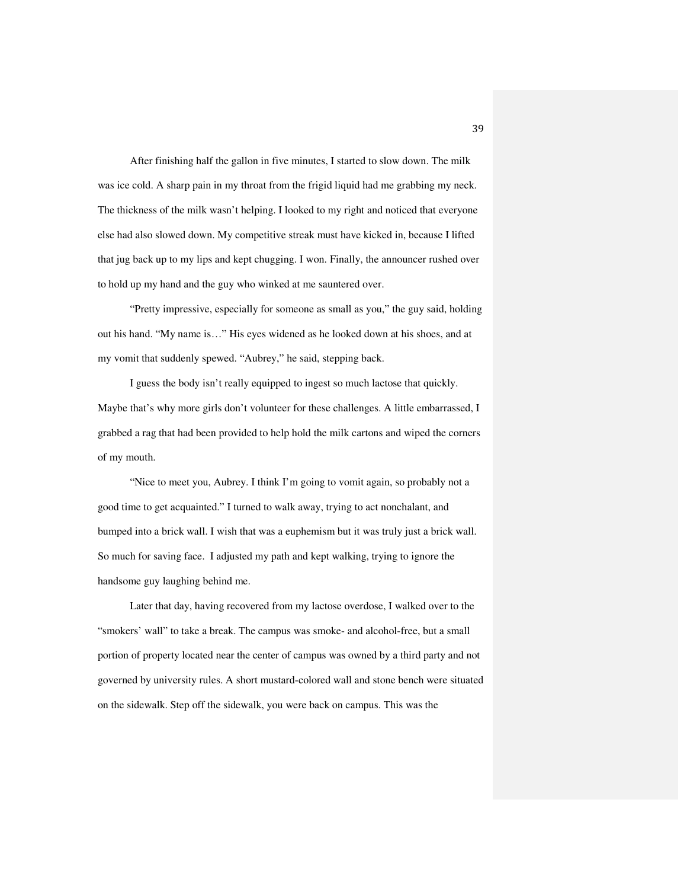After finishing half the gallon in five minutes, I started to slow down. The milk was ice cold. A sharp pain in my throat from the frigid liquid had me grabbing my neck. The thickness of the milk wasn't helping. I looked to my right and noticed that everyone else had also slowed down. My competitive streak must have kicked in, because I lifted that jug back up to my lips and kept chugging. I won. Finally, the announcer rushed over to hold up my hand and the guy who winked at me sauntered over.

"Pretty impressive, especially for someone as small as you," the guy said, holding out his hand. "My name is…" His eyes widened as he looked down at his shoes, and at my vomit that suddenly spewed. "Aubrey," he said, stepping back.

I guess the body isn't really equipped to ingest so much lactose that quickly. Maybe that's why more girls don't volunteer for these challenges. A little embarrassed, I grabbed a rag that had been provided to help hold the milk cartons and wiped the corners of my mouth.

"Nice to meet you, Aubrey. I think I'm going to vomit again, so probably not a good time to get acquainted." I turned to walk away, trying to act nonchalant, and bumped into a brick wall. I wish that was a euphemism but it was truly just a brick wall. So much for saving face. I adjusted my path and kept walking, trying to ignore the handsome guy laughing behind me.

Later that day, having recovered from my lactose overdose, I walked over to the "smokers' wall" to take a break. The campus was smoke- and alcohol-free, but a small portion of property located near the center of campus was owned by a third party and not governed by university rules. A short mustard-colored wall and stone bench were situated on the sidewalk. Step off the sidewalk, you were back on campus. This was the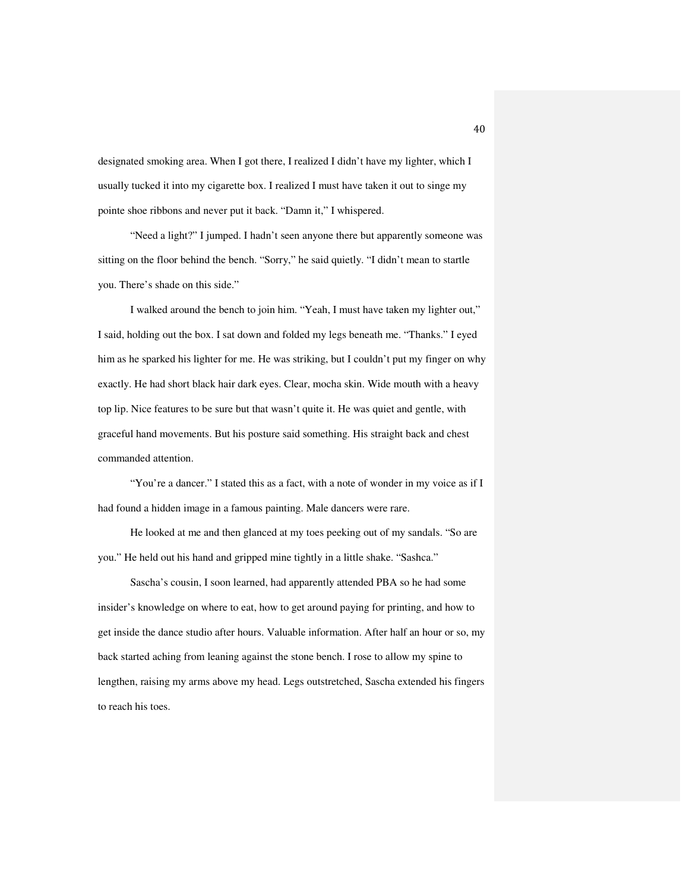designated smoking area. When I got there, I realized I didn't have my lighter, which I usually tucked it into my cigarette box. I realized I must have taken it out to singe my pointe shoe ribbons and never put it back. "Damn it," I whispered.

"Need a light?" I jumped. I hadn't seen anyone there but apparently someone was sitting on the floor behind the bench. "Sorry," he said quietly. "I didn't mean to startle you. There's shade on this side."

I walked around the bench to join him. "Yeah, I must have taken my lighter out," I said, holding out the box. I sat down and folded my legs beneath me. "Thanks." I eyed him as he sparked his lighter for me. He was striking, but I couldn't put my finger on why exactly. He had short black hair dark eyes. Clear, mocha skin. Wide mouth with a heavy top lip. Nice features to be sure but that wasn't quite it. He was quiet and gentle, with graceful hand movements. But his posture said something. His straight back and chest commanded attention.

"You're a dancer." I stated this as a fact, with a note of wonder in my voice as if I had found a hidden image in a famous painting. Male dancers were rare.

He looked at me and then glanced at my toes peeking out of my sandals. "So are you." He held out his hand and gripped mine tightly in a little shake. "Sashca."

Sascha's cousin, I soon learned, had apparently attended PBA so he had some insider's knowledge on where to eat, how to get around paying for printing, and how to get inside the dance studio after hours. Valuable information. After half an hour or so, my back started aching from leaning against the stone bench. I rose to allow my spine to lengthen, raising my arms above my head. Legs outstretched, Sascha extended his fingers to reach his toes.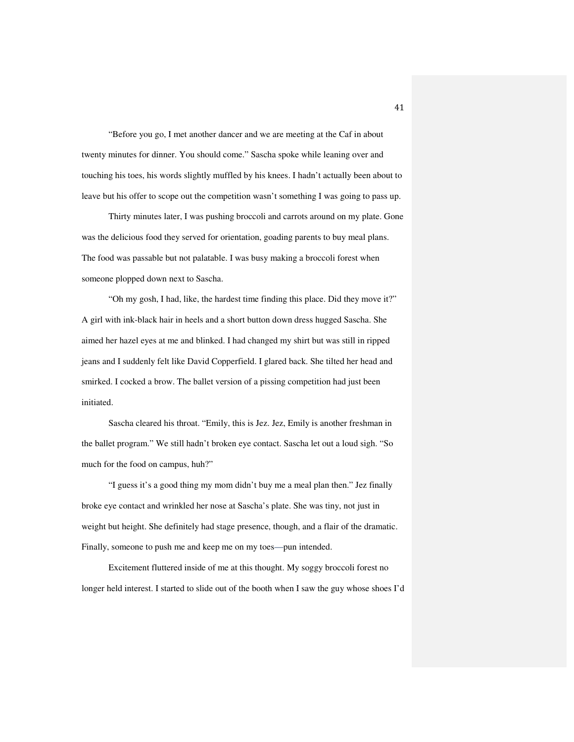"Before you go, I met another dancer and we are meeting at the Caf in about twenty minutes for dinner. You should come." Sascha spoke while leaning over and touching his toes, his words slightly muffled by his knees. I hadn't actually been about to leave but his offer to scope out the competition wasn't something I was going to pass up.

Thirty minutes later, I was pushing broccoli and carrots around on my plate. Gone was the delicious food they served for orientation, goading parents to buy meal plans. The food was passable but not palatable. I was busy making a broccoli forest when someone plopped down next to Sascha.

"Oh my gosh, I had, like, the hardest time finding this place. Did they move it?" A girl with ink-black hair in heels and a short button down dress hugged Sascha. She aimed her hazel eyes at me and blinked. I had changed my shirt but was still in ripped jeans and I suddenly felt like David Copperfield. I glared back. She tilted her head and smirked. I cocked a brow. The ballet version of a pissing competition had just been initiated.

Sascha cleared his throat. "Emily, this is Jez. Jez, Emily is another freshman in the ballet program." We still hadn't broken eye contact. Sascha let out a loud sigh. "So much for the food on campus, huh?"

"I guess it's a good thing my mom didn't buy me a meal plan then." Jez finally broke eye contact and wrinkled her nose at Sascha's plate. She was tiny, not just in weight but height. She definitely had stage presence, though, and a flair of the dramatic. Finally, someone to push me and keep me on my toes—pun intended.

Excitement fluttered inside of me at this thought. My soggy broccoli forest no longer held interest. I started to slide out of the booth when I saw the guy whose shoes I'd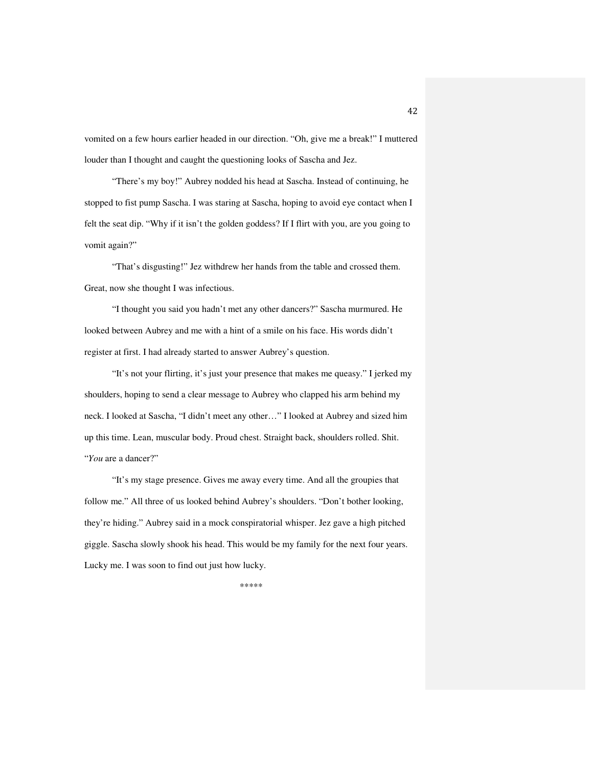vomited on a few hours earlier headed in our direction. “Oh, give me a break!” I muttered louder than I thought and caught the questioning looks of Sascha and Jez.

“There’s my boy!” Aubrey nodded his head at Sascha. Instead of continuing, he stopped to fist pump Sascha. I was staring at Sascha, hoping to avoid eye contact when I felt the seat dip. “Why if it isn’t the golden goddess? If I flirt with you, are you going to vomit again?”

“That’s disgusting!” Jez withdrew her hands from the table and crossed them. Great, now she thought I was infectious.

“I thought you said you hadn’t met any other dancers?” Sascha murmured. He looked between Aubrey and me with a hint of a smile on his face. His words didn’t register at first. I had already started to answer Aubrey’s question.

“It’s not your flirting, it’s just your presence that makes me queasy.” I jerked my shoulders, hoping to send a clear message to Aubrey who clapped his arm behind my neck. I looked at Sascha, “I didn’t meet any other…” I looked at Aubrey and sized him up this time. Lean, muscular body. Proud chest. Straight back, shoulders rolled. Shit. “*You* are a dancer?”

“It’s my stage presence. Gives me away every time. And all the groupies that follow me.” All three of us looked behind Aubrey’s shoulders. “Don’t bother looking, they’re hiding.” Aubrey said in a mock conspiratorial whisper. Jez gave a high pitched giggle. Sascha slowly shook his head. This would be my family for the next four years. Lucky me. I was soon to find out just how lucky.

*****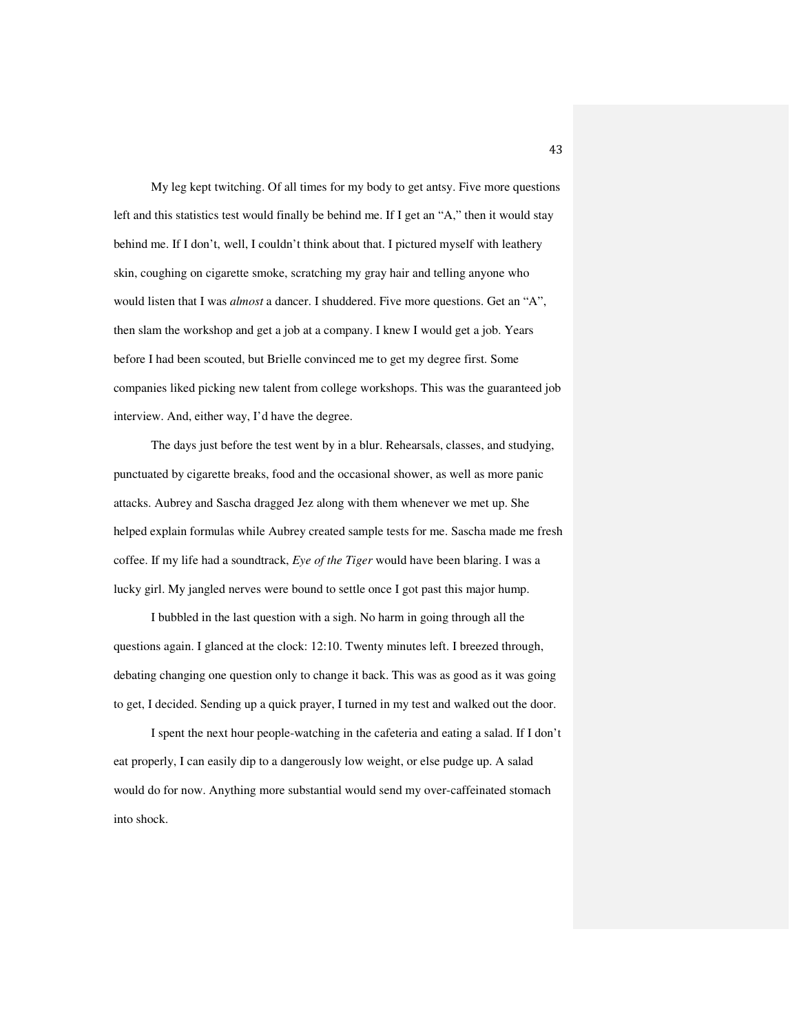My leg kept twitching. Of all times for my body to get antsy. Five more questions left and this statistics test would finally be behind me. If I get an "A," then it would stay behind me. If I don't, well, I couldn't think about that. I pictured myself with leathery skin, coughing on cigarette smoke, scratching my gray hair and telling anyone who would listen that I was *almost* a dancer. I shuddered. Five more questions. Get an "A", then slam the workshop and get a job at a company. I knew I would get a job. Years before I had been scouted, but Brielle convinced me to get my degree first. Some companies liked picking new talent from college workshops. This was the guaranteed job interview. And, either way, I'd have the degree.

The days just before the test went by in a blur. Rehearsals, classes, and studying, punctuated by cigarette breaks, food and the occasional shower, as well as more panic attacks. Aubrey and Sascha dragged Jez along with them whenever we met up. She helped explain formulas while Aubrey created sample tests for me. Sascha made me fresh coffee. If my life had a soundtrack, *Eye of the Tiger* would have been blaring. I was a lucky girl. My jangled nerves were bound to settle once I got past this major hump.

I bubbled in the last question with a sigh. No harm in going through all the questions again. I glanced at the clock: 12:10. Twenty minutes left. I breezed through, debating changing one question only to change it back. This was as good as it was going to get, I decided. Sending up a quick prayer, I turned in my test and walked out the door.

I spent the next hour people-watching in the cafeteria and eating a salad. If I don't eat properly, I can easily dip to a dangerously low weight, or else pudge up. A salad would do for now. Anything more substantial would send my over-caffeinated stomach into shock.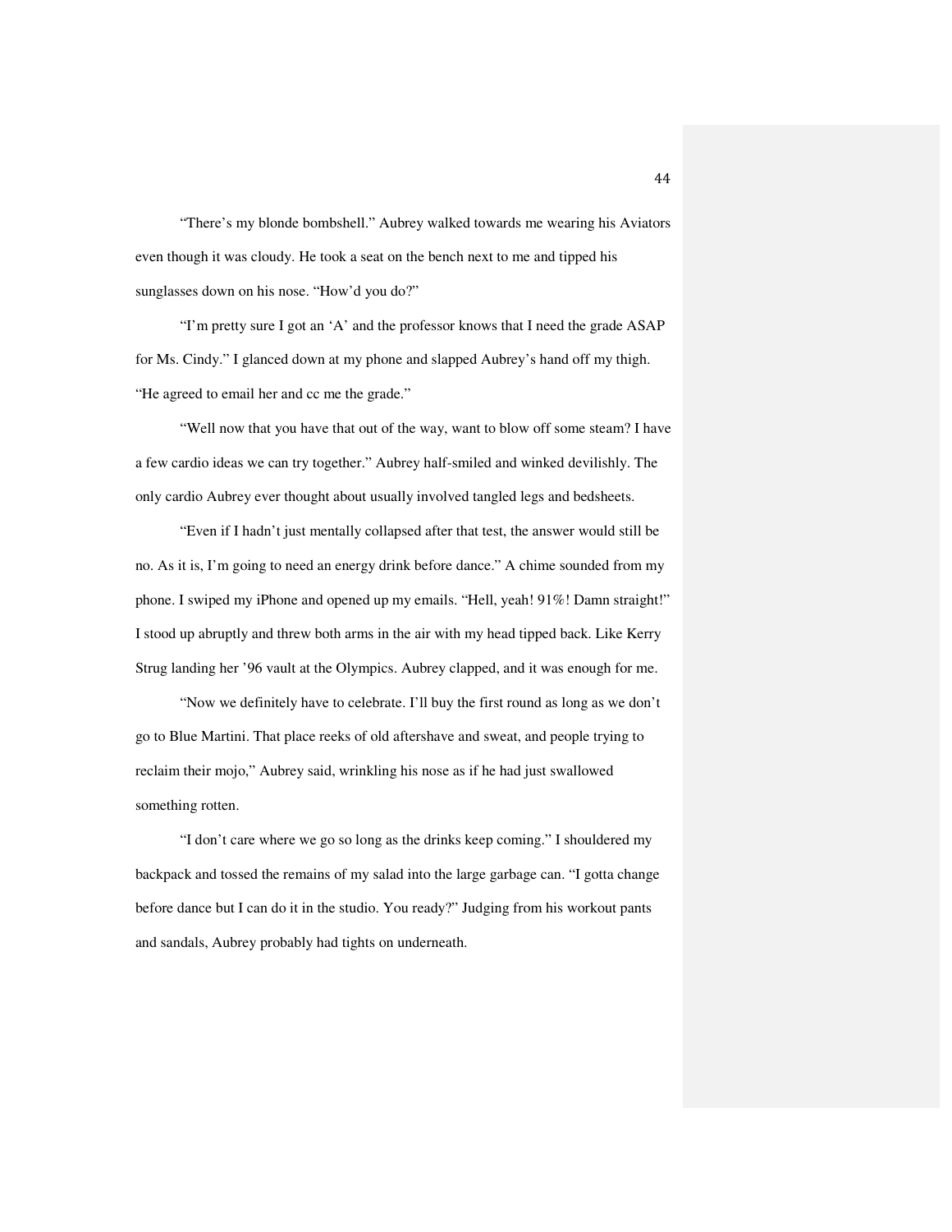"There's my blonde bombshell." Aubrey walked towards me wearing his Aviators even though it was cloudy. He took a seat on the bench next to me and tipped his sunglasses down on his nose. "How'd you do?"

"I'm pretty sure I got an 'A' and the professor knows that I need the grade ASAP for Ms. Cindy." I glanced down at my phone and slapped Aubrey's hand off my thigh. "He agreed to email her and cc me the grade."

"Well now that you have that out of the way, want to blow off some steam? I have a few cardio ideas we can try together." Aubrey half-smiled and winked devilishly. The only cardio Aubrey ever thought about usually involved tangled legs and bedsheets.

"Even if I hadn't just mentally collapsed after that test, the answer would still be no. As it is, I'm going to need an energy drink before dance." A chime sounded from my phone. I swiped my iPhone and opened up my emails. "Hell, yeah! 91%! Damn straight!" I stood up abruptly and threw both arms in the air with my head tipped back. Like Kerry Strug landing her '96 vault at the Olympics. Aubrey clapped, and it was enough for me.

"Now we definitely have to celebrate. I'll buy the first round as long as we don't go to Blue Martini. That place reeks of old aftershave and sweat, and people trying to reclaim their mojo," Aubrey said, wrinkling his nose as if he had just swallowed something rotten.

"I don't care where we go so long as the drinks keep coming." I shouldered my backpack and tossed the remains of my salad into the large garbage can. "I gotta change before dance but I can do it in the studio. You ready?" Judging from his workout pants and sandals, Aubrey probably had tights on underneath.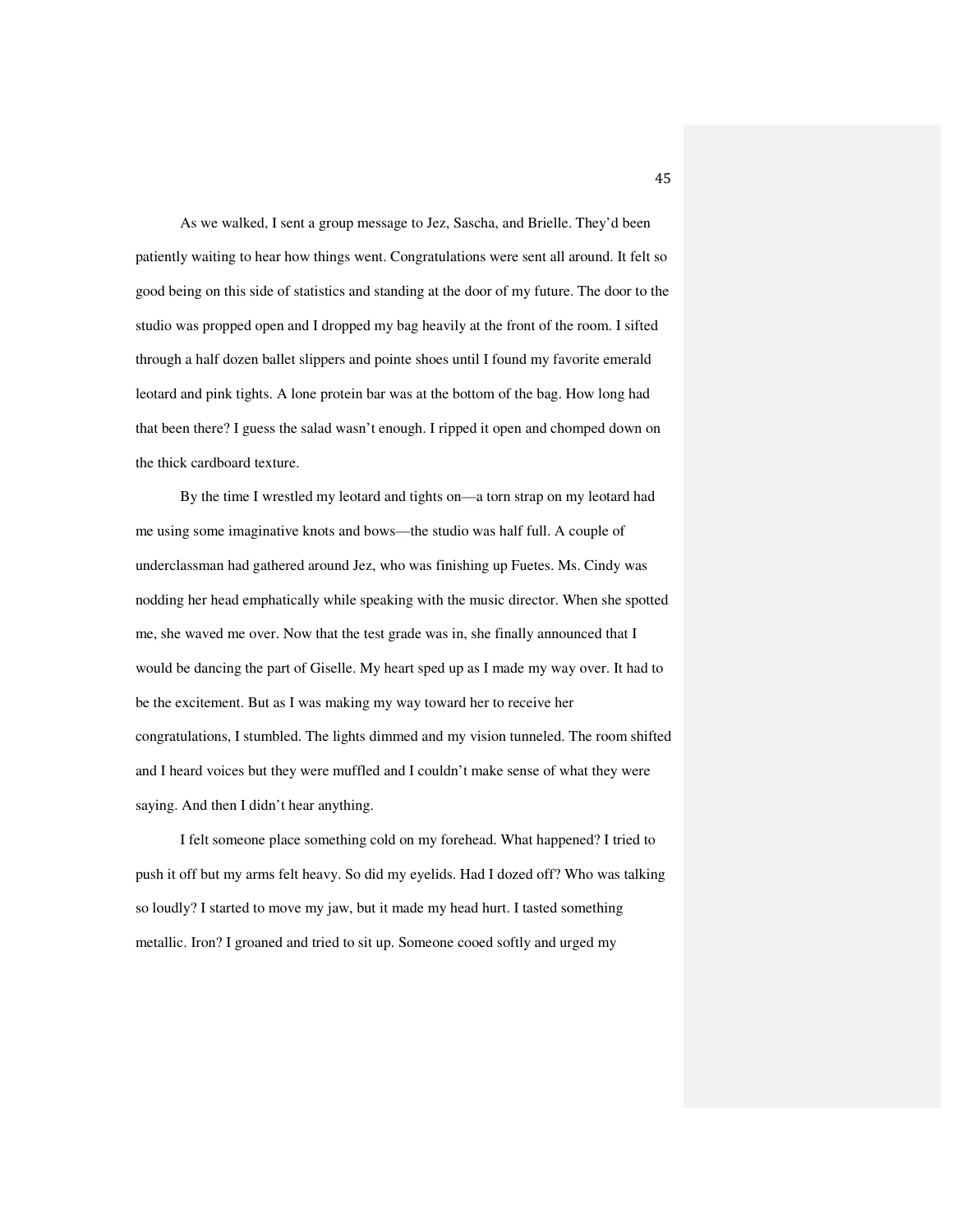As we walked, I sent a group message to Jez, Sascha, and Brielle. They'd been patiently waiting to hear how things went. Congratulations were sent all around. It felt so good being on this side of statistics and standing at the door of my future. The door to the studio was propped open and I dropped my bag heavily at the front of the room. I sifted through a half dozen ballet slippers and pointe shoes until I found my favorite emerald leotard and pink tights. A lone protein bar was at the bottom of the bag. How long had that been there? I guess the salad wasn't enough. I ripped it open and chomped down on the thick cardboard texture.

By the time I wrestled my leotard and tights on—a torn strap on my leotard had me using some imaginative knots and bows—the studio was half full. A couple of underclassman had gathered around Jez, who was finishing up Fuetes. Ms. Cindy was nodding her head emphatically while speaking with the music director. When she spotted me, she waved me over. Now that the test grade was in, she finally announced that I would be dancing the part of Giselle. My heart sped up as I made my way over. It had to be the excitement. But as I was making my way toward her to receive her congratulations, I stumbled. The lights dimmed and my vision tunneled. The room shifted and I heard voices but they were muffled and I couldn't make sense of what they were saying. And then I didn't hear anything.

I felt someone place something cold on my forehead. What happened? I tried to push it off but my arms felt heavy. So did my eyelids. Had I dozed off? Who was talking so loudly? I started to move my jaw, but it made my head hurt. I tasted something metallic. Iron? I groaned and tried to sit up. Someone cooed softly and urged my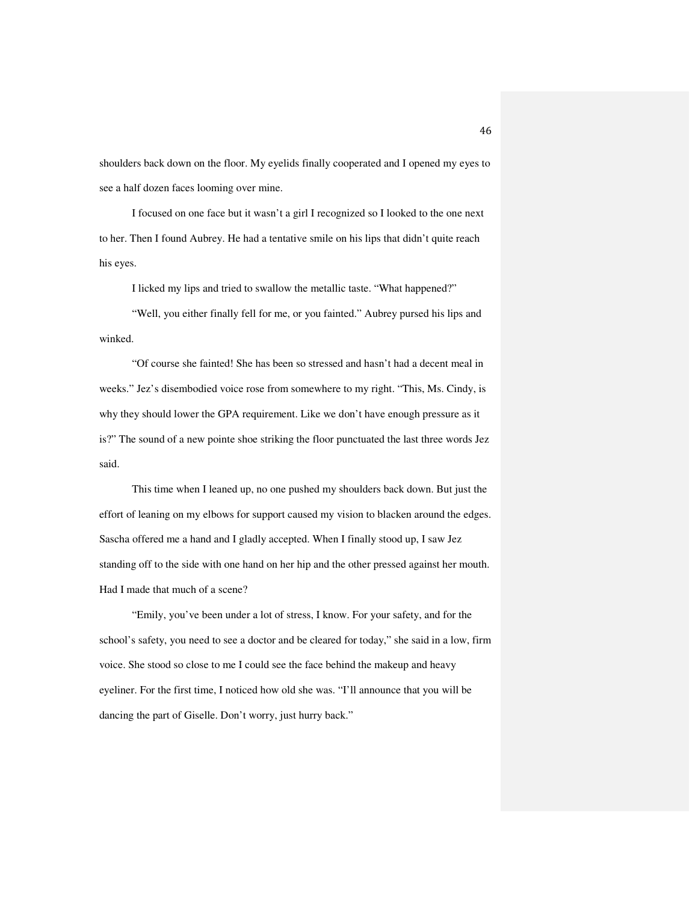shoulders back down on the floor. My eyelids finally cooperated and I opened my eyes to see a half dozen faces looming over mine.

I focused on one face but it wasn't a girl I recognized so I looked to the one next to her. Then I found Aubrey. He had a tentative smile on his lips that didn't quite reach his eyes.

I licked my lips and tried to swallow the metallic taste. "What happened?"

"Well, you either finally fell for me, or you fainted." Aubrey pursed his lips and winked.

"Of course she fainted! She has been so stressed and hasn't had a decent meal in weeks." Jez's disembodied voice rose from somewhere to my right. "This, Ms. Cindy, is why they should lower the GPA requirement. Like we don't have enough pressure as it is?" The sound of a new pointe shoe striking the floor punctuated the last three words Jez said.

This time when I leaned up, no one pushed my shoulders back down. But just the effort of leaning on my elbows for support caused my vision to blacken around the edges. Sascha offered me a hand and I gladly accepted. When I finally stood up, I saw Jez standing off to the side with one hand on her hip and the other pressed against her mouth. Had I made that much of a scene?

"Emily, you've been under a lot of stress, I know. For your safety, and for the school's safety, you need to see a doctor and be cleared for today," she said in a low, firm voice. She stood so close to me I could see the face behind the makeup and heavy eyeliner. For the first time, I noticed how old she was. "I'll announce that you will be dancing the part of Giselle. Don't worry, just hurry back."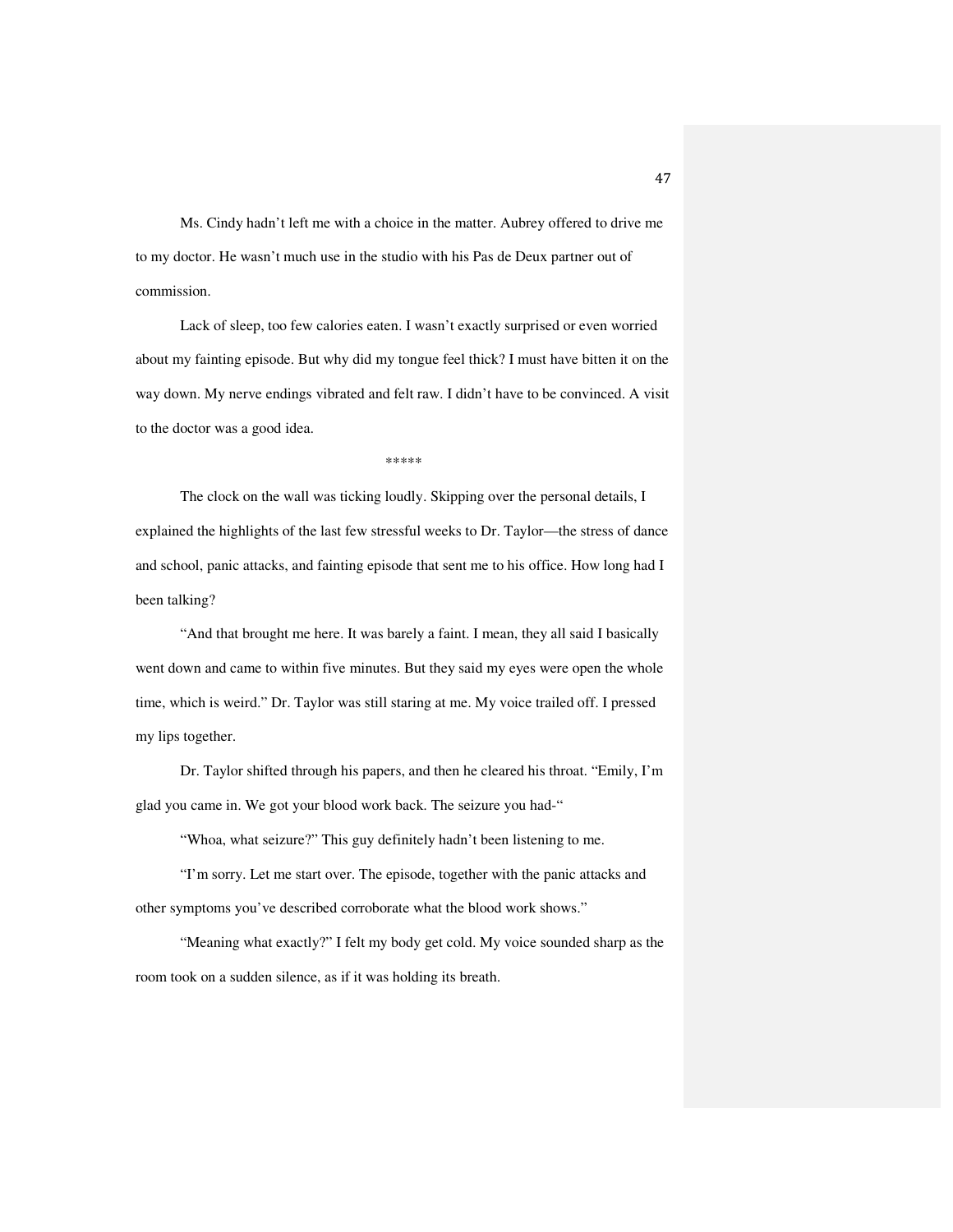Ms. Cindy hadn't left me with a choice in the matter. Aubrey offered to drive me to my doctor. He wasn't much use in the studio with his Pas de Deux partner out of commission.

Lack of sleep, too few calories eaten. I wasn't exactly surprised or even worried about my fainting episode. But why did my tongue feel thick? I must have bitten it on the way down. My nerve endings vibrated and felt raw. I didn't have to be convinced. A visit to the doctor was a good idea.

*****

The clock on the wall was ticking loudly. Skipping over the personal details, I explained the highlights of the last few stressful weeks to Dr. Taylor—the stress of dance and school, panic attacks, and fainting episode that sent me to his office. How long had I been talking?

"And that brought me here. It was barely a faint. I mean, they all said I basically went down and came to within five minutes. But they said my eyes were open the whole time, which is weird." Dr. Taylor was still staring at me. My voice trailed off. I pressed my lips together.

Dr. Taylor shifted through his papers, and then he cleared his throat. "Emily, I'm glad you came in. We got your blood work back. The seizure you had-"

"Whoa, what seizure?" This guy definitely hadn't been listening to me.

"I'm sorry. Let me start over. The episode, together with the panic attacks and other symptoms you've described corroborate what the blood work shows."

"Meaning what exactly?" I felt my body get cold. My voice sounded sharp as the room took on a sudden silence, as if it was holding its breath.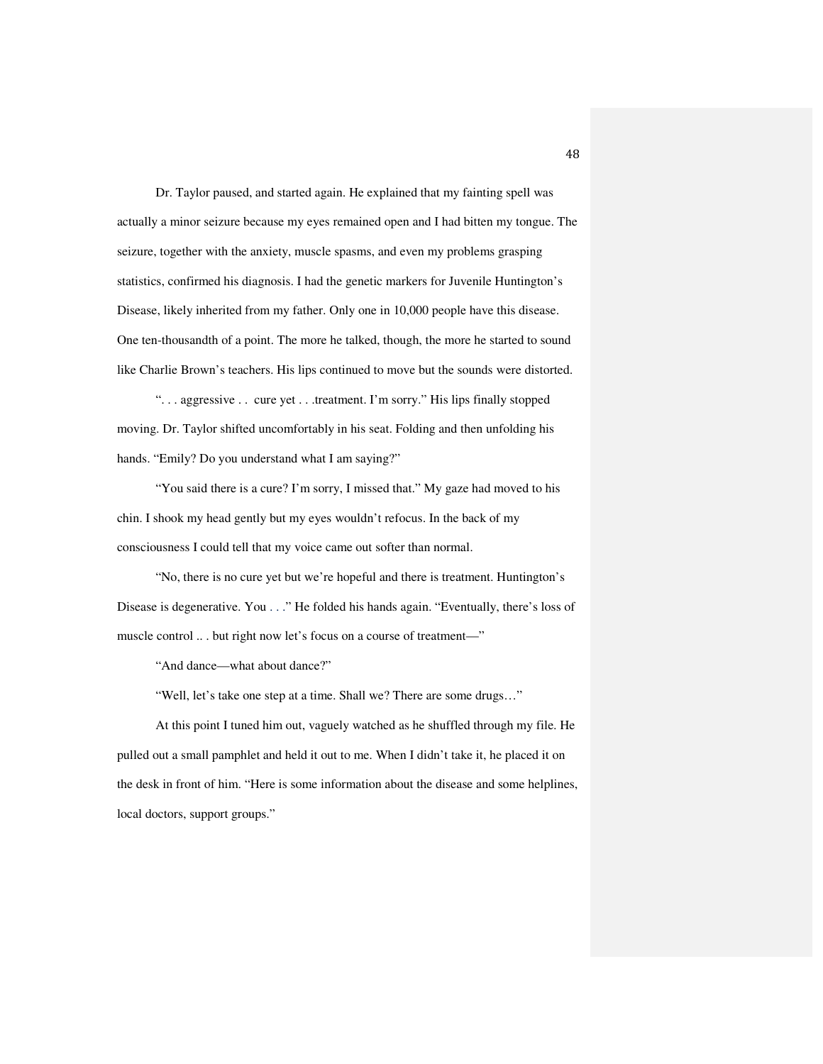Dr. Taylor paused, and started again. He explained that my fainting spell was actually a minor seizure because my eyes remained open and I had bitten my tongue. The seizure, together with the anxiety, muscle spasms, and even my problems grasping statistics, confirmed his diagnosis. I had the genetic markers for Juvenile Huntington's Disease, likely inherited from my father. Only one in 10,000 people have this disease. One ten-thousandth of a point. The more he talked, though, the more he started to sound like Charlie Brown's teachers. His lips continued to move but the sounds were distorted.

". . . aggressive . .  cure yet . . .treatment. I'm sorry." His lips finally stopped moving. Dr. Taylor shifted uncomfortably in his seat. Folding and then unfolding his hands. "Emily? Do you understand what I am saying?"

"You said there is a cure? I'm sorry, I missed that." My gaze had moved to his chin. I shook my head gently but my eyes wouldn't refocus. In the back of my consciousness I could tell that my voice came out softer than normal.

"No, there is no cure yet but we're hopeful and there is treatment. Huntington's Disease is degenerative. You . . ." He folded his hands again. "Eventually, there's loss of muscle control .. . but right now let's focus on a course of treatment—"

"And dance—what about dance?"

"Well, let's take one step at a time. Shall we? There are some drugs…"

At this point I tuned him out, vaguely watched as he shuffled through my file. He pulled out a small pamphlet and held it out to me. When I didn't take it, he placed it on the desk in front of him. "Here is some information about the disease and some helplines, local doctors, support groups."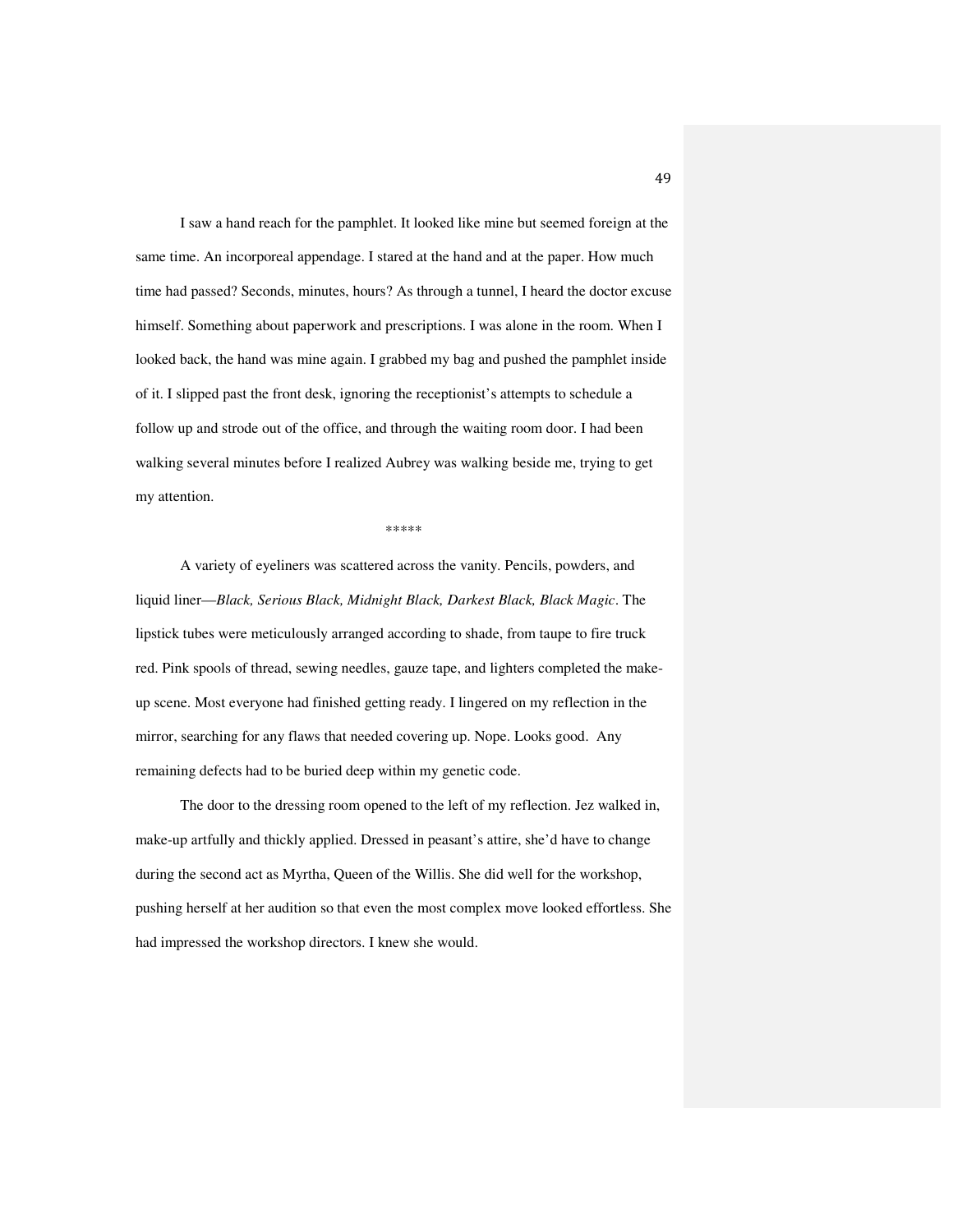I saw a hand reach for the pamphlet. It looked like mine but seemed foreign at the same time. An incorporeal appendage. I stared at the hand and at the paper. How much time had passed? Seconds, minutes, hours? As through a tunnel, I heard the doctor excuse himself. Something about paperwork and prescriptions. I was alone in the room. When I looked back, the hand was mine again. I grabbed my bag and pushed the pamphlet inside of it. I slipped past the front desk, ignoring the receptionist's attempts to schedule a follow up and strode out of the office, and through the waiting room door. I had been walking several minutes before I realized Aubrey was walking beside me, trying to get my attention.

*****

A variety of eyeliners was scattered across the vanity. Pencils, powders, and liquid liner—*Black, Serious Black, Midnight Black, Darkest Black, Black Magic*. The lipstick tubes were meticulously arranged according to shade, from taupe to fire truck red. Pink spools of thread, sewing needles, gauze tape, and lighters completed the make-up scene. Most everyone had finished getting ready. I lingered on my reflection in the mirror, searching for any flaws that needed covering up. Nope. Looks good. Any remaining defects had to be buried deep within my genetic code.

The door to the dressing room opened to the left of my reflection. Jez walked in, make-up artfully and thickly applied. Dressed in peasant's attire, she'd have to change during the second act as Myrtha, Queen of the Willis. She did well for the workshop, pushing herself at her audition so that even the most complex move looked effortless. She had impressed the workshop directors. I knew she would.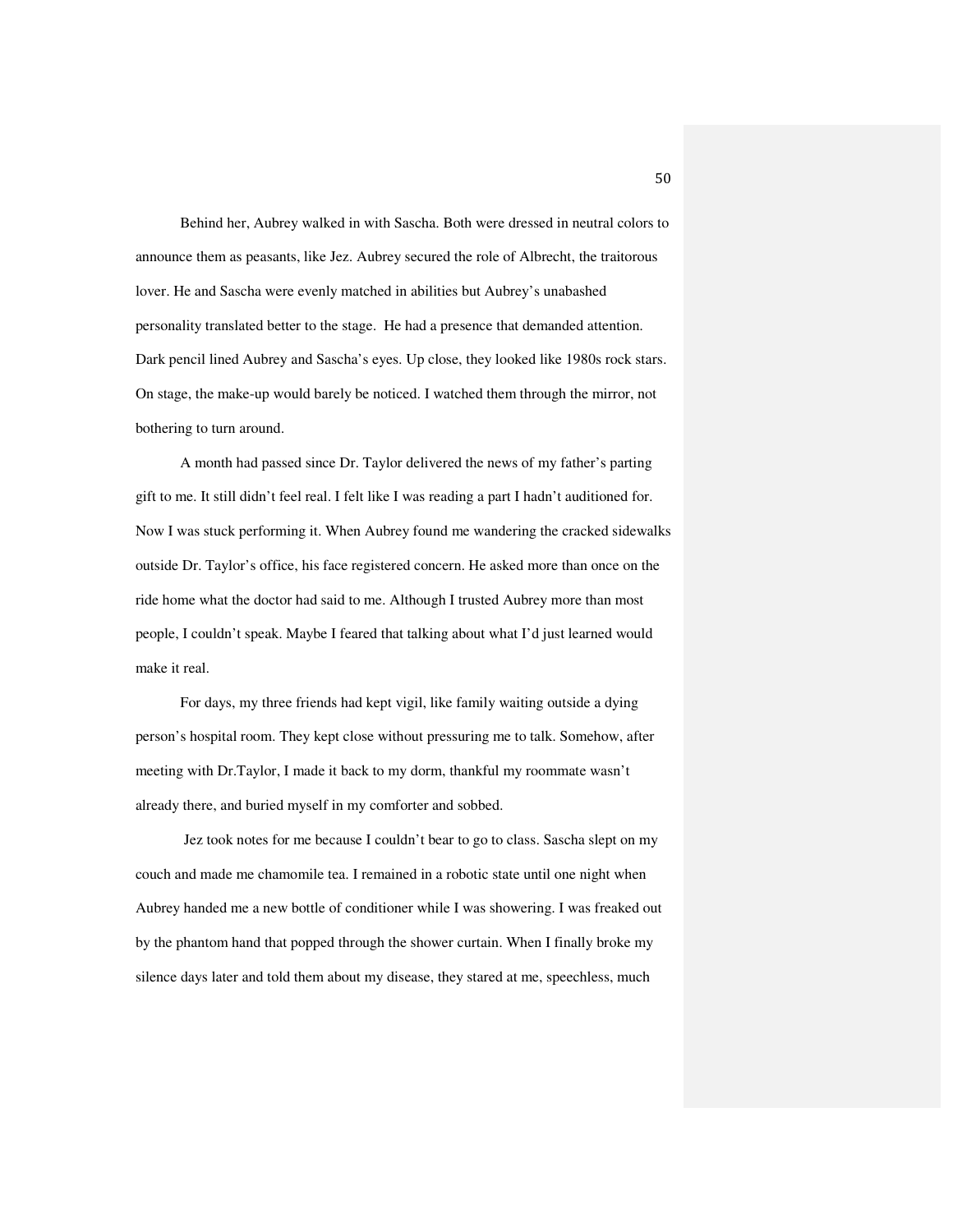Behind her, Aubrey walked in with Sascha. Both were dressed in neutral colors to announce them as peasants, like Jez. Aubrey secured the role of Albrecht, the traitorous lover. He and Sascha were evenly matched in abilities but Aubrey's unabashed personality translated better to the stage. He had a presence that demanded attention. Dark pencil lined Aubrey and Sascha's eyes. Up close, they looked like 1980s rock stars. On stage, the make-up would barely be noticed. I watched them through the mirror, not bothering to turn around.

A month had passed since Dr. Taylor delivered the news of my father's parting gift to me. It still didn't feel real. I felt like I was reading a part I hadn't auditioned for. Now I was stuck performing it. When Aubrey found me wandering the cracked sidewalks outside Dr. Taylor's office, his face registered concern. He asked more than once on the ride home what the doctor had said to me. Although I trusted Aubrey more than most people, I couldn't speak. Maybe I feared that talking about what I'd just learned would make it real.

For days, my three friends had kept vigil, like family waiting outside a dying person's hospital room. They kept close without pressuring me to talk. Somehow, after meeting with Dr.Taylor, I made it back to my dorm, thankful my roommate wasn't already there, and buried myself in my comforter and sobbed.

Jez took notes for me because I couldn't bear to go to class. Sascha slept on my couch and made me chamomile tea. I remained in a robotic state until one night when Aubrey handed me a new bottle of conditioner while I was showering. I was freaked out by the phantom hand that popped through the shower curtain. When I finally broke my silence days later and told them about my disease, they stared at me, speechless, much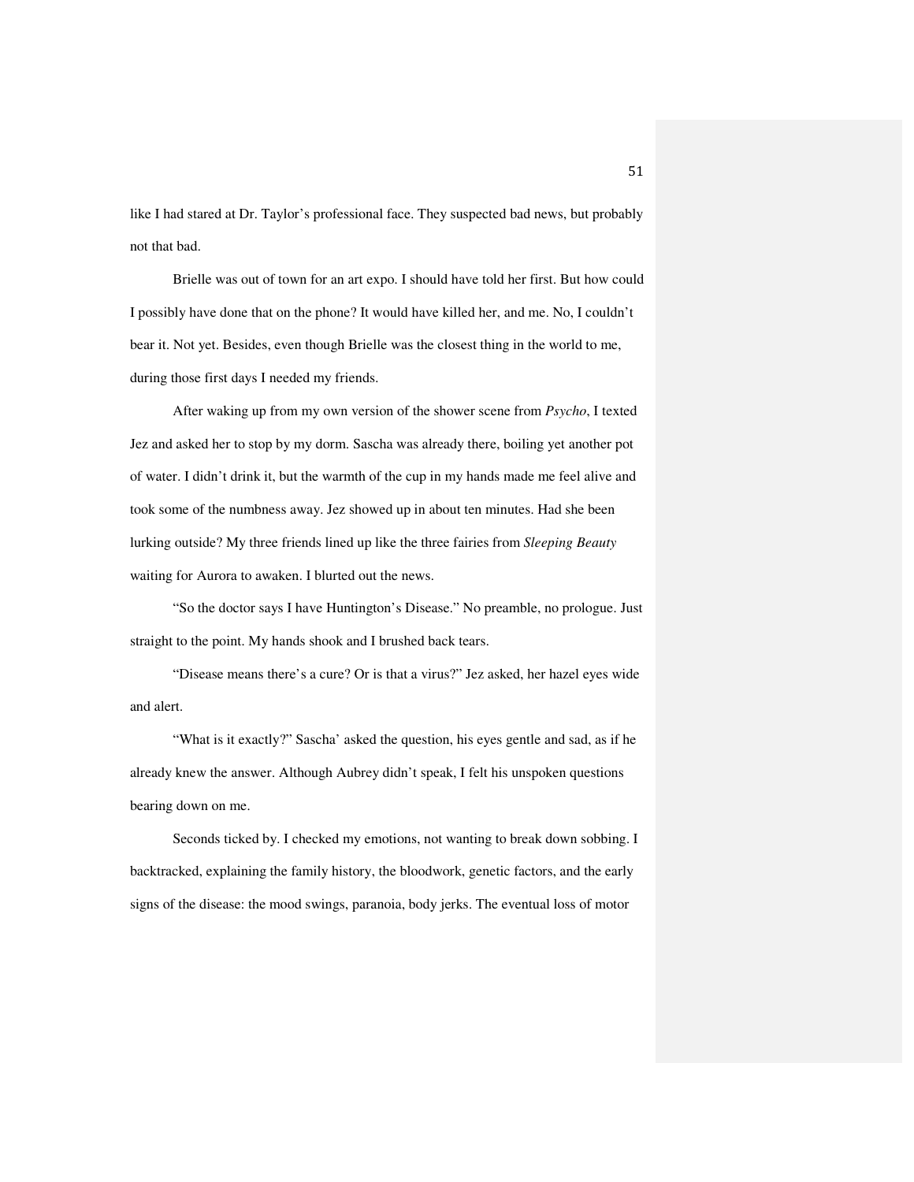like I had stared at Dr. Taylor's professional face. They suspected bad news, but probably not that bad.

Brielle was out of town for an art expo. I should have told her first. But how could I possibly have done that on the phone? It would have killed her, and me. No, I couldn't bear it. Not yet. Besides, even though Brielle was the closest thing in the world to me, during those first days I needed my friends.

After waking up from my own version of the shower scene from *Psycho*, I texted Jez and asked her to stop by my dorm. Sascha was already there, boiling yet another pot of water. I didn't drink it, but the warmth of the cup in my hands made me feel alive and took some of the numbness away. Jez showed up in about ten minutes. Had she been lurking outside? My three friends lined up like the three fairies from *Sleeping Beauty* waiting for Aurora to awaken. I blurted out the news.

"So the doctor says I have Huntington's Disease." No preamble, no prologue. Just straight to the point. My hands shook and I brushed back tears.

"Disease means there's a cure? Or is that a virus?" Jez asked, her hazel eyes wide and alert.

"What is it exactly?" Sascha' asked the question, his eyes gentle and sad, as if he already knew the answer. Although Aubrey didn't speak, I felt his unspoken questions bearing down on me.

Seconds ticked by. I checked my emotions, not wanting to break down sobbing. I backtracked, explaining the family history, the bloodwork, genetic factors, and the early signs of the disease: the mood swings, paranoia, body jerks. The eventual loss of motor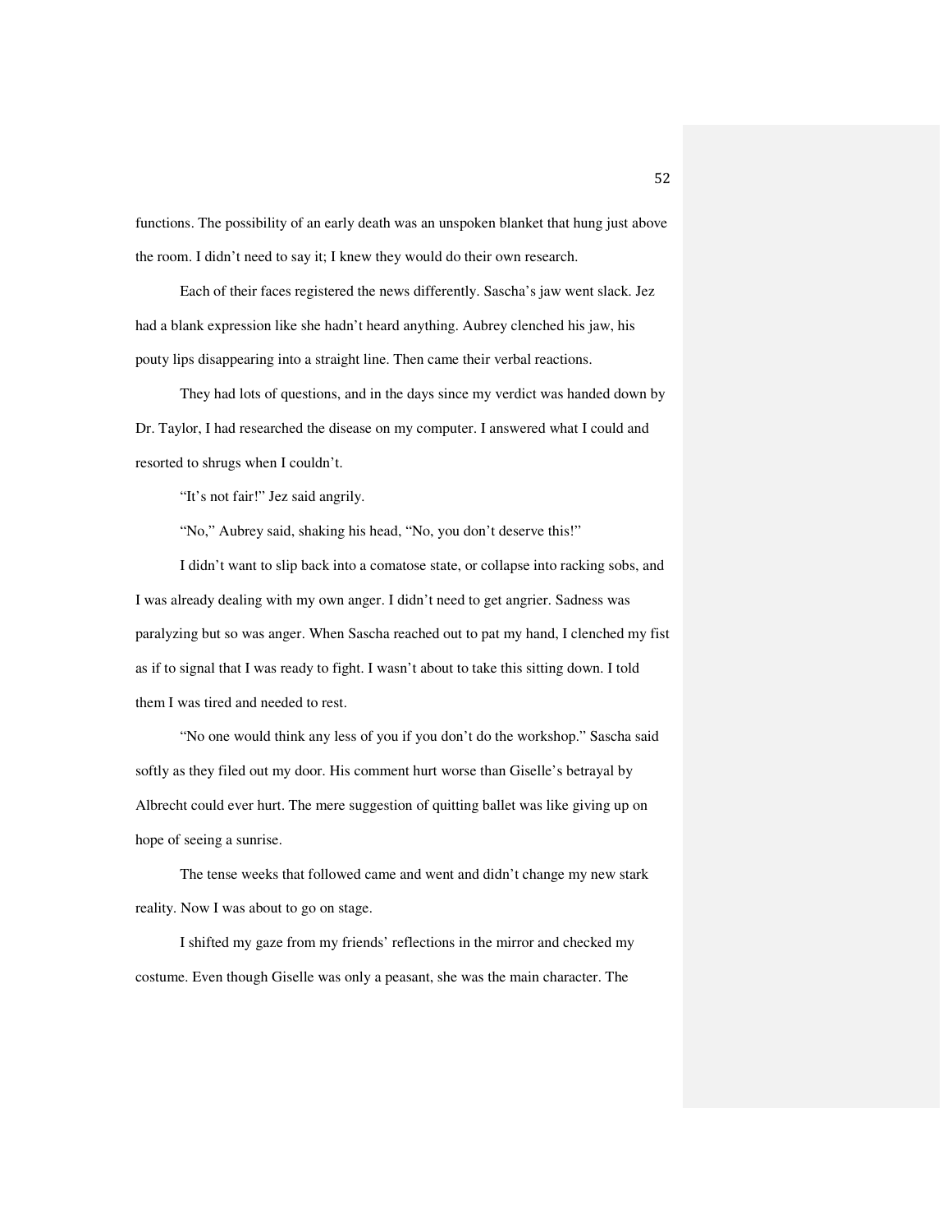functions. The possibility of an early death was an unspoken blanket that hung just above the room. I didn't need to say it; I knew they would do their own research.

Each of their faces registered the news differently. Sascha's jaw went slack. Jez had a blank expression like she hadn't heard anything. Aubrey clenched his jaw, his pouty lips disappearing into a straight line. Then came their verbal reactions.

They had lots of questions, and in the days since my verdict was handed down by Dr. Taylor, I had researched the disease on my computer. I answered what I could and resorted to shrugs when I couldn't.

"It's not fair!" Jez said angrily.

"No," Aubrey said, shaking his head, "No, you don't deserve this!"

I didn't want to slip back into a comatose state, or collapse into racking sobs, and I was already dealing with my own anger. I didn't need to get angrier. Sadness was paralyzing but so was anger. When Sascha reached out to pat my hand, I clenched my fist as if to signal that I was ready to fight. I wasn't about to take this sitting down. I told them I was tired and needed to rest.

"No one would think any less of you if you don't do the workshop." Sascha said softly as they filed out my door. His comment hurt worse than Giselle's betrayal by Albrecht could ever hurt. The mere suggestion of quitting ballet was like giving up on hope of seeing a sunrise.

The tense weeks that followed came and went and didn't change my new stark reality. Now I was about to go on stage.

I shifted my gaze from my friends' reflections in the mirror and checked my costume. Even though Giselle was only a peasant, she was the main character. The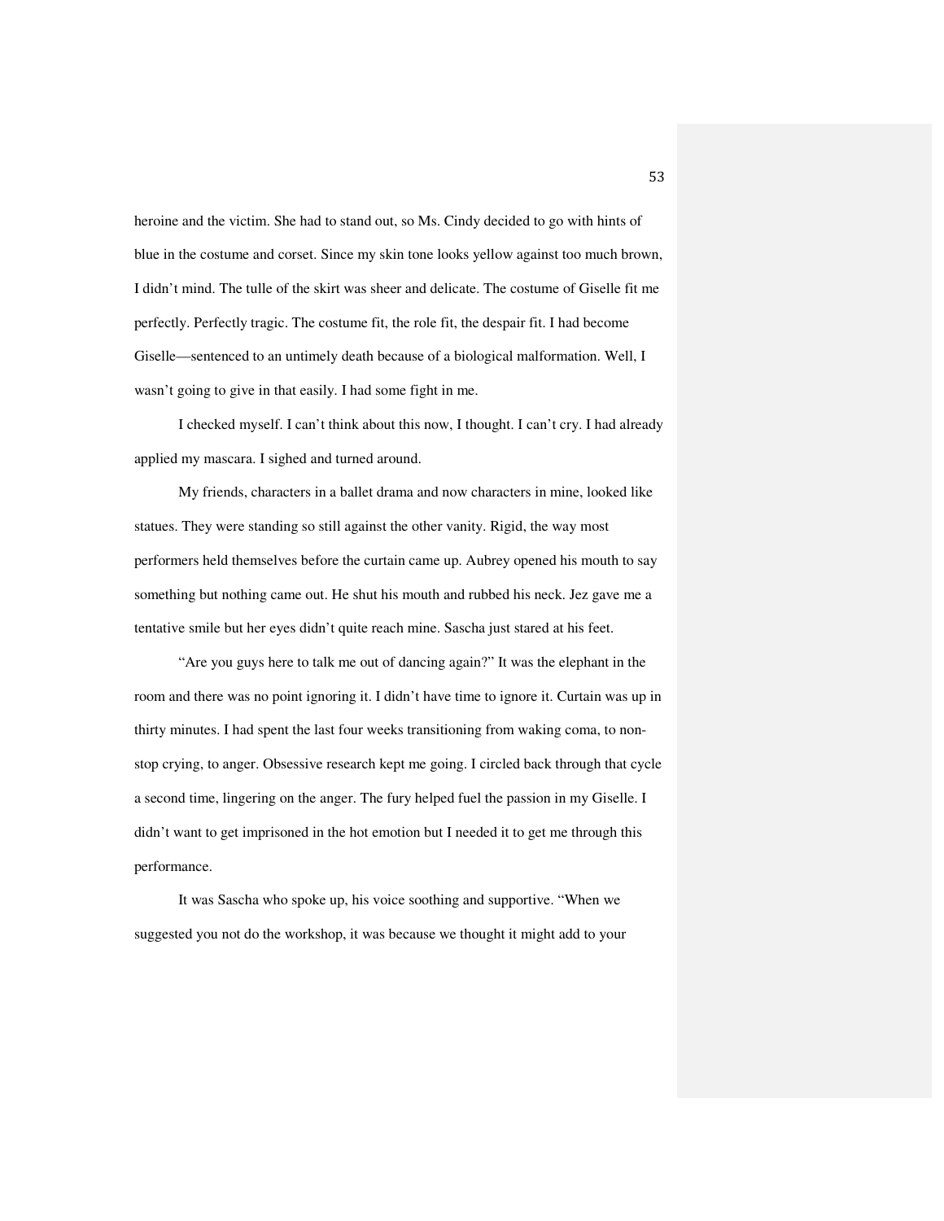heroine and the victim. She had to stand out, so Ms. Cindy decided to go with hints of blue in the costume and corset. Since my skin tone looks yellow against too much brown, I didn't mind. The tulle of the skirt was sheer and delicate. The costume of Giselle fit me perfectly. Perfectly tragic. The costume fit, the role fit, the despair fit. I had become Giselle—sentenced to an untimely death because of a biological malformation. Well, I wasn't going to give in that easily. I had some fight in me.

I checked myself. I can't think about this now, I thought. I can't cry. I had already applied my mascara. I sighed and turned around.

My friends, characters in a ballet drama and now characters in mine, looked like statues. They were standing so still against the other vanity. Rigid, the way most performers held themselves before the curtain came up. Aubrey opened his mouth to say something but nothing came out. He shut his mouth and rubbed his neck. Jez gave me a tentative smile but her eyes didn't quite reach mine. Sascha just stared at his feet.

"Are you guys here to talk me out of dancing again?" It was the elephant in the room and there was no point ignoring it. I didn't have time to ignore it. Curtain was up in thirty minutes. I had spent the last four weeks transitioning from waking coma, to non-stop crying, to anger. Obsessive research kept me going. I circled back through that cycle a second time, lingering on the anger. The fury helped fuel the passion in my Giselle. I didn't want to get imprisoned in the hot emotion but I needed it to get me through this performance.

It was Sascha who spoke up, his voice soothing and supportive. "When we suggested you not do the workshop, it was because we thought it might add to your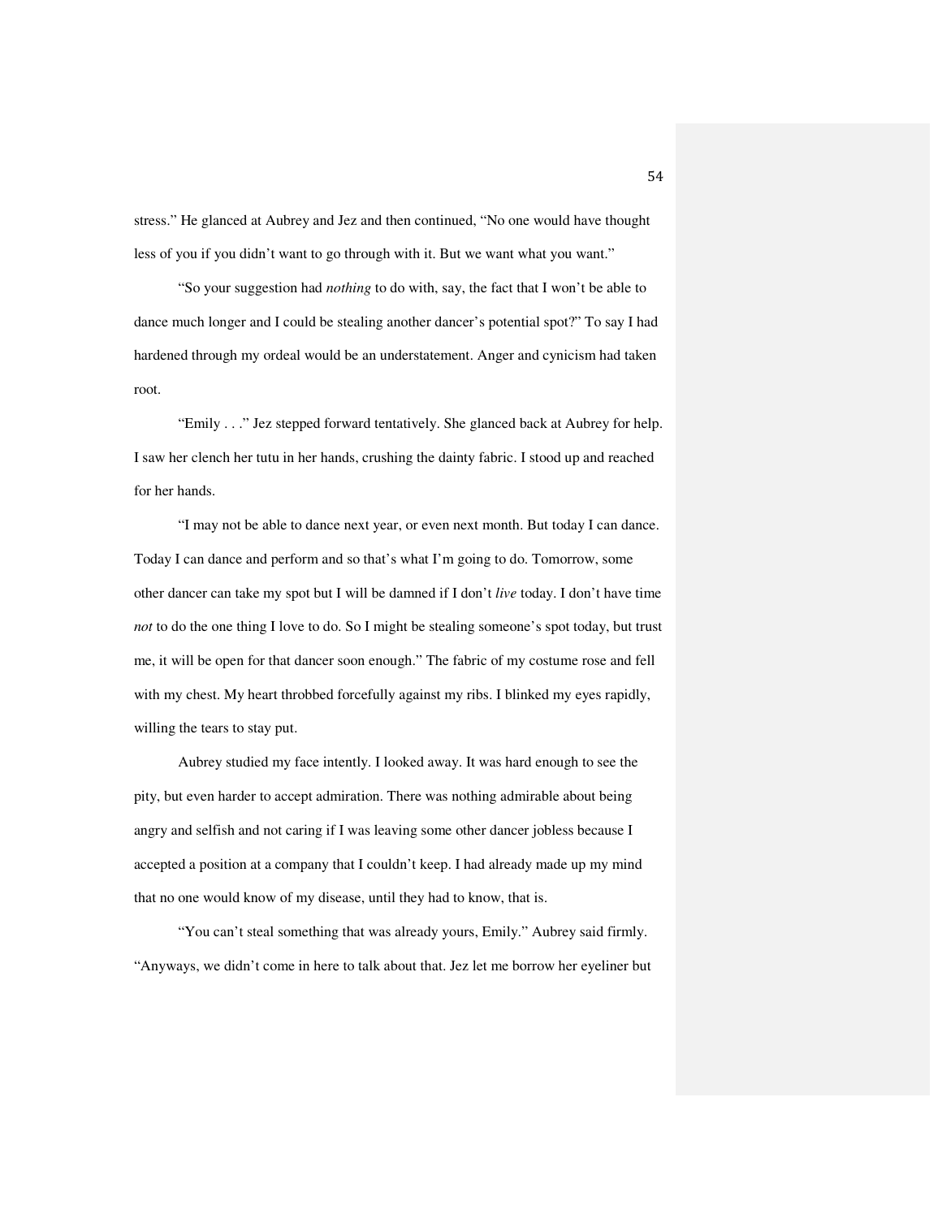stress." He glanced at Aubrey and Jez and then continued, "No one would have thought less of you if you didn't want to go through with it. But we want what you want."

"So your suggestion had *nothing* to do with, say, the fact that I won't be able to dance much longer and I could be stealing another dancer's potential spot?" To say I had hardened through my ordeal would be an understatement. Anger and cynicism had taken root.

"Emily . . ." Jez stepped forward tentatively. She glanced back at Aubrey for help. I saw her clench her tutu in her hands, crushing the dainty fabric. I stood up and reached for her hands.

"I may not be able to dance next year, or even next month. But today I can dance. Today I can dance and perform and so that's what I'm going to do. Tomorrow, some other dancer can take my spot but I will be damned if I don't *live* today. I don't have time *not* to do the one thing I love to do. So I might be stealing someone's spot today, but trust me, it will be open for that dancer soon enough." The fabric of my costume rose and fell with my chest. My heart throbbed forcefully against my ribs. I blinked my eyes rapidly, willing the tears to stay put.

Aubrey studied my face intently. I looked away. It was hard enough to see the pity, but even harder to accept admiration. There was nothing admirable about being angry and selfish and not caring if I was leaving some other dancer jobless because I accepted a position at a company that I couldn't keep. I had already made up my mind that no one would know of my disease, until they had to know, that is.

"You can't steal something that was already yours, Emily." Aubrey said firmly. "Anyways, we didn't come in here to talk about that. Jez let me borrow her eyeliner but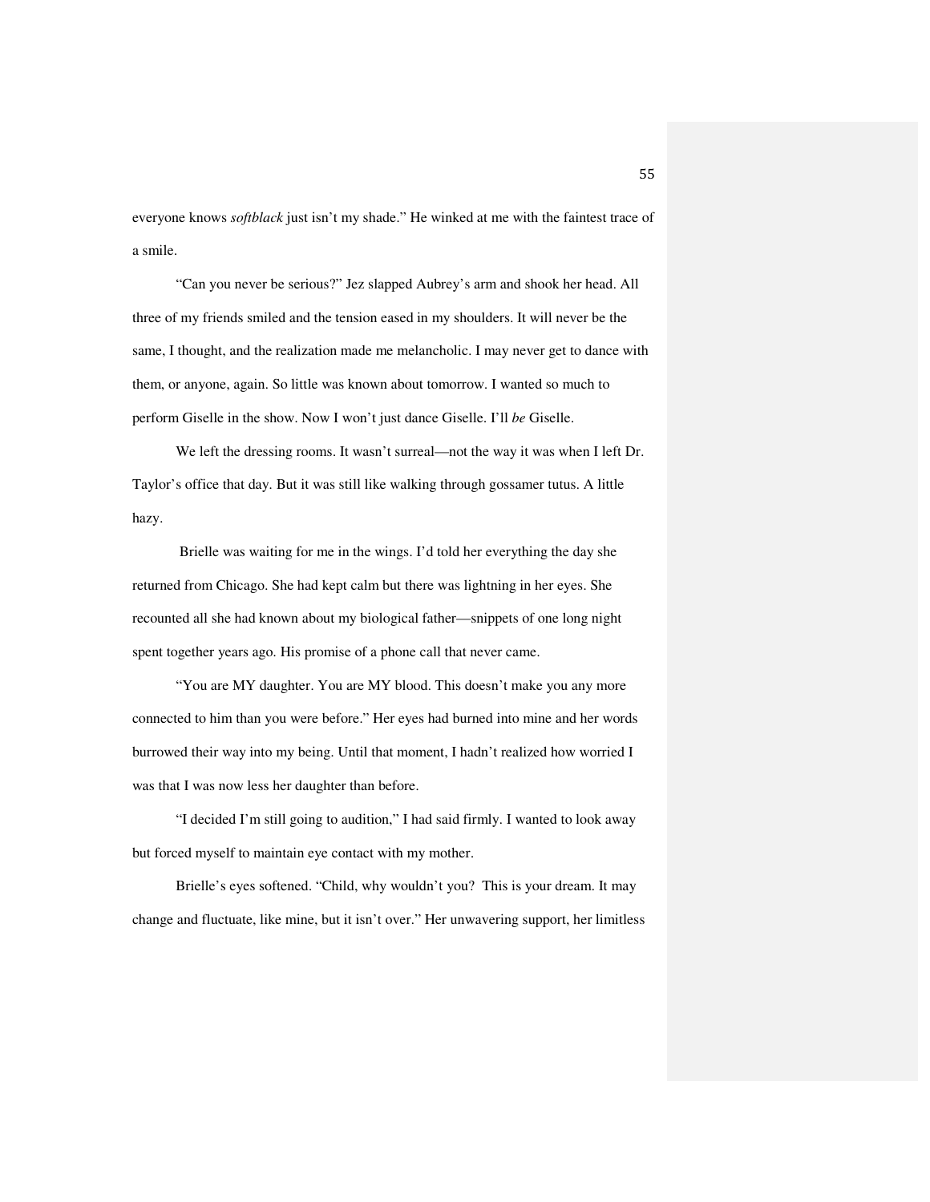everyone knows *softblack* just isn't my shade." He winked at me with the faintest trace of a smile.

"Can you never be serious?" Jez slapped Aubrey's arm and shook her head. All three of my friends smiled and the tension eased in my shoulders. It will never be the same, I thought, and the realization made me melancholic. I may never get to dance with them, or anyone, again. So little was known about tomorrow. I wanted so much to perform Giselle in the show. Now I won't just dance Giselle. I'll *be* Giselle.

We left the dressing rooms. It wasn't surreal—not the way it was when I left Dr. Taylor's office that day. But it was still like walking through gossamer tutus. A little hazy.

Brielle was waiting for me in the wings. I'd told her everything the day she returned from Chicago. She had kept calm but there was lightning in her eyes. She recounted all she had known about my biological father—snippets of one long night spent together years ago. His promise of a phone call that never came.

"You are MY daughter. You are MY blood. This doesn't make you any more connected to him than you were before." Her eyes had burned into mine and her words burrowed their way into my being. Until that moment, I hadn't realized how worried I was that I was now less her daughter than before.

"I decided I'm still going to audition," I had said firmly. I wanted to look away but forced myself to maintain eye contact with my mother.

Brielle's eyes softened. "Child, why wouldn't you? This is your dream. It may change and fluctuate, like mine, but it isn't over." Her unwavering support, her limitless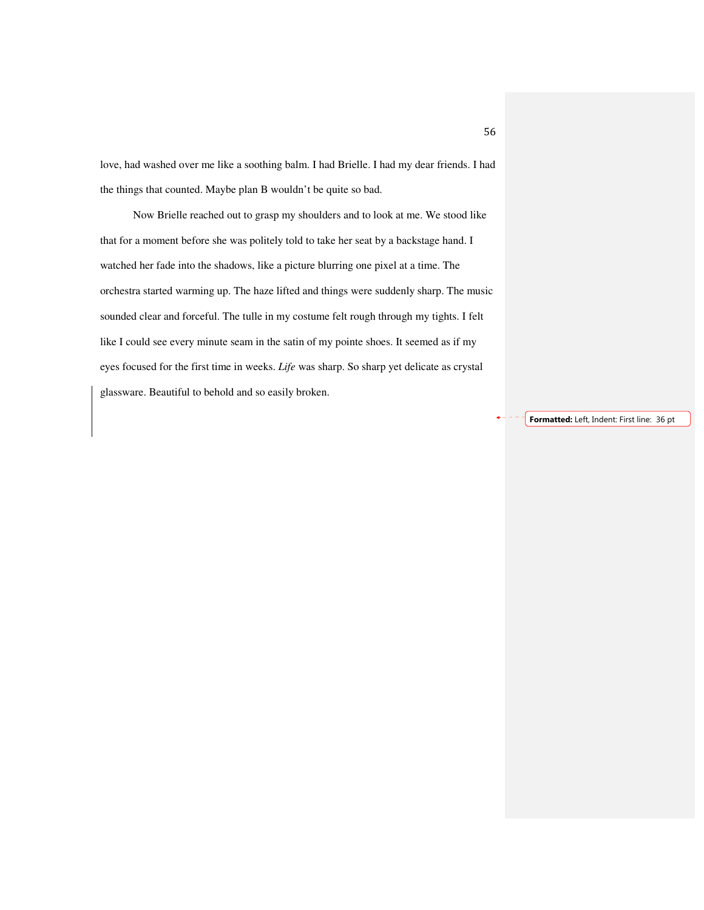love, had washed over me like a soothing balm. I had Brielle. I had my dear friends. I had the things that counted. Maybe plan B wouldn't be quite so bad.

Now Brielle reached out to grasp my shoulders and to look at me. We stood like that for a moment before she was politely told to take her seat by a backstage hand. I watched her fade into the shadows, like a picture blurring one pixel at a time. The orchestra started warming up. The haze lifted and things were suddenly sharp. The music sounded clear and forceful. The tulle in my costume felt rough through my tights. I felt like I could see every minute seam in the satin of my pointe shoes. It seemed as if my eyes focused for the first time in weeks. *Life* was sharp. So sharp yet delicate as crystal glassware. Beautiful to behold and so easily broken.